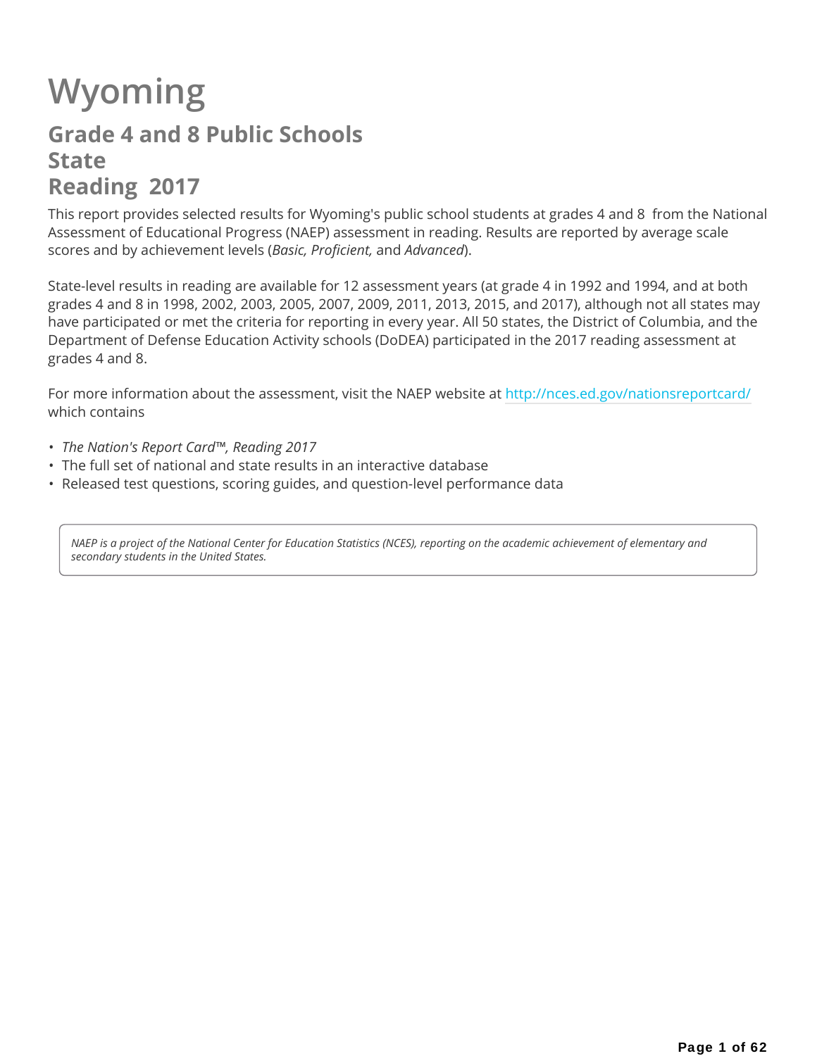# Wyoming

## Grade 4 and 8 Public Schools
## State
## Reading 2017

This report provides selected results for Wyoming's public school students at grades 4 and 8 from the National Assessment of Educational Progress (NAEP) assessment in reading. Results are reported by average scale scores and by achievement levels (*Basic, Proficient,* and *Advanced*).

State-level results in reading are available for 12 assessment years (at grade 4 in 1992 and 1994, and at both grades 4 and 8 in 1998, 2002, 2003, 2005, 2007, 2009, 2011, 2013, 2015, and 2017), although not all states may have participated or met the criteria for reporting in every year. All 50 states, the District of Columbia, and the Department of Defense Education Activity schools (DoDEA) participated in the 2017 reading assessment at grades 4 and 8.

For more information about the assessment, visit the NAEP website at http://nces.ed.gov/nationsreportcard/ which contains

- *The Nation's Report Card™, Reading 2017*
- The full set of national and state results in an interactive database
- Released test questions, scoring guides, and question-level performance data

*NAEP is a project of the National Center for Education Statistics (NCES), reporting on the academic achievement of elementary and secondary students in the United States.*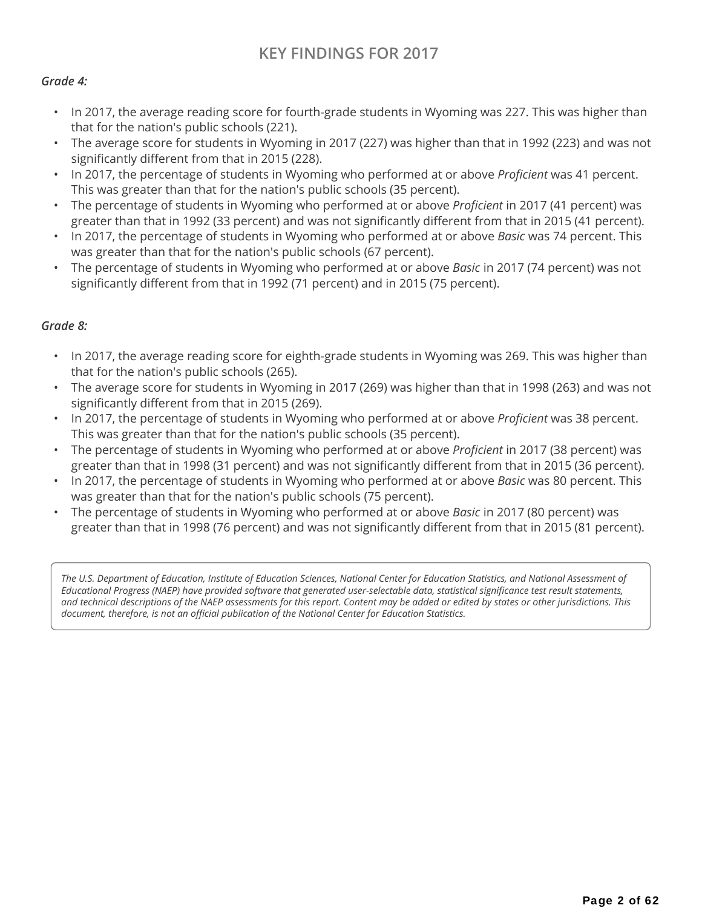## KEY FINDINGS FOR 2017

*Grade 4:*

- In 2017, the average reading score for fourth-grade students in Wyoming was 227. This was higher than that for the nation's public schools (221).
- The average score for students in Wyoming in 2017 (227) was higher than that in 1992 (223) and was not significantly different from that in 2015 (228).
- In 2017, the percentage of students in Wyoming who performed at or above *Proficient* was 41 percent. This was greater than that for the nation's public schools (35 percent).
- The percentage of students in Wyoming who performed at or above *Proficient* in 2017 (41 percent) was greater than that in 1992 (33 percent) and was not significantly different from that in 2015 (41 percent).
- In 2017, the percentage of students in Wyoming who performed at or above *Basic* was 74 percent. This was greater than that for the nation's public schools (67 percent).
- The percentage of students in Wyoming who performed at or above *Basic* in 2017 (74 percent) was not significantly different from that in 1992 (71 percent) and in 2015 (75 percent).

*Grade 8:*

- In 2017, the average reading score for eighth-grade students in Wyoming was 269. This was higher than that for the nation's public schools (265).
- The average score for students in Wyoming in 2017 (269) was higher than that in 1998 (263) and was not significantly different from that in 2015 (269).
- In 2017, the percentage of students in Wyoming who performed at or above *Proficient* was 38 percent. This was greater than that for the nation's public schools (35 percent).
- The percentage of students in Wyoming who performed at or above *Proficient* in 2017 (38 percent) was greater than that in 1998 (31 percent) and was not significantly different from that in 2015 (36 percent).
- In 2017, the percentage of students in Wyoming who performed at or above *Basic* was 80 percent. This was greater than that for the nation's public schools (75 percent).
- The percentage of students in Wyoming who performed at or above *Basic* in 2017 (80 percent) was greater than that in 1998 (76 percent) and was not significantly different from that in 2015 (81 percent).

*The U.S. Department of Education, Institute of Education Sciences, National Center for Education Statistics, and National Assessment of Educational Progress (NAEP) have provided software that generated user-selectable data, statistical significance test result statements, and technical descriptions of the NAEP assessments for this report. Content may be added or edited by states or other jurisdictions. This document, therefore, is not an official publication of the National Center for Education Statistics.*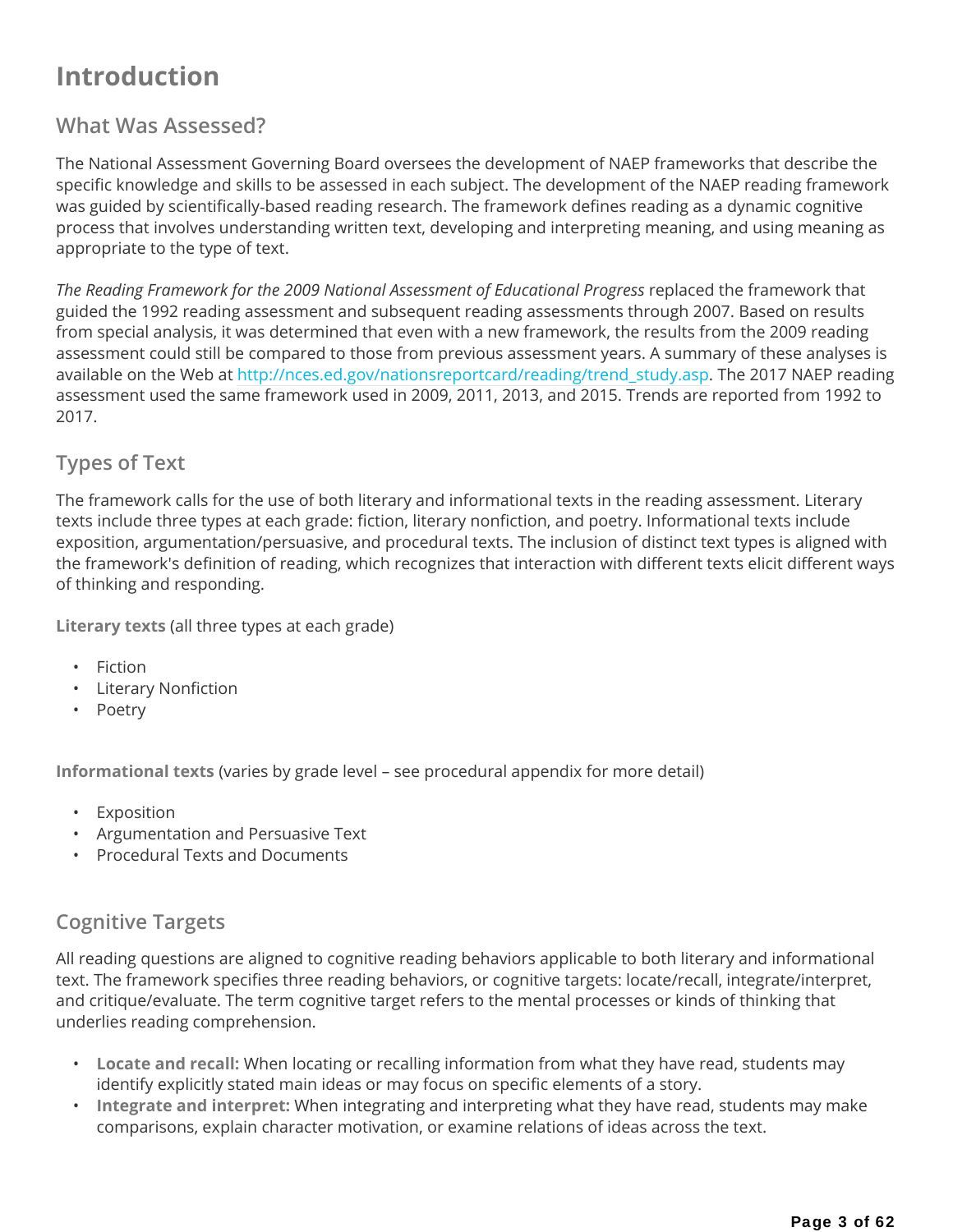# Introduction

## What Was Assessed?

The National Assessment Governing Board oversees the development of NAEP frameworks that describe the specific knowledge and skills to be assessed in each subject. The development of the NAEP reading framework was guided by scientifically-based reading research. The framework defines reading as a dynamic cognitive process that involves understanding written text, developing and interpreting meaning, and using meaning as appropriate to the type of text.

*The Reading Framework for the 2009 National Assessment of Educational Progress* replaced the framework that guided the 1992 reading assessment and subsequent reading assessments through 2007. Based on results from special analysis, it was determined that even with a new framework, the results from the 2009 reading assessment could still be compared to those from previous assessment years. A summary of these analyses is available on the Web at http://nces.ed.gov/nationsreportcard/reading/trend_study.asp. The 2017 NAEP reading assessment used the same framework used in 2009, 2011, 2013, and 2015. Trends are reported from 1992 to 2017.

## Types of Text

The framework calls for the use of both literary and informational texts in the reading assessment. Literary texts include three types at each grade: fiction, literary nonfiction, and poetry. Informational texts include exposition, argumentation/persuasive, and procedural texts. The inclusion of distinct text types is aligned with the framework's definition of reading, which recognizes that interaction with different texts elicit different ways of thinking and responding.

**Literary texts** (all three types at each grade)

- Fiction
- Literary Nonfiction
- Poetry

**Informational texts** (varies by grade level – see procedural appendix for more detail)

- Exposition
- Argumentation and Persuasive Text
- Procedural Texts and Documents

## Cognitive Targets

All reading questions are aligned to cognitive reading behaviors applicable to both literary and informational text. The framework specifies three reading behaviors, or cognitive targets: locate/recall, integrate/interpret, and critique/evaluate. The term cognitive target refers to the mental processes or kinds of thinking that underlies reading comprehension.

- **Locate and recall:** When locating or recalling information from what they have read, students may identify explicitly stated main ideas or may focus on specific elements of a story.
- **Integrate and interpret:** When integrating and interpreting what they have read, students may make comparisons, explain character motivation, or examine relations of ideas across the text.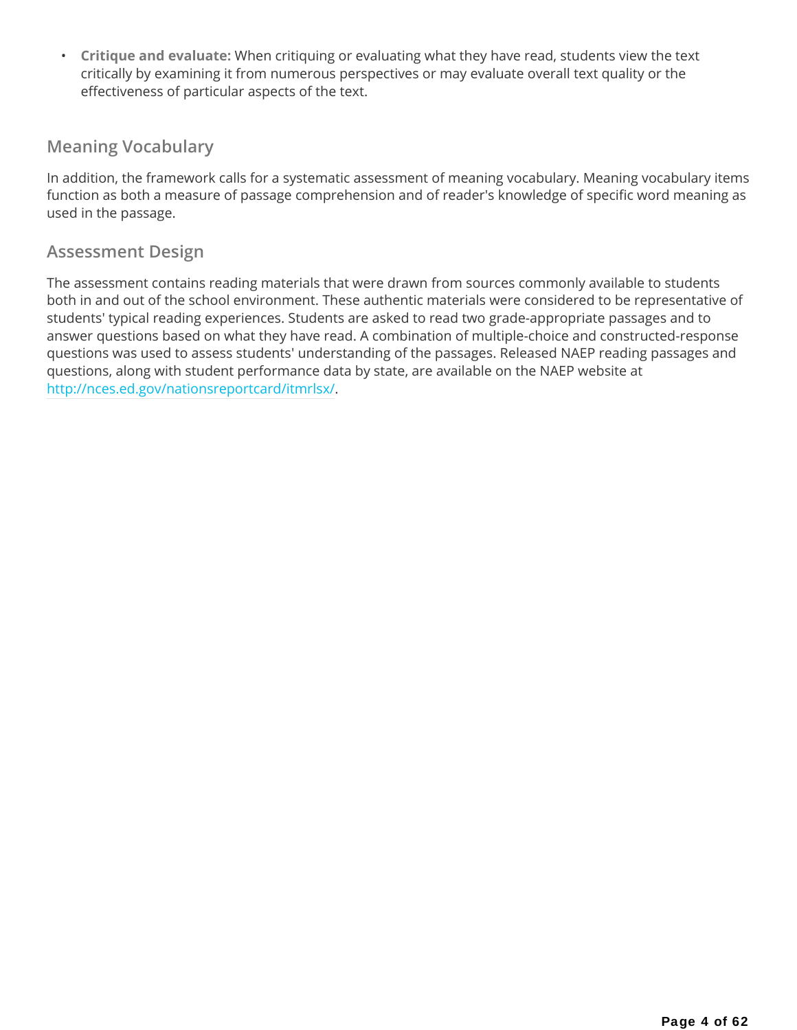- **Critique and evaluate:** When critiquing or evaluating what they have read, students view the text critically by examining it from numerous perspectives or may evaluate overall text quality or the effectiveness of particular aspects of the text.

## Meaning Vocabulary

In addition, the framework calls for a systematic assessment of meaning vocabulary. Meaning vocabulary items function as both a measure of passage comprehension and of reader's knowledge of specific word meaning as used in the passage.

## Assessment Design

The assessment contains reading materials that were drawn from sources commonly available to students both in and out of the school environment. These authentic materials were considered to be representative of students' typical reading experiences. Students are asked to read two grade-appropriate passages and to answer questions based on what they have read. A combination of multiple-choice and constructed-response questions was used to assess students' understanding of the passages. Released NAEP reading passages and questions, along with student performance data by state, are available on the NAEP website at http://nces.ed.gov/nationsreportcard/itmrlsx/.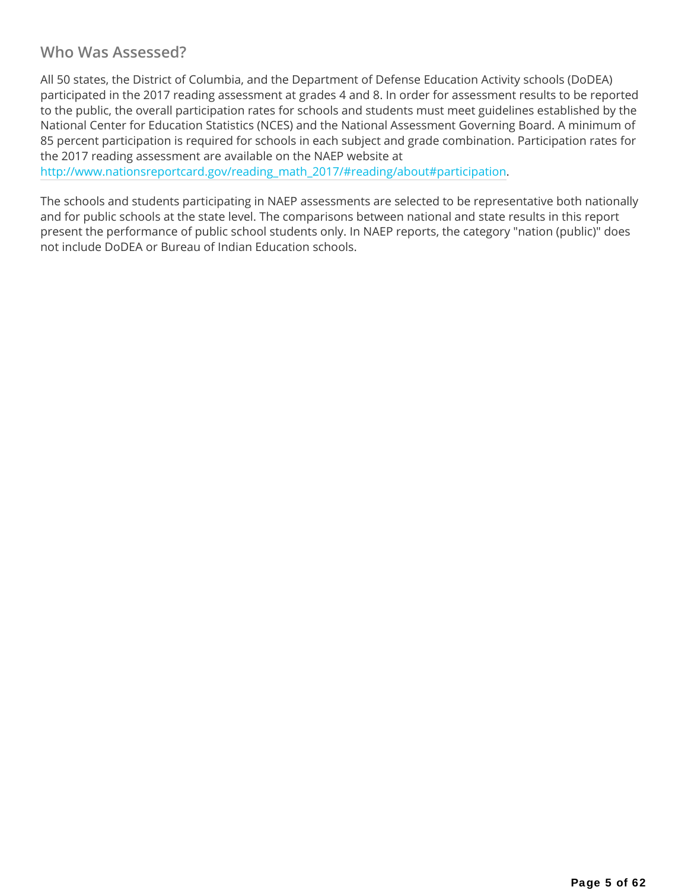## Who Was Assessed?

All 50 states, the District of Columbia, and the Department of Defense Education Activity schools (DoDEA) participated in the 2017 reading assessment at grades 4 and 8. In order for assessment results to be reported to the public, the overall participation rates for schools and students must meet guidelines established by the National Center for Education Statistics (NCES) and the National Assessment Governing Board. A minimum of 85 percent participation is required for schools in each subject and grade combination. Participation rates for the 2017 reading assessment are available on the NAEP website at http://www.nationsreportcard.gov/reading_math_2017/#reading/about#participation.

The schools and students participating in NAEP assessments are selected to be representative both nationally and for public schools at the state level. The comparisons between national and state results in this report present the performance of public school students only. In NAEP reports, the category "nation (public)" does not include DoDEA or Bureau of Indian Education schools.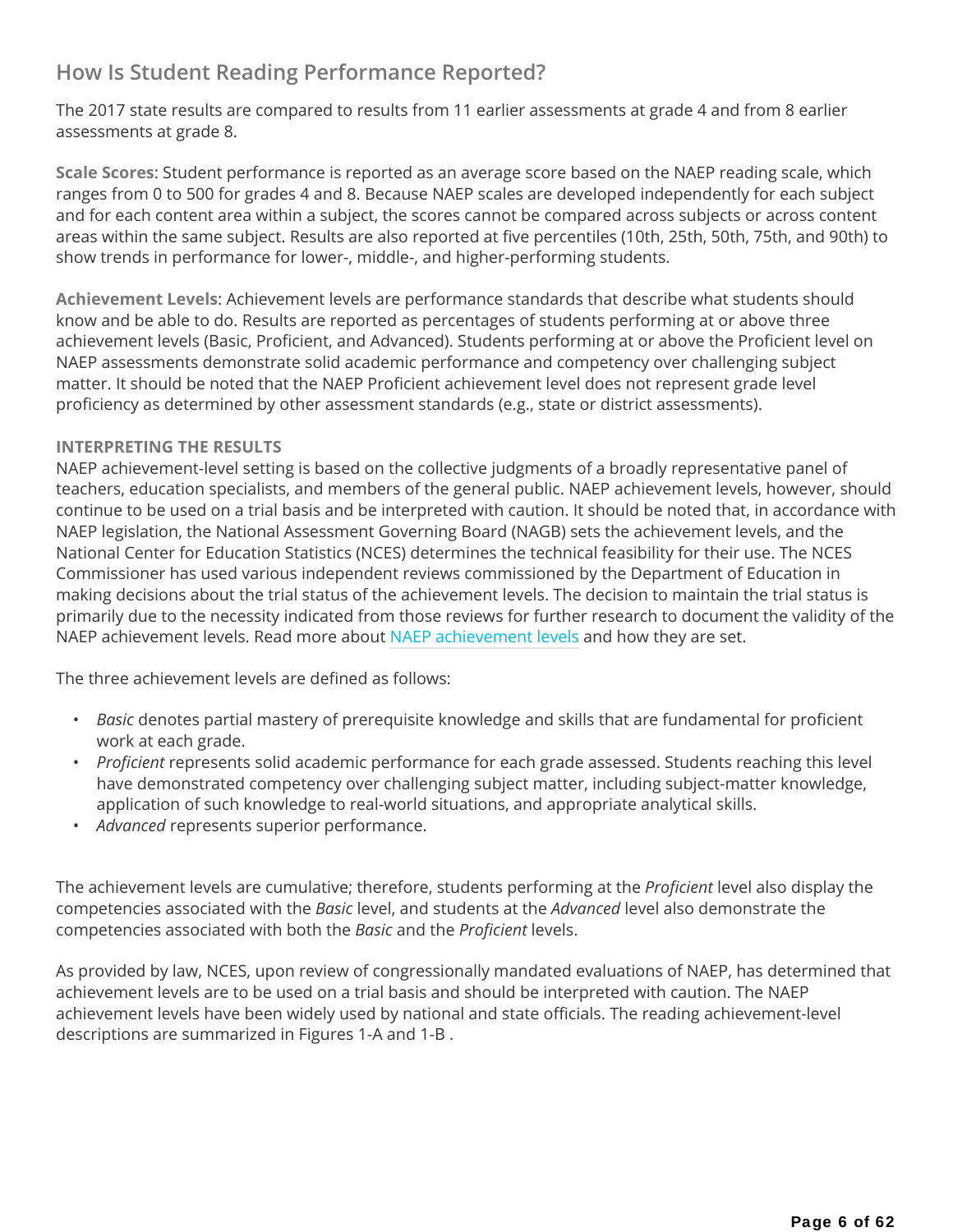## How Is Student Reading Performance Reported?

The 2017 state results are compared to results from 11 earlier assessments at grade 4 and from 8 earlier assessments at grade 8.

**Scale Scores**: Student performance is reported as an average score based on the NAEP reading scale, which ranges from 0 to 500 for grades 4 and 8. Because NAEP scales are developed independently for each subject and for each content area within a subject, the scores cannot be compared across subjects or across content areas within the same subject. Results are also reported at five percentiles (10th, 25th, 50th, 75th, and 90th) to show trends in performance for lower-, middle-, and higher-performing students.

**Achievement Levels**: Achievement levels are performance standards that describe what students should know and be able to do. Results are reported as percentages of students performing at or above three achievement levels (Basic, Proficient, and Advanced). Students performing at or above the Proficient level on NAEP assessments demonstrate solid academic performance and competency over challenging subject matter. It should be noted that the NAEP Proficient achievement level does not represent grade level proficiency as determined by other assessment standards (e.g., state or district assessments).

**INTERPRETING THE RESULTS**

NAEP achievement-level setting is based on the collective judgments of a broadly representative panel of teachers, education specialists, and members of the general public. NAEP achievement levels, however, should continue to be used on a trial basis and be interpreted with caution. It should be noted that, in accordance with NAEP legislation, the National Assessment Governing Board (NAGB) sets the achievement levels, and the National Center for Education Statistics (NCES) determines the technical feasibility for their use. The NCES Commissioner has used various independent reviews commissioned by the Department of Education in making decisions about the trial status of the achievement levels. The decision to maintain the trial status is primarily due to the necessity indicated from those reviews for further research to document the validity of the NAEP achievement levels. Read more about NAEP achievement levels and how they are set.

The three achievement levels are defined as follows:

- *Basic* denotes partial mastery of prerequisite knowledge and skills that are fundamental for proficient work at each grade.
- *Proficient* represents solid academic performance for each grade assessed. Students reaching this level have demonstrated competency over challenging subject matter, including subject-matter knowledge, application of such knowledge to real-world situations, and appropriate analytical skills.
- *Advanced* represents superior performance.

The achievement levels are cumulative; therefore, students performing at the *Proficient* level also display the competencies associated with the *Basic* level, and students at the *Advanced* level also demonstrate the competencies associated with both the *Basic* and the *Proficient* levels.

As provided by law, NCES, upon review of congressionally mandated evaluations of NAEP, has determined that achievement levels are to be used on a trial basis and should be interpreted with caution. The NAEP achievement levels have been widely used by national and state officials. The reading achievement-level descriptions are summarized in Figures 1-A and 1-B .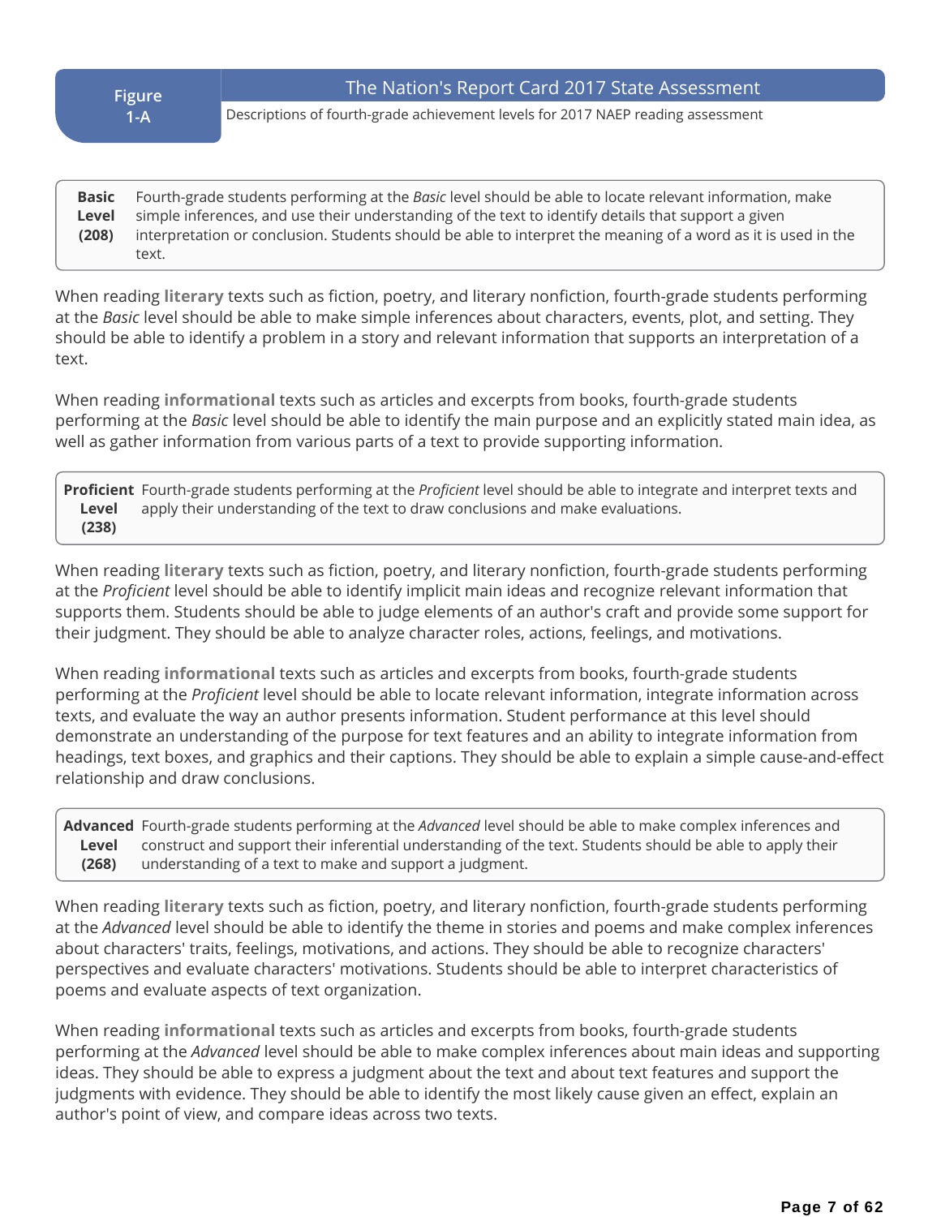**Figure 1-A**

**The Nation's Report Card 2017 State Assessment**

Descriptions of fourth-grade achievement levels for 2017 NAEP reading assessment

| | |
|---|---|
| **Basic Level (208)** | Fourth-grade students performing at the *Basic* level should be able to locate relevant information, make simple inferences, and use their understanding of the text to identify details that support a given interpretation or conclusion. Students should be able to interpret the meaning of a word as it is used in the text. |

When reading **literary** texts such as fiction, poetry, and literary nonfiction, fourth-grade students performing at the *Basic* level should be able to make simple inferences about characters, events, plot, and setting. They should be able to identify a problem in a story and relevant information that supports an interpretation of a text.

When reading **informational** texts such as articles and excerpts from books, fourth-grade students performing at the *Basic* level should be able to identify the main purpose and an explicitly stated main idea, as well as gather information from various parts of a text to provide supporting information.

| | |
|---|---|
| **Proficient Level (238)** | Fourth-grade students performing at the *Proficient* level should be able to integrate and interpret texts and apply their understanding of the text to draw conclusions and make evaluations. |

When reading **literary** texts such as fiction, poetry, and literary nonfiction, fourth-grade students performing at the *Proficient* level should be able to identify implicit main ideas and recognize relevant information that supports them. Students should be able to judge elements of an author's craft and provide some support for their judgment. They should be able to analyze character roles, actions, feelings, and motivations.

When reading **informational** texts such as articles and excerpts from books, fourth-grade students performing at the *Proficient* level should be able to locate relevant information, integrate information across texts, and evaluate the way an author presents information. Student performance at this level should demonstrate an understanding of the purpose for text features and an ability to integrate information from headings, text boxes, and graphics and their captions. They should be able to explain a simple cause-and-effect relationship and draw conclusions.

| | |
|---|---|
| **Advanced Level (268)** | Fourth-grade students performing at the *Advanced* level should be able to make complex inferences and construct and support their inferential understanding of the text. Students should be able to apply their understanding of a text to make and support a judgment. |

When reading **literary** texts such as fiction, poetry, and literary nonfiction, fourth-grade students performing at the *Advanced* level should be able to identify the theme in stories and poems and make complex inferences about characters' traits, feelings, motivations, and actions. They should be able to recognize characters' perspectives and evaluate characters' motivations. Students should be able to interpret characteristics of poems and evaluate aspects of text organization.

When reading **informational** texts such as articles and excerpts from books, fourth-grade students performing at the *Advanced* level should be able to make complex inferences about main ideas and supporting ideas. They should be able to express a judgment about the text and about text features and support the judgments with evidence. They should be able to identify the most likely cause given an effect, explain an author's point of view, and compare ideas across two texts.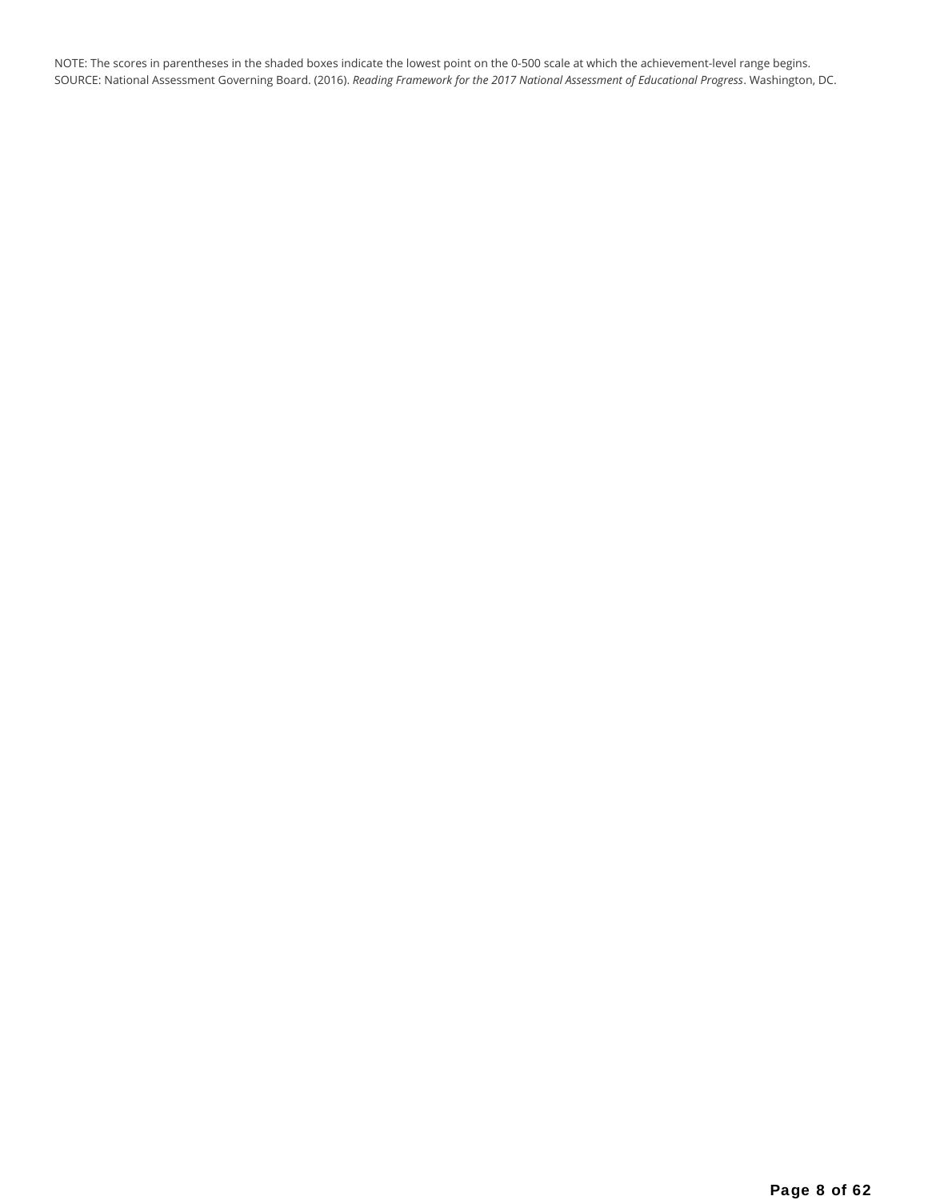NOTE: The scores in parentheses in the shaded boxes indicate the lowest point on the 0-500 scale at which the achievement-level range begins.
SOURCE: National Assessment Governing Board. (2016). *Reading Framework for the 2017 National Assessment of Educational Progress*. Washington, DC.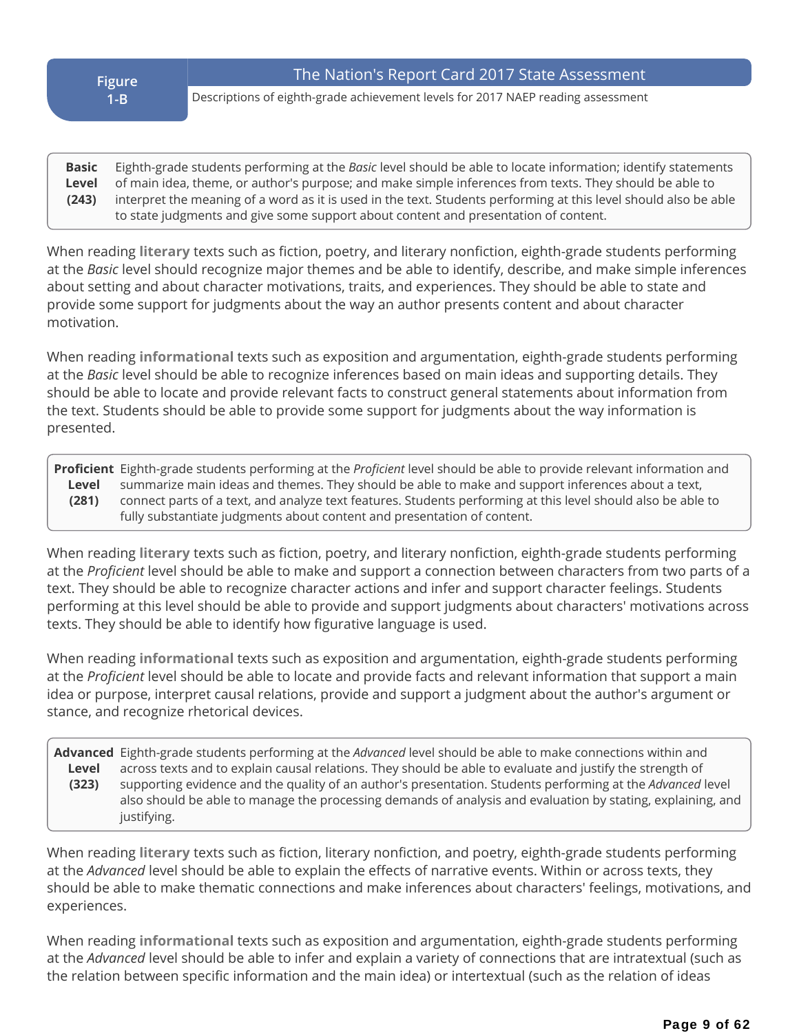**Figure 1-B**

**The Nation's Report Card 2017 State Assessment**

Descriptions of eighth-grade achievement levels for 2017 NAEP reading assessment

| | |
|---|---|
| **Basic Level (243)** | Eighth-grade students performing at the *Basic* level should be able to locate information; identify statements of main idea, theme, or author's purpose; and make simple inferences from texts. They should be able to interpret the meaning of a word as it is used in the text. Students performing at this level should also be able to state judgments and give some support about content and presentation of content. |

When reading **literary** texts such as fiction, poetry, and literary nonfiction, eighth-grade students performing at the *Basic* level should recognize major themes and be able to identify, describe, and make simple inferences about setting and about character motivations, traits, and experiences. They should be able to state and provide some support for judgments about the way an author presents content and about character motivation.

When reading **informational** texts such as exposition and argumentation, eighth-grade students performing at the *Basic* level should be able to recognize inferences based on main ideas and supporting details. They should be able to locate and provide relevant facts to construct general statements about information from the text. Students should be able to provide some support for judgments about the way information is presented.

| | |
|---|---|
| **Proficient Level (281)** | Eighth-grade students performing at the *Proficient* level should be able to provide relevant information and summarize main ideas and themes. They should be able to make and support inferences about a text, connect parts of a text, and analyze text features. Students performing at this level should also be able to fully substantiate judgments about content and presentation of content. |

When reading **literary** texts such as fiction, poetry, and literary nonfiction, eighth-grade students performing at the *Proficient* level should be able to make and support a connection between characters from two parts of a text. They should be able to recognize character actions and infer and support character feelings. Students performing at this level should be able to provide and support judgments about characters' motivations across texts. They should be able to identify how figurative language is used.

When reading **informational** texts such as exposition and argumentation, eighth-grade students performing at the *Proficient* level should be able to locate and provide facts and relevant information that support a main idea or purpose, interpret causal relations, provide and support a judgment about the author's argument or stance, and recognize rhetorical devices.

| | |
|---|---|
| **Advanced Level (323)** | Eighth-grade students performing at the *Advanced* level should be able to make connections within and across texts and to explain causal relations. They should be able to evaluate and justify the strength of supporting evidence and the quality of an author's presentation. Students performing at the *Advanced* level also should be able to manage the processing demands of analysis and evaluation by stating, explaining, and justifying. |

When reading **literary** texts such as fiction, literary nonfiction, and poetry, eighth-grade students performing at the *Advanced* level should be able to explain the effects of narrative events. Within or across texts, they should be able to make thematic connections and make inferences about characters' feelings, motivations, and experiences.

When reading **informational** texts such as exposition and argumentation, eighth-grade students performing at the *Advanced* level should be able to infer and explain a variety of connections that are intratextual (such as the relation between specific information and the main idea) or intertextual (such as the relation of ideas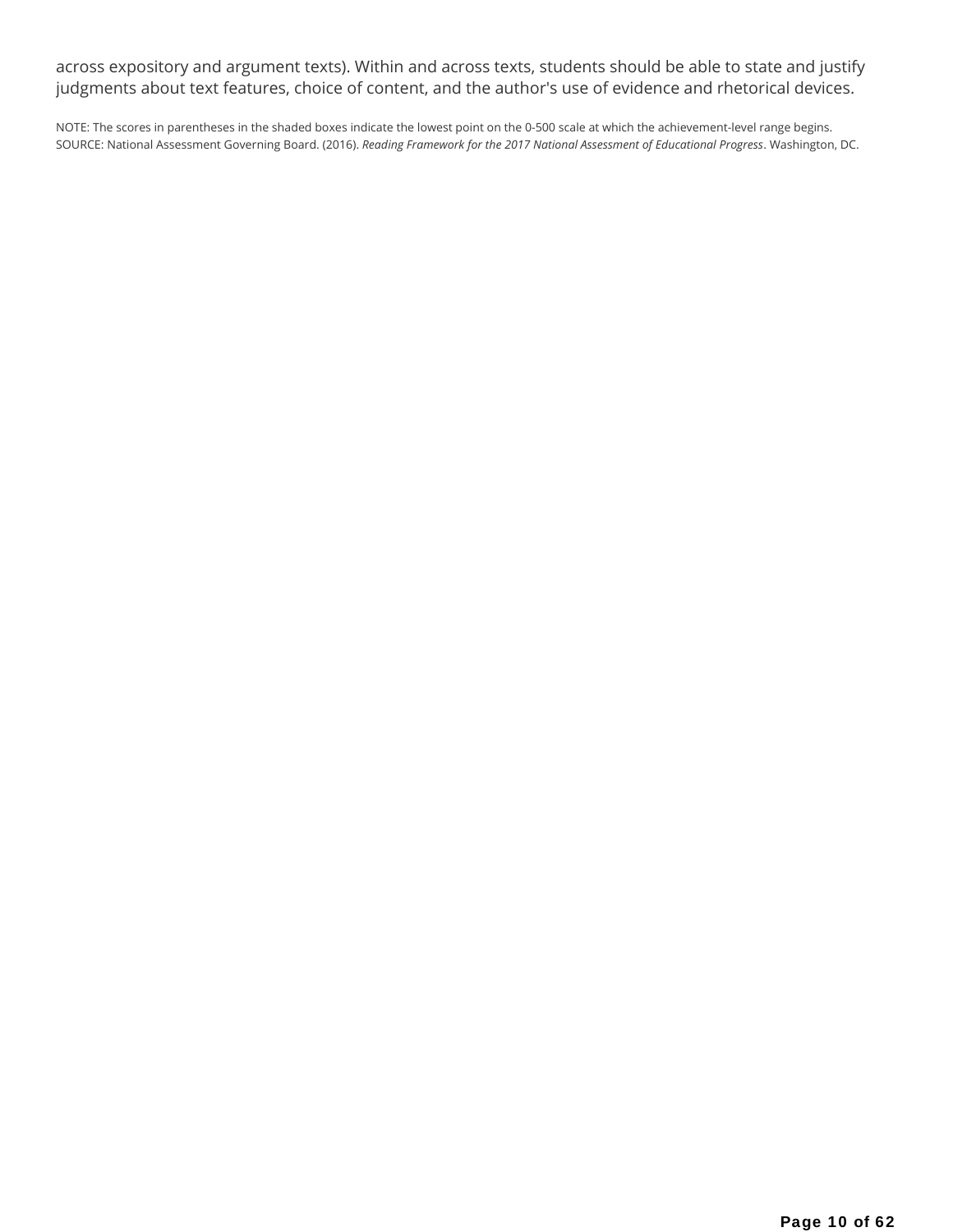across expository and argument texts). Within and across texts, students should be able to state and justify judgments about text features, choice of content, and the author's use of evidence and rhetorical devices.

NOTE: The scores in parentheses in the shaded boxes indicate the lowest point on the 0-500 scale at which the achievement-level range begins.
SOURCE: National Assessment Governing Board. (2016). *Reading Framework for the 2017 National Assessment of Educational Progress*. Washington, DC.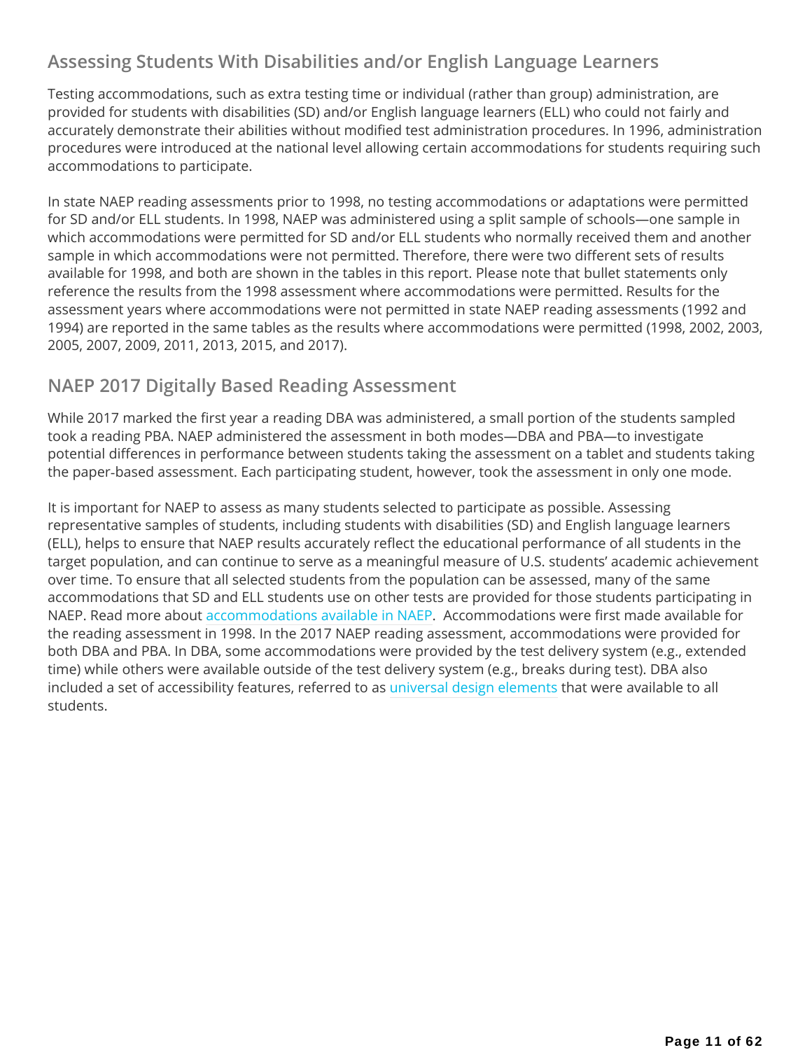## Assessing Students With Disabilities and/or English Language Learners

Testing accommodations, such as extra testing time or individual (rather than group) administration, are provided for students with disabilities (SD) and/or English language learners (ELL) who could not fairly and accurately demonstrate their abilities without modified test administration procedures. In 1996, administration procedures were introduced at the national level allowing certain accommodations for students requiring such accommodations to participate.

In state NAEP reading assessments prior to 1998, no testing accommodations or adaptations were permitted for SD and/or ELL students. In 1998, NAEP was administered using a split sample of schools—one sample in which accommodations were permitted for SD and/or ELL students who normally received them and another sample in which accommodations were not permitted. Therefore, there were two different sets of results available for 1998, and both are shown in the tables in this report. Please note that bullet statements only reference the results from the 1998 assessment where accommodations were permitted. Results for the assessment years where accommodations were not permitted in state NAEP reading assessments (1992 and 1994) are reported in the same tables as the results where accommodations were permitted (1998, 2002, 2003, 2005, 2007, 2009, 2011, 2013, 2015, and 2017).

## NAEP 2017 Digitally Based Reading Assessment

While 2017 marked the first year a reading DBA was administered, a small portion of the students sampled took a reading PBA. NAEP administered the assessment in both modes—DBA and PBA—to investigate potential differences in performance between students taking the assessment on a tablet and students taking the paper-based assessment. Each participating student, however, took the assessment in only one mode.

It is important for NAEP to assess as many students selected to participate as possible. Assessing representative samples of students, including students with disabilities (SD) and English language learners (ELL), helps to ensure that NAEP results accurately reflect the educational performance of all students in the target population, and can continue to serve as a meaningful measure of U.S. students' academic achievement over time. To ensure that all selected students from the population can be assessed, many of the same accommodations that SD and ELL students use on other tests are provided for those students participating in NAEP. Read more about accommodations available in NAEP. Accommodations were first made available for the reading assessment in 1998. In the 2017 NAEP reading assessment, accommodations were provided for both DBA and PBA. In DBA, some accommodations were provided by the test delivery system (e.g., extended time) while others were available outside of the test delivery system (e.g., breaks during test). DBA also included a set of accessibility features, referred to as universal design elements that were available to all students.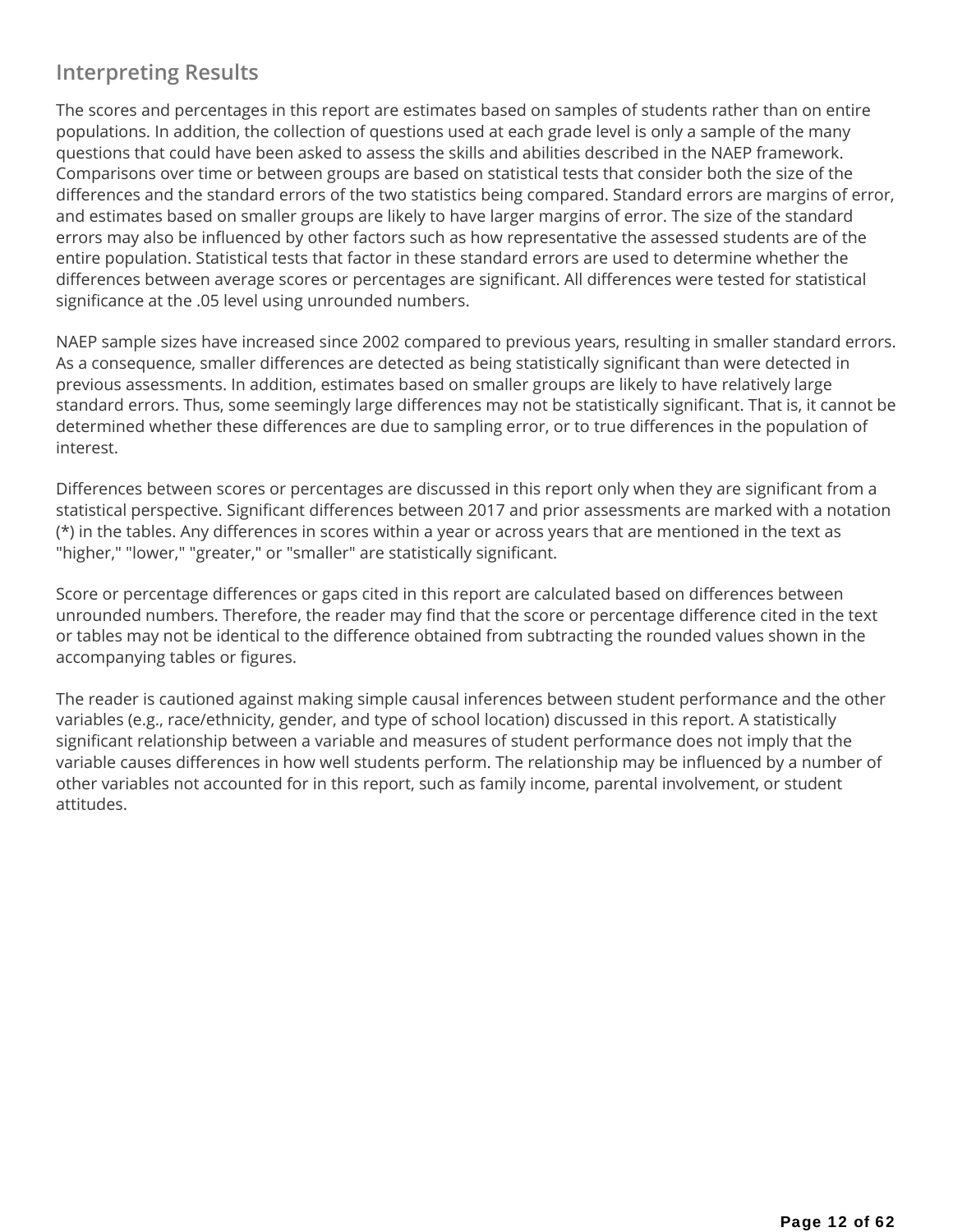## Interpreting Results

The scores and percentages in this report are estimates based on samples of students rather than on entire populations. In addition, the collection of questions used at each grade level is only a sample of the many questions that could have been asked to assess the skills and abilities described in the NAEP framework. Comparisons over time or between groups are based on statistical tests that consider both the size of the differences and the standard errors of the two statistics being compared. Standard errors are margins of error, and estimates based on smaller groups are likely to have larger margins of error. The size of the standard errors may also be influenced by other factors such as how representative the assessed students are of the entire population. Statistical tests that factor in these standard errors are used to determine whether the differences between average scores or percentages are significant. All differences were tested for statistical significance at the .05 level using unrounded numbers.

NAEP sample sizes have increased since 2002 compared to previous years, resulting in smaller standard errors. As a consequence, smaller differences are detected as being statistically significant than were detected in previous assessments. In addition, estimates based on smaller groups are likely to have relatively large standard errors. Thus, some seemingly large differences may not be statistically significant. That is, it cannot be determined whether these differences are due to sampling error, or to true differences in the population of interest.

Differences between scores or percentages are discussed in this report only when they are significant from a statistical perspective. Significant differences between 2017 and prior assessments are marked with a notation (*) in the tables. Any differences in scores within a year or across years that are mentioned in the text as "higher," "lower," "greater," or "smaller" are statistically significant.

Score or percentage differences or gaps cited in this report are calculated based on differences between unrounded numbers. Therefore, the reader may find that the score or percentage difference cited in the text or tables may not be identical to the difference obtained from subtracting the rounded values shown in the accompanying tables or figures.

The reader is cautioned against making simple causal inferences between student performance and the other variables (e.g., race/ethnicity, gender, and type of school location) discussed in this report. A statistically significant relationship between a variable and measures of student performance does not imply that the variable causes differences in how well students perform. The relationship may be influenced by a number of other variables not accounted for in this report, such as family income, parental involvement, or student attitudes.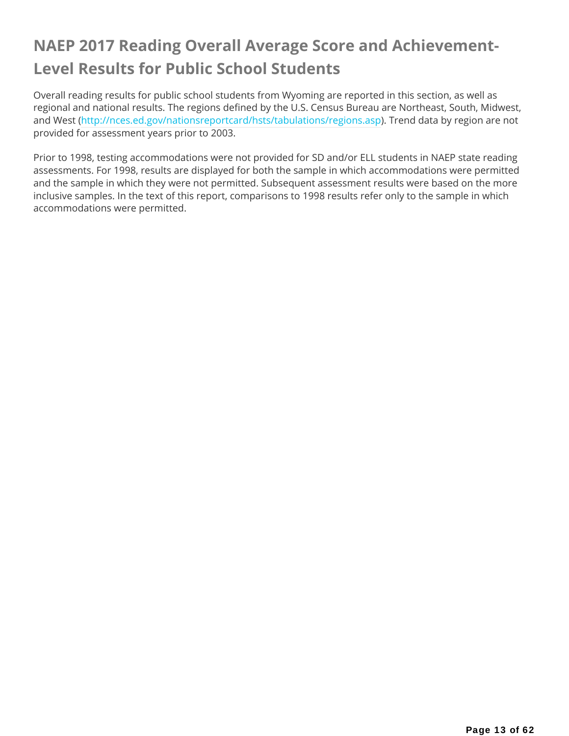# NAEP 2017 Reading Overall Average Score and Achievement-Level Results for Public School Students

Overall reading results for public school students from Wyoming are reported in this section, as well as regional and national results. The regions defined by the U.S. Census Bureau are Northeast, South, Midwest, and West (http://nces.ed.gov/nationsreportcard/hsts/tabulations/regions.asp). Trend data by region are not provided for assessment years prior to 2003.

Prior to 1998, testing accommodations were not provided for SD and/or ELL students in NAEP state reading assessments. For 1998, results are displayed for both the sample in which accommodations were permitted and the sample in which they were not permitted. Subsequent assessment results were based on the more inclusive samples. In the text of this report, comparisons to 1998 results refer only to the sample in which accommodations were permitted.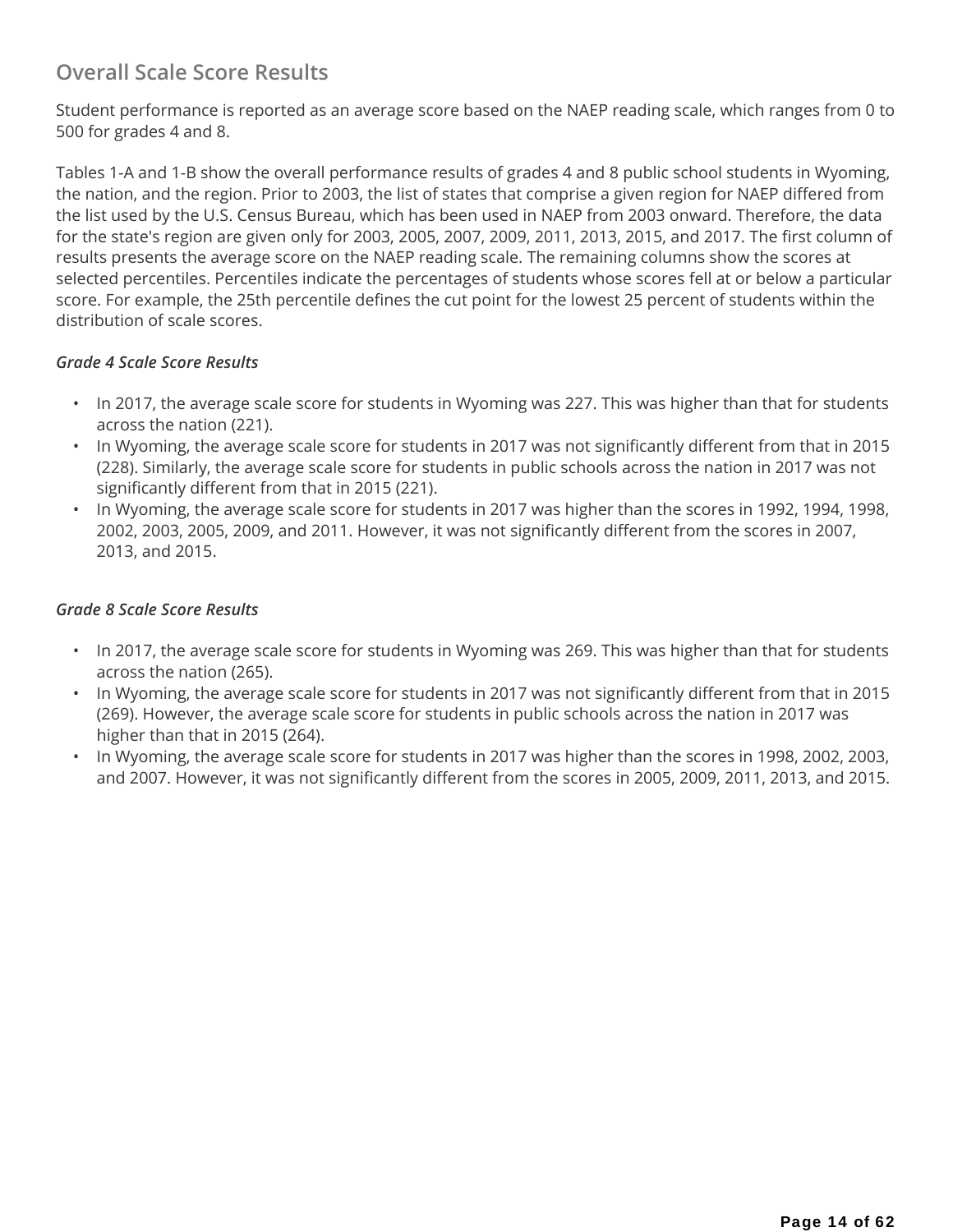## Overall Scale Score Results

Student performance is reported as an average score based on the NAEP reading scale, which ranges from 0 to 500 for grades 4 and 8.

Tables 1-A and 1-B show the overall performance results of grades 4 and 8 public school students in Wyoming, the nation, and the region. Prior to 2003, the list of states that comprise a given region for NAEP differed from the list used by the U.S. Census Bureau, which has been used in NAEP from 2003 onward. Therefore, the data for the state's region are given only for 2003, 2005, 2007, 2009, 2011, 2013, 2015, and 2017. The first column of results presents the average score on the NAEP reading scale. The remaining columns show the scores at selected percentiles. Percentiles indicate the percentages of students whose scores fell at or below a particular score. For example, the 25th percentile defines the cut point for the lowest 25 percent of students within the distribution of scale scores.

### *Grade 4 Scale Score Results*

- In 2017, the average scale score for students in Wyoming was 227. This was higher than that for students across the nation (221).
- In Wyoming, the average scale score for students in 2017 was not significantly different from that in 2015 (228). Similarly, the average scale score for students in public schools across the nation in 2017 was not significantly different from that in 2015 (221).
- In Wyoming, the average scale score for students in 2017 was higher than the scores in 1992, 1994, 1998, 2002, 2003, 2005, 2009, and 2011. However, it was not significantly different from the scores in 2007, 2013, and 2015.

### *Grade 8 Scale Score Results*

- In 2017, the average scale score for students in Wyoming was 269. This was higher than that for students across the nation (265).
- In Wyoming, the average scale score for students in 2017 was not significantly different from that in 2015 (269). However, the average scale score for students in public schools across the nation in 2017 was higher than that in 2015 (264).
- In Wyoming, the average scale score for students in 2017 was higher than the scores in 1998, 2002, 2003, and 2007. However, it was not significantly different from the scores in 2005, 2009, 2011, 2013, and 2015.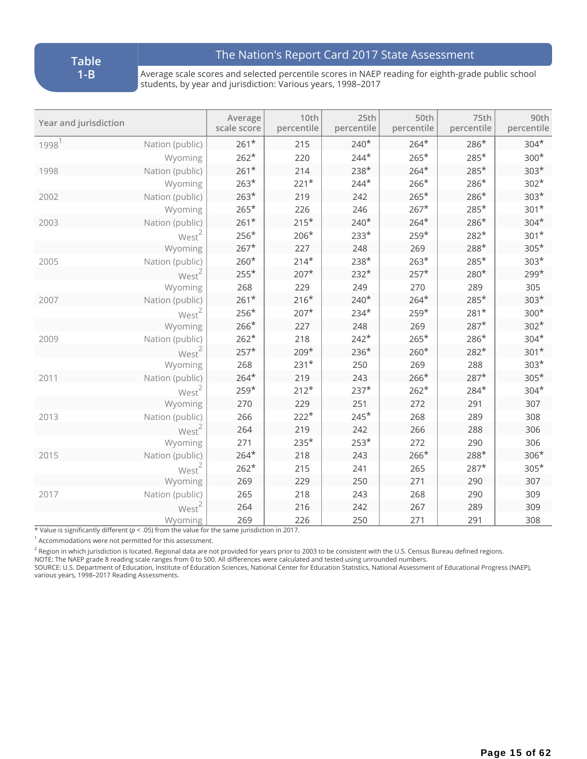**Table 1-B**

## The Nation's Report Card 2017 State Assessment

Average scale scores and selected percentile scores in NAEP reading for eighth-grade public school students, by year and jurisdiction: Various years, 1998–2017

| Year and jurisdiction | | Average scale score | 10th percentile | 25th percentile | 50th percentile | 75th percentile | 90th percentile |
|---|---|---|---|---|---|---|---|
| 1998[1] | Nation (public) | 261* | 215 | 240* | 264* | 286* | 304* |
| | Wyoming | 262* | 220 | 244* | 265* | 285* | 300* |
| 1998 | Nation (public) | 261* | 214 | 238* | 264* | 285* | 303* |
| | Wyoming | 263* | 221* | 244* | 266* | 286* | 302* |
| 2002 | Nation (public) | 263* | 219 | 242 | 265* | 286* | 303* |
| | Wyoming | 265* | 226 | 246 | 267* | 285* | 301* |
| 2003 | Nation (public) | 261* | 215* | 240* | 264* | 286* | 304* |
| | West[2] | 256* | 206* | 233* | 259* | 282* | 301* |
| | Wyoming | 267* | 227 | 248 | 269 | 288* | 305* |
| 2005 | Nation (public) | 260* | 214* | 238* | 263* | 285* | 303* |
| | West[2] | 255* | 207* | 232* | 257* | 280* | 299* |
| | Wyoming | 268 | 229 | 249 | 270 | 289 | 305 |
| 2007 | Nation (public) | 261* | 216* | 240* | 264* | 285* | 303* |
| | West[2] | 256* | 207* | 234* | 259* | 281* | 300* |
| | Wyoming | 266* | 227 | 248 | 269 | 287* | 302* |
| 2009 | Nation (public) | 262* | 218 | 242* | 265* | 286* | 304* |
| | West[2] | 257* | 209* | 236* | 260* | 282* | 301* |
| | Wyoming | 268 | 231* | 250 | 269 | 288 | 303* |
| 2011 | Nation (public) | 264* | 219 | 243 | 266* | 287* | 305* |
| | West[2] | 259* | 212* | 237* | 262* | 284* | 304* |
| | Wyoming | 270 | 229 | 251 | 272 | 291 | 307 |
| 2013 | Nation (public) | 266 | 222* | 245* | 268 | 289 | 308 |
| | West[2] | 264 | 219 | 242 | 266 | 288 | 306 |
| | Wyoming | 271 | 235* | 253* | 272 | 290 | 306 |
| 2015 | Nation (public) | 264* | 218 | 243 | 266* | 288* | 306* |
| | West[2] | 262* | 215 | 241 | 265 | 287* | 305* |
| | Wyoming | 269 | 229 | 250 | 271 | 290 | 307 |
| 2017 | Nation (public) | 265 | 218 | 243 | 268 | 290 | 309 |
| | West[2] | 264 | 216 | 242 | 267 | 289 | 309 |
| | Wyoming | 269 | 226 | 250 | 271 | 291 | 308 |

* Value is significantly different ($p < .05$) from the value for the same jurisdiction in 2017.

[1] Accommodations were not permitted for this assessment.

[2] Region in which jurisdiction is located. Regional data are not provided for years prior to 2003 to be consistent with the U.S. Census Bureau defined regions.

NOTE: The NAEP grade 8 reading scale ranges from 0 to 500. All differences were calculated and tested using unrounded numbers.

SOURCE: U.S. Department of Education, Institute of Education Sciences, National Center for Education Statistics, National Assessment of Educational Progress (NAEP), various years, 1998–2017 Reading Assessments.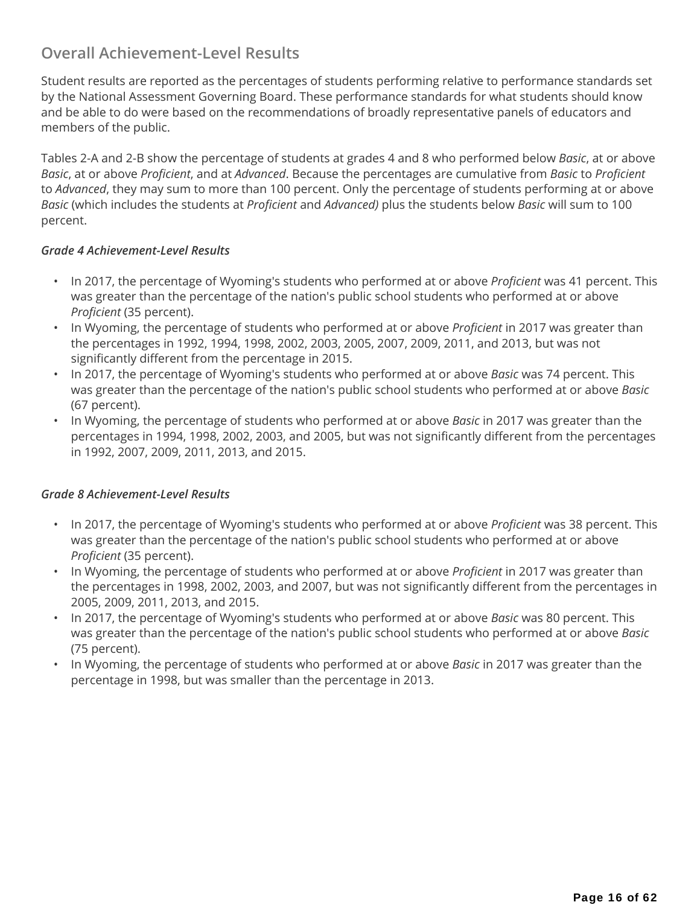## Overall Achievement-Level Results

Student results are reported as the percentages of students performing relative to performance standards set by the National Assessment Governing Board. These performance standards for what students should know and be able to do were based on the recommendations of broadly representative panels of educators and members of the public.

Tables 2-A and 2-B show the percentage of students at grades 4 and 8 who performed below *Basic*, at or above *Basic*, at or above *Proficient*, and at *Advanced*. Because the percentages are cumulative from *Basic* to *Proficient* to *Advanced*, they may sum to more than 100 percent. Only the percentage of students performing at or above *Basic* (which includes the students at *Proficient* and *Advanced)* plus the students below *Basic* will sum to 100 percent.

### *Grade 4 Achievement-Level Results*

- In 2017, the percentage of Wyoming's students who performed at or above *Proficient* was 41 percent. This was greater than the percentage of the nation's public school students who performed at or above *Proficient* (35 percent).
- In Wyoming, the percentage of students who performed at or above *Proficient* in 2017 was greater than the percentages in 1992, 1994, 1998, 2002, 2003, 2005, 2007, 2009, 2011, and 2013, but was not significantly different from the percentage in 2015.
- In 2017, the percentage of Wyoming's students who performed at or above *Basic* was 74 percent. This was greater than the percentage of the nation's public school students who performed at or above *Basic* (67 percent).
- In Wyoming, the percentage of students who performed at or above *Basic* in 2017 was greater than the percentages in 1994, 1998, 2002, 2003, and 2005, but was not significantly different from the percentages in 1992, 2007, 2009, 2011, 2013, and 2015.

### *Grade 8 Achievement-Level Results*

- In 2017, the percentage of Wyoming's students who performed at or above *Proficient* was 38 percent. This was greater than the percentage of the nation's public school students who performed at or above *Proficient* (35 percent).
- In Wyoming, the percentage of students who performed at or above *Proficient* in 2017 was greater than the percentages in 1998, 2002, 2003, and 2007, but was not significantly different from the percentages in 2005, 2009, 2011, 2013, and 2015.
- In 2017, the percentage of Wyoming's students who performed at or above *Basic* was 80 percent. This was greater than the percentage of the nation's public school students who performed at or above *Basic* (75 percent).
- In Wyoming, the percentage of students who performed at or above *Basic* in 2017 was greater than the percentage in 1998, but was smaller than the percentage in 2013.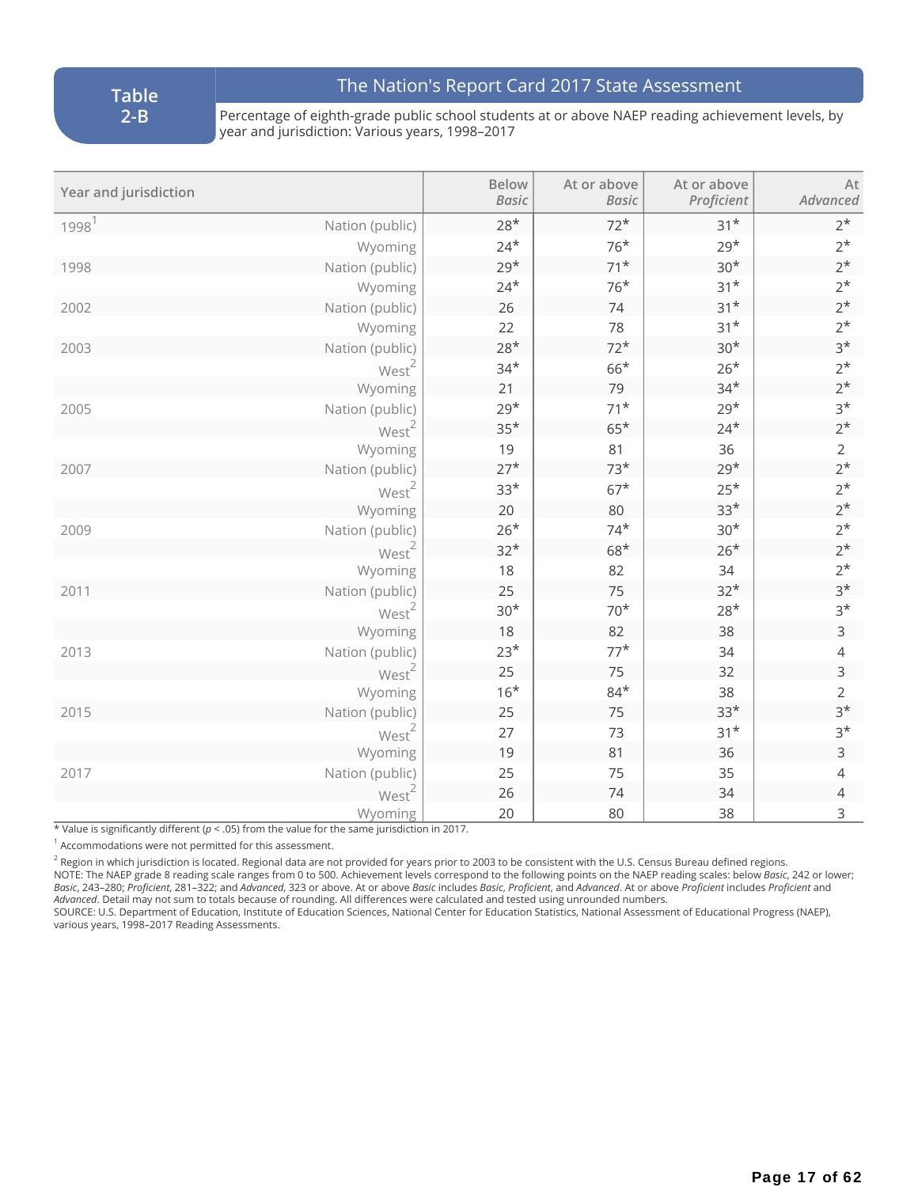**Table 2-B**

## The Nation's Report Card 2017 State Assessment

Percentage of eighth-grade public school students at or above NAEP reading achievement levels, by year and jurisdiction: Various years, 1998–2017

| Year and jurisdiction | | Below *Basic* | At or above *Basic* | At or above *Proficient* | At *Advanced* |
|---|---|---|---|---|---|
| 1998[1] | Nation (public) | 28* | 72* | 31* | 2* |
| | Wyoming | 24* | 76* | 29* | 2* |
| 1998 | Nation (public) | 29* | 71* | 30* | 2* |
| | Wyoming | 24* | 76* | 31* | 2* |
| 2002 | Nation (public) | 26 | 74 | 31* | 2* |
| | Wyoming | 22 | 78 | 31* | 2* |
| 2003 | Nation (public) | 28* | 72* | 30* | 3* |
| | West[2] | 34* | 66* | 26* | 2* |
| | Wyoming | 21 | 79 | 34* | 2* |
| 2005 | Nation (public) | 29* | 71* | 29* | 3* |
| | West[2] | 35* | 65* | 24* | 2* |
| | Wyoming | 19 | 81 | 36 | 2 |
| 2007 | Nation (public) | 27* | 73* | 29* | 2* |
| | West[2] | 33* | 67* | 25* | 2* |
| | Wyoming | 20 | 80 | 33* | 2* |
| 2009 | Nation (public) | 26* | 74* | 30* | 2* |
| | West[2] | 32* | 68* | 26* | 2* |
| | Wyoming | 18 | 82 | 34 | 2* |
| 2011 | Nation (public) | 25 | 75 | 32* | 3* |
| | West[2] | 30* | 70* | 28* | 3* |
| | Wyoming | 18 | 82 | 38 | 3 |
| 2013 | Nation (public) | 23* | 77* | 34 | 4 |
| | West[2] | 25 | 75 | 32 | 3 |
| | Wyoming | 16* | 84* | 38 | 2 |
| 2015 | Nation (public) | 25 | 75 | 33* | 3* |
| | West[2] | 27 | 73 | 31* | 3* |
| | Wyoming | 19 | 81 | 36 | 3 |
| 2017 | Nation (public) | 25 | 75 | 35 | 4 |
| | West[2] | 26 | 74 | 34 | 4 |
| | Wyoming | 20 | 80 | 38 | 3 |

\* Value is significantly different ($p < .05$) from the value for the same jurisdiction in 2017.

[1] Accommodations were not permitted for this assessment.

[2] Region in which jurisdiction is located. Regional data are not provided for years prior to 2003 to be consistent with the U.S. Census Bureau defined regions.

NOTE: The NAEP grade 8 reading scale ranges from 0 to 500. Achievement levels correspond to the following points on the NAEP reading scales: below *Basic*, 242 or lower; *Basic*, 243–280; *Proficient*, 281–322; and *Advanced*, 323 or above. At or above *Basic* includes *Basic*, *Proficient*, and *Advanced*. At or above *Proficient* includes *Proficient* and *Advanced*. Detail may not sum to totals because of rounding. All differences were calculated and tested using unrounded numbers.

SOURCE: U.S. Department of Education, Institute of Education Sciences, National Center for Education Statistics, National Assessment of Educational Progress (NAEP), various years, 1998–2017 Reading Assessments.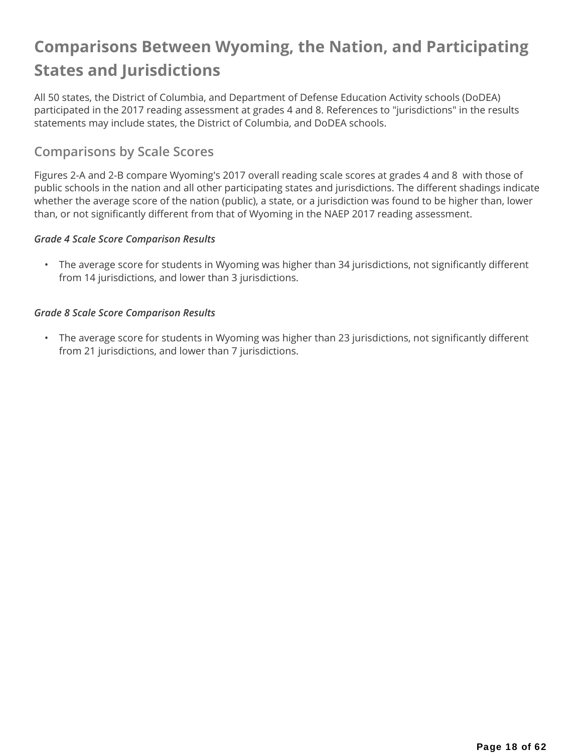# Comparisons Between Wyoming, the Nation, and Participating States and Jurisdictions

All 50 states, the District of Columbia, and Department of Defense Education Activity schools (DoDEA) participated in the 2017 reading assessment at grades 4 and 8. References to "jurisdictions" in the results statements may include states, the District of Columbia, and DoDEA schools.

## Comparisons by Scale Scores

Figures 2-A and 2-B compare Wyoming's 2017 overall reading scale scores at grades 4 and 8 with those of public schools in the nation and all other participating states and jurisdictions. The different shadings indicate whether the average score of the nation (public), a state, or a jurisdiction was found to be higher than, lower than, or not significantly different from that of Wyoming in the NAEP 2017 reading assessment.

***Grade 4 Scale Score Comparison Results***

- The average score for students in Wyoming was higher than 34 jurisdictions, not significantly different from 14 jurisdictions, and lower than 3 jurisdictions.

***Grade 8 Scale Score Comparison Results***

- The average score for students in Wyoming was higher than 23 jurisdictions, not significantly different from 21 jurisdictions, and lower than 7 jurisdictions.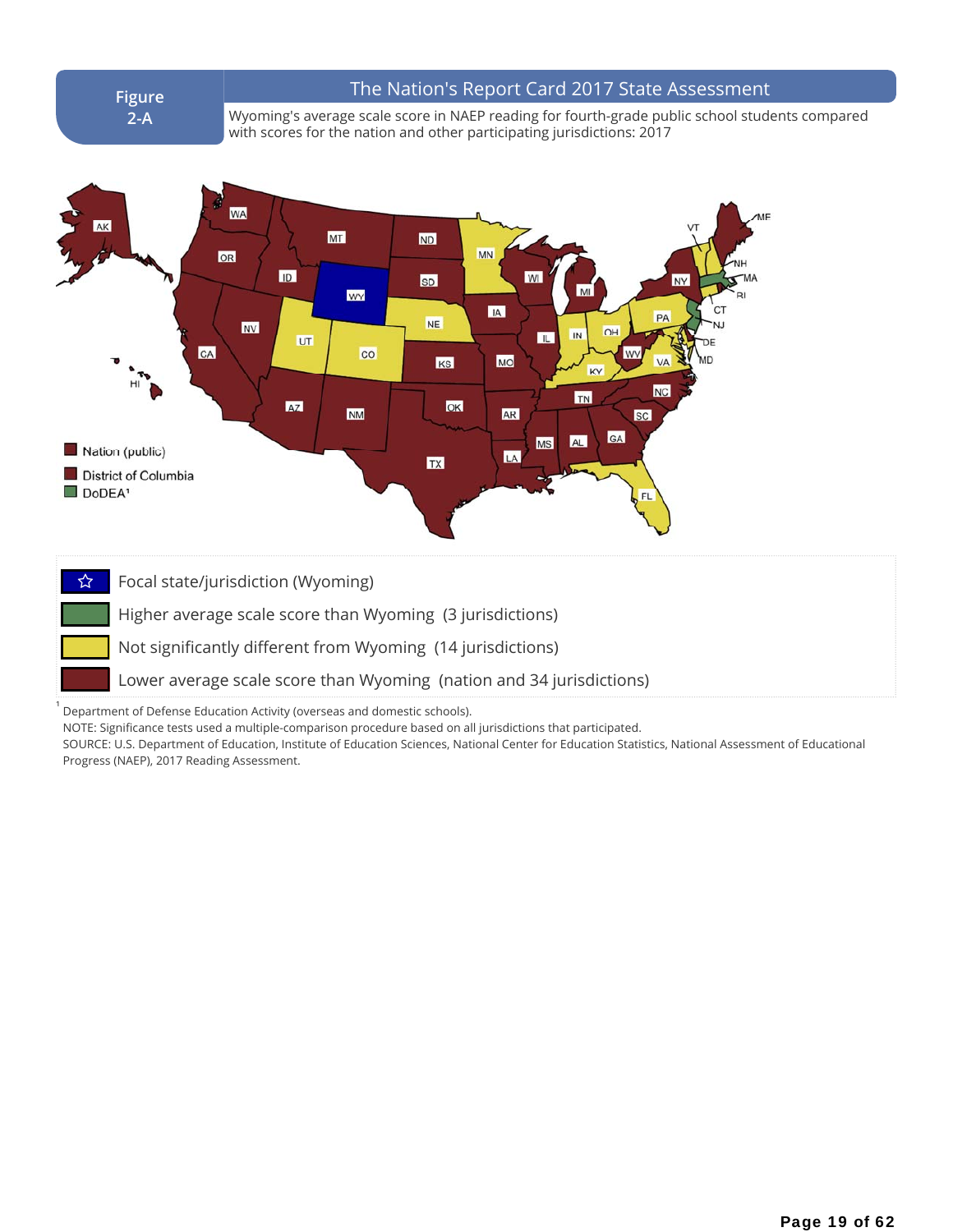**Figure 2-A**

## The Nation's Report Card 2017 State Assessment

Wyoming's average scale score in NAEP reading for fourth-grade public school students compared with scores for the nation and other participating jurisdictions: 2017

Nation (public)

District of Columbia

DoDEA[1]

- Focal state/jurisdiction (Wyoming)
- Higher average scale score than Wyoming (3 jurisdictions)
- Not significantly different from Wyoming (14 jurisdictions)
- Lower average scale score than Wyoming (nation and 34 jurisdictions)

[1] Department of Defense Education Activity (overseas and domestic schools).

NOTE: Significance tests used a multiple-comparison procedure based on all jurisdictions that participated.

SOURCE: U.S. Department of Education, Institute of Education Sciences, National Center for Education Statistics, National Assessment of Educational Progress (NAEP), 2017 Reading Assessment.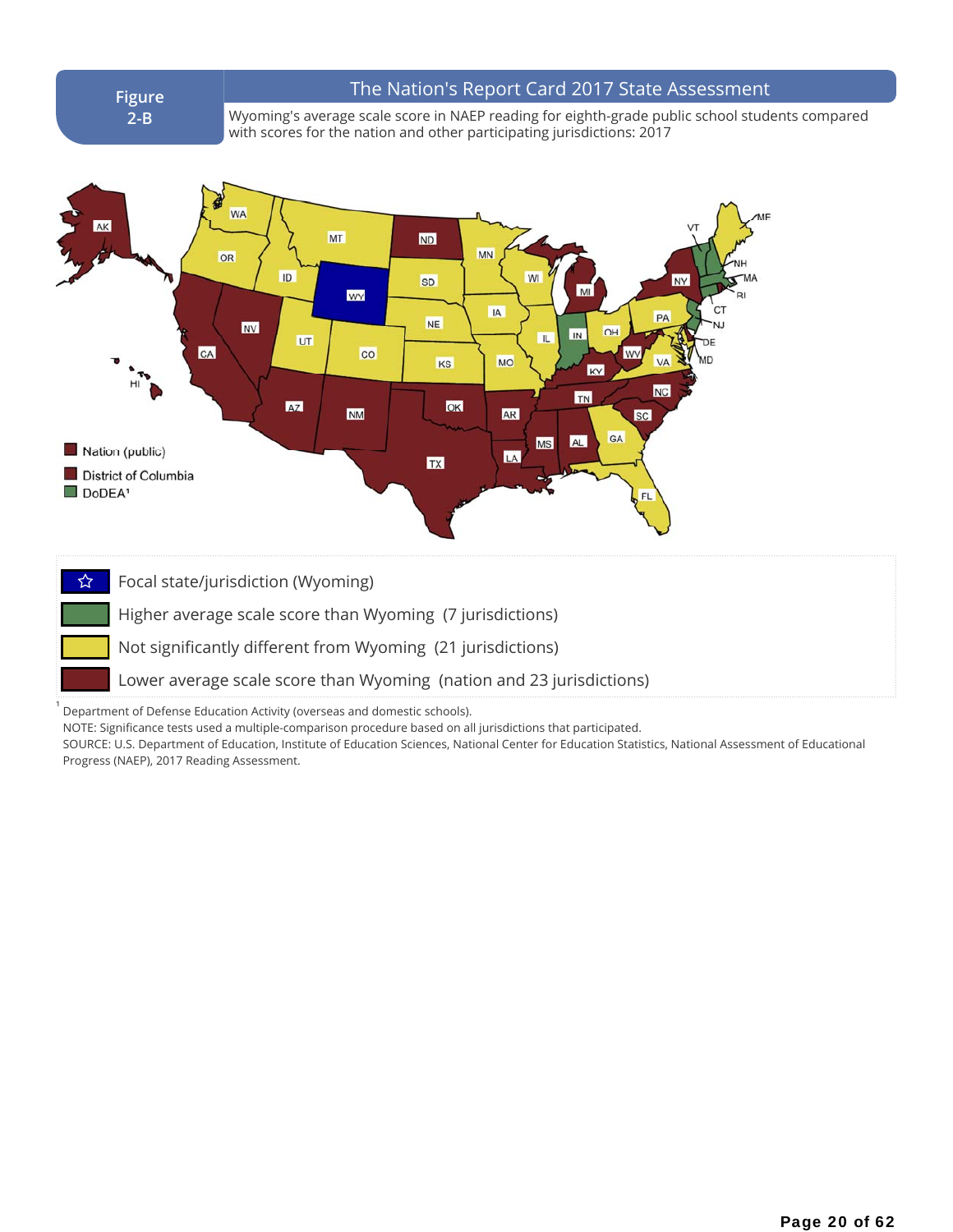**Figure 2-B**

## The Nation's Report Card 2017 State Assessment

Wyoming's average scale score in NAEP reading for eighth-grade public school students compared with scores for the nation and other participating jurisdictions: 2017

- Nation (public)
- District of Columbia
- DoDEA[1]

- Focal state/jurisdiction (Wyoming)
- Higher average scale score than Wyoming (7 jurisdictions)
- Not significantly different from Wyoming (21 jurisdictions)
- Lower average scale score than Wyoming (nation and 23 jurisdictions)

[1] Department of Defense Education Activity (overseas and domestic schools).

NOTE: Significance tests used a multiple-comparison procedure based on all jurisdictions that participated.

SOURCE: U.S. Department of Education, Institute of Education Sciences, National Center for Education Statistics, National Assessment of Educational Progress (NAEP), 2017 Reading Assessment.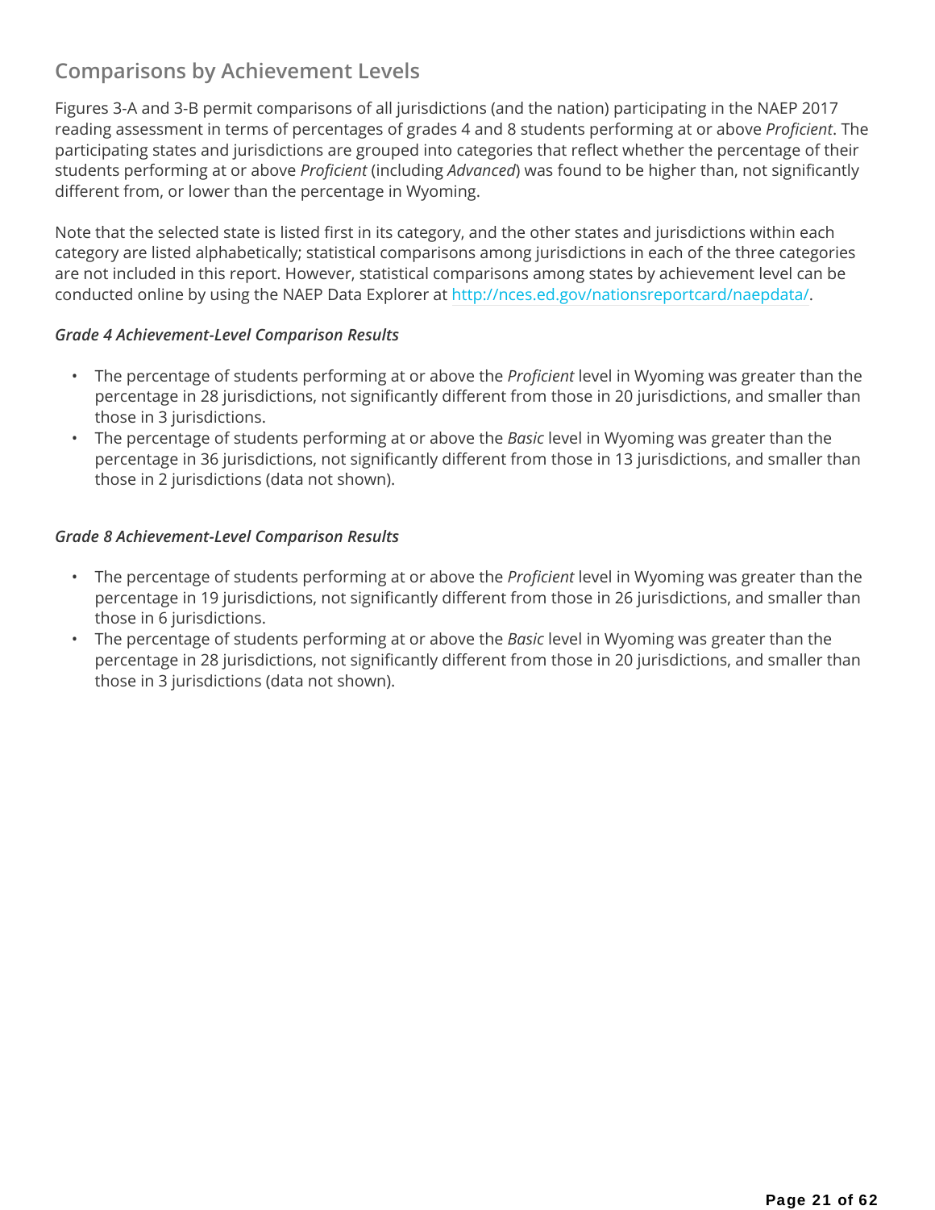## Comparisons by Achievement Levels

Figures 3-A and 3-B permit comparisons of all jurisdictions (and the nation) participating in the NAEP 2017 reading assessment in terms of percentages of grades 4 and 8 students performing at or above *Proficient*. The participating states and jurisdictions are grouped into categories that reflect whether the percentage of their students performing at or above *Proficient* (including *Advanced*) was found to be higher than, not significantly different from, or lower than the percentage in Wyoming.

Note that the selected state is listed first in its category, and the other states and jurisdictions within each category are listed alphabetically; statistical comparisons among jurisdictions in each of the three categories are not included in this report. However, statistical comparisons among states by achievement level can be conducted online by using the NAEP Data Explorer at http://nces.ed.gov/nationsreportcard/naepdata/.

***Grade 4 Achievement-Level Comparison Results***

- The percentage of students performing at or above the *Proficient* level in Wyoming was greater than the percentage in 28 jurisdictions, not significantly different from those in 20 jurisdictions, and smaller than those in 3 jurisdictions.
- The percentage of students performing at or above the *Basic* level in Wyoming was greater than the percentage in 36 jurisdictions, not significantly different from those in 13 jurisdictions, and smaller than those in 2 jurisdictions (data not shown).

***Grade 8 Achievement-Level Comparison Results***

- The percentage of students performing at or above the *Proficient* level in Wyoming was greater than the percentage in 19 jurisdictions, not significantly different from those in 26 jurisdictions, and smaller than those in 6 jurisdictions.
- The percentage of students performing at or above the *Basic* level in Wyoming was greater than the percentage in 28 jurisdictions, not significantly different from those in 20 jurisdictions, and smaller than those in 3 jurisdictions (data not shown).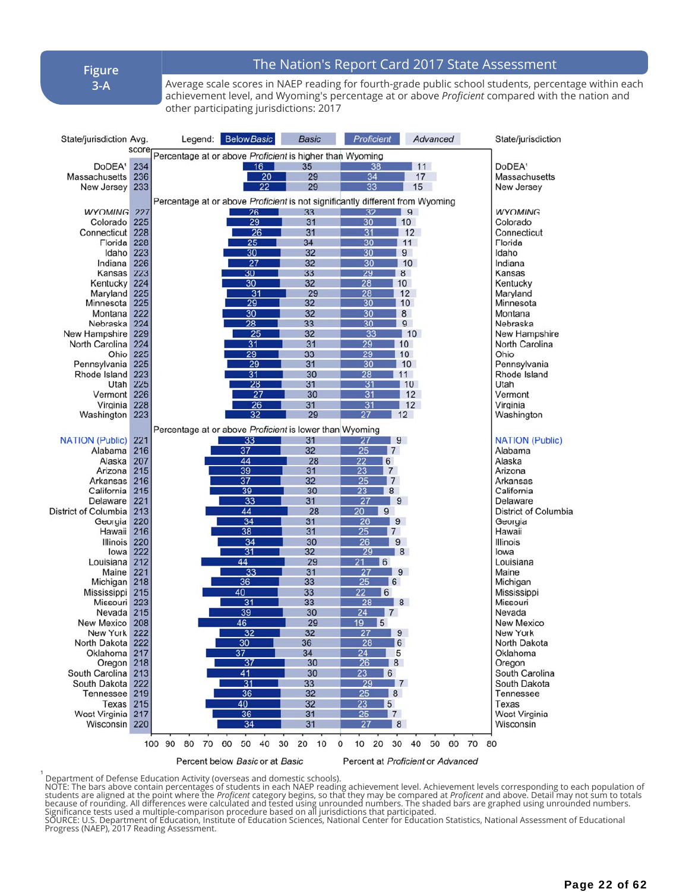**Figure 3-A**

## The Nation's Report Card 2017 State Assessment

Average scale scores in NAEP reading for fourth-grade public school students, percentage within each achievement level, and Wyoming's percentage at or above *Proficient* compared with the nation and other participating jurisdictions: 2017

| State/jurisdiction | Avg. score | Below Basic | Basic | Proficient | Advanced |
|---|---|---|---|---|---|
| **Percentage at or above *Proficient* is higher than Wyoming** | | | | | |
| DoDEA[1] | 234 | 16 | 35 | 38 | 11 |
| Massachusetts | 236 | 20 | 29 | 34 | 17 |
| New Jersey | 233 | 22 | 29 | 33 | 15 |
| **Percentage at or above *Proficient* is not significantly different from Wyoming** | | | | | |
| *WYOMING* | *227* | 26 | 33 | 32 | 9 |
| Colorado | 225 | 29 | 31 | 30 | 10 |
| Connecticut | 228 | 26 | 31 | 31 | 12 |
| Florida | 228 | 25 | 34 | 30 | 11 |
| Idaho | 223 | 30 | 32 | 30 | 9 |
| Indiana | 226 | 27 | 32 | 30 | 10 |
| Kansas | 223 | 30 | 33 | 29 | 8 |
| Kentucky | 224 | 30 | 32 | 28 | 10 |
| Maryland | 225 | 31 | 29 | 28 | 12 |
| Minnesota | 225 | 29 | 32 | 30 | 10 |
| Montana | 222 | 30 | 32 | 30 | 8 |
| Nebraska | 224 | 28 | 33 | 30 | 9 |
| New Hampshire | 229 | 25 | 32 | 33 | 10 |
| North Carolina | 224 | 31 | 31 | 29 | 10 |
| Ohio | 225 | 29 | 33 | 29 | 10 |
| Pennsylvania | 225 | 29 | 31 | 30 | 10 |
| Rhode Island | 223 | 31 | 30 | 28 | 11 |
| Utah | 225 | 28 | 31 | 31 | 10 |
| Vermont | 226 | 27 | 30 | 31 | 12 |
| Virginia | 228 | 26 | 31 | 31 | 12 |
| Washington | 223 | 32 | 29 | 27 | 12 |
| **Percentage at or above *Proficient* is lower than Wyoming** | | | | | |
| NATION (Public) | 221 | 33 | 31 | 27 | 9 |
| Alabama | 216 | 37 | 32 | 25 | 7 |
| Alaska | 207 | 44 | 28 | 22 | 6 |
| Arizona | 215 | 39 | 31 | 23 | 7 |
| Arkansas | 216 | 37 | 32 | 25 | 7 |
| California | 215 | 39 | 30 | 23 | 8 |
| Delaware | 221 | 33 | 31 | 27 | 9 |
| District of Columbia | 213 | 44 | 28 | 20 | 9 |
| Georgia | 220 | 34 | 31 | 26 | 9 |
| Hawaii | 216 | 38 | 31 | 25 | 7 |
| Illinois | 220 | 34 | 30 | 26 | 9 |
| Iowa | 222 | 31 | 32 | 29 | 8 |
| Louisiana | 212 | 44 | 29 | 21 | 6 |
| Maine | 221 | 33 | 31 | 27 | 9 |
| Michigan | 218 | 36 | 33 | 25 | 6 |
| Mississippi | 215 | 40 | 33 | 22 | 6 |
| Missouri | 223 | 31 | 33 | 28 | 8 |
| Nevada | 215 | 39 | 30 | 24 | 7 |
| New Mexico | 208 | 46 | 29 | 19 | 5 |
| New York | 222 | 32 | 32 | 27 | 9 |
| North Dakota | 222 | 30 | 36 | 28 | 6 |
| Oklahoma | 217 | 37 | 34 | 24 | 5 |
| Oregon | 218 | 37 | 30 | 26 | 8 |
| South Carolina | 213 | 41 | 30 | 23 | 6 |
| South Dakota | 222 | 31 | 33 | 29 | 7 |
| Tennessee | 219 | 36 | 32 | 25 | 8 |
| Texas | 215 | 40 | 32 | 23 | 5 |
| West Virginia | 217 | 36 | 31 | 25 | 7 |
| Wisconsin | 220 | 34 | 31 | 27 | 8 |

Percent below *Basic* or at *Basic* | Percent at *Proficient* or *Advanced*

[1] Department of Defense Education Activity (overseas and domestic schools).

NOTE: The bars above contain percentages of students in each NAEP reading achievement level. Achievement levels corresponding to each population of students are aligned at the point where the *Proficent* category begins, so that they may be compared at *Proficent* and above. Detail may not sum to totals because of rounding. All differences were calculated and tested using unrounded numbers. The shaded bars are graphed using unrounded numbers. Significance tests used a multiple-comparison procedure based on all jurisdictions that participated.

SOURCE: U.S. Department of Education, Institute of Education Sciences, National Center for Education Statistics, National Assessment of Educational Progress (NAEP), 2017 Reading Assessment.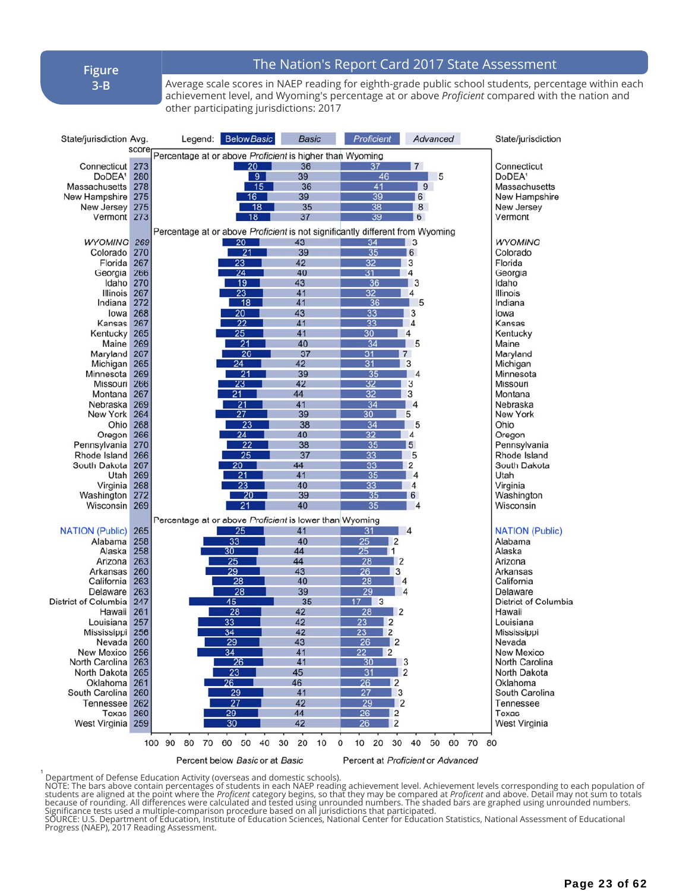**Figure 3-B**

**The Nation's Report Card 2017 State Assessment**

Average scale scores in NAEP reading for eighth-grade public school students, percentage within each achievement level, and Wyoming's percentage at or above *Proficient* compared with the nation and other participating jurisdictions: 2017

| State/jurisdiction | Avg. score | Below Basic | Basic | Proficient | Advanced |
|---|---|---|---|---|---|
| **Percentage at or above *Proficient* is higher than Wyoming** | | | | | |
| Connecticut | 273 | 20 | 36 | 37 | 7 |
| DoDEA[1] | 280 | 9 | 39 | 46 | 5 |
| Massachusetts | 278 | 15 | 36 | 41 | 9 |
| New Hampshire | 275 | 16 | 39 | 39 | 6 |
| New Jersey | 275 | 18 | 35 | 38 | 8 |
| Vermont | 273 | 18 | 37 | 39 | 6 |
| **Percentage at or above *Proficient* is not significantly different from Wyoming** | | | | | |
| WYOMING | 269 | 20 | 43 | 34 | 3 |
| Colorado | 270 | 21 | 39 | 35 | 6 |
| Florida | 267 | 23 | 42 | 32 | 3 |
| Georgia | 266 | 24 | 40 | 31 | 4 |
| Idaho | 270 | 19 | 43 | 36 | 3 |
| Illinois | 267 | 23 | 41 | 32 | 4 |
| Indiana | 272 | 18 | 41 | 36 | 5 |
| Iowa | 268 | 20 | 43 | 33 | 3 |
| Kansas | 267 | 22 | 41 | 33 | 4 |
| Kentucky | 265 | 25 | 41 | 30 | 4 |
| Maine | 269 | 21 | 40 | 34 | 5 |
| Maryland | 267 | 26 | 37 | 31 | 7 |
| Michigan | 265 | 24 | 42 | 31 | 3 |
| Minnesota | 269 | 21 | 39 | 35 | 4 |
| Missouri | 266 | 23 | 42 | 32 | 3 |
| Montana | 267 | 21 | 44 | 32 | 3 |
| Nebraska | 269 | 21 | 41 | 34 | 4 |
| New York | 264 | 27 | 39 | 30 | 5 |
| Ohio | 268 | 23 | 38 | 34 | 5 |
| Oregon | 266 | 24 | 40 | 32 | 4 |
| Pennsylvania | 270 | 22 | 38 | 35 | 5 |
| Rhode Island | 266 | 25 | 37 | 33 | 5 |
| South Dakota | 267 | 20 | 44 | 33 | 2 |
| Utah | 269 | 21 | 41 | 35 | 4 |
| Virginia | 268 | 23 | 40 | 33 | 4 |
| Washington | 272 | 20 | 39 | 35 | 6 |
| Wisconsin | 269 | 21 | 40 | 35 | 4 |
| **Percentage at or above *Proficient* is lower than Wyoming** | | | | | |
| NATION (Public) | 265 | 25 | 41 | 31 | 4 |
| Alabama | 258 | 33 | 40 | 25 | 2 |
| Alaska | 258 | 30 | 44 | 25 | 1 |
| Arizona | 263 | 25 | 44 | 28 | 2 |
| Arkansas | 260 | 29 | 43 | 26 | 3 |
| California | 263 | 28 | 40 | 28 | 4 |
| Delaware | 263 | 28 | 39 | 29 | 4 |
| District of Columbia | 247 | 45 | 35 | 17 | 3 |
| Hawaii | 261 | 28 | 42 | 28 | 2 |
| Louisiana | 257 | 33 | 42 | 23 | 2 |
| Mississippi | 256 | 34 | 42 | 23 | 2 |
| Nevada | 260 | 29 | 43 | 26 | 2 |
| New Mexico | 256 | 34 | 41 | 22 | 2 |
| North Carolina | 263 | 26 | 41 | 30 | 3 |
| North Dakota | 265 | 23 | 45 | 31 | 2 |
| Oklahoma | 261 | 26 | 46 | 26 | 2 |
| South Carolina | 260 | 29 | 41 | 27 | 3 |
| Tennessee | 262 | 27 | 42 | 29 | 2 |
| Texas | 260 | 29 | 44 | 26 | 2 |
| West Virginia | 259 | 30 | 42 | 26 | 2 |

Percent below *Basic* or at *Basic* | Percent at *Proficient* or *Advanced*

[1] Department of Defense Education Activity (overseas and domestic schools).

NOTE: The bars above contain percentages of students in each NAEP reading achievement level. Achievement levels corresponding to each population of students are aligned at the point where the *Proficient* category begins, so that they may be compared at *Proficient* and above. Detail may not sum to totals because of rounding. All differences were calculated and tested using unrounded numbers. The shaded bars are graphed using unrounded numbers. Significance tests used a multiple-comparison procedure based on all jurisdictions that participated.

SOURCE: U.S. Department of Education, Institute of Education Sciences, National Center for Education Statistics, National Assessment of Educational Progress (NAEP), 2017 Reading Assessment.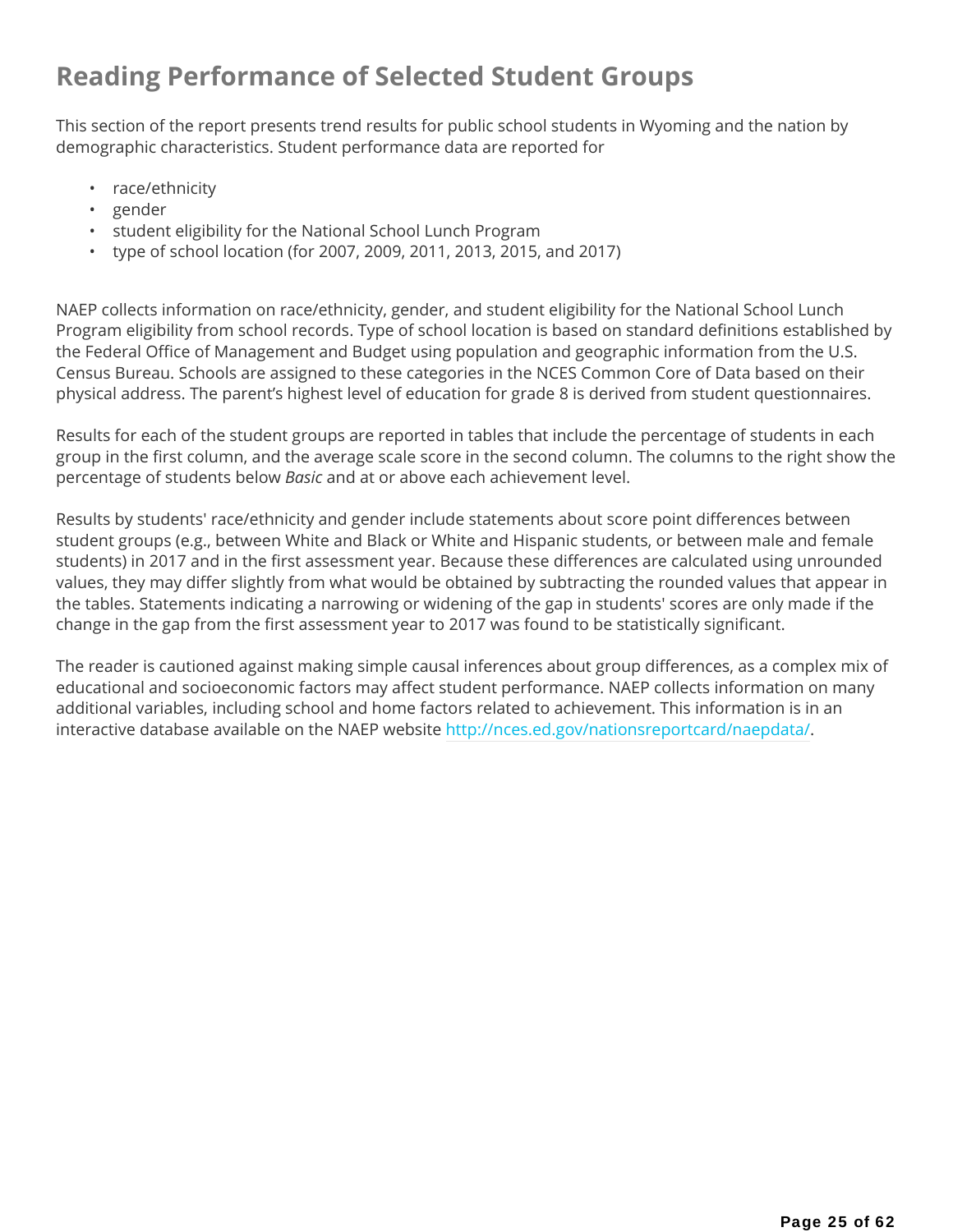# Reading Performance of Selected Student Groups

This section of the report presents trend results for public school students in Wyoming and the nation by demographic characteristics. Student performance data are reported for

- race/ethnicity
- gender
- student eligibility for the National School Lunch Program
- type of school location (for 2007, 2009, 2011, 2013, 2015, and 2017)

NAEP collects information on race/ethnicity, gender, and student eligibility for the National School Lunch Program eligibility from school records. Type of school location is based on standard definitions established by the Federal Office of Management and Budget using population and geographic information from the U.S. Census Bureau. Schools are assigned to these categories in the NCES Common Core of Data based on their physical address. The parent's highest level of education for grade 8 is derived from student questionnaires.

Results for each of the student groups are reported in tables that include the percentage of students in each group in the first column, and the average scale score in the second column. The columns to the right show the percentage of students below *Basic* and at or above each achievement level.

Results by students' race/ethnicity and gender include statements about score point differences between student groups (e.g., between White and Black or White and Hispanic students, or between male and female students) in 2017 and in the first assessment year. Because these differences are calculated using unrounded values, they may differ slightly from what would be obtained by subtracting the rounded values that appear in the tables. Statements indicating a narrowing or widening of the gap in students' scores are only made if the change in the gap from the first assessment year to 2017 was found to be statistically significant.

The reader is cautioned against making simple causal inferences about group differences, as a complex mix of educational and socioeconomic factors may affect student performance. NAEP collects information on many additional variables, including school and home factors related to achievement. This information is in an interactive database available on the NAEP website http://nces.ed.gov/nationsreportcard/naepdata/.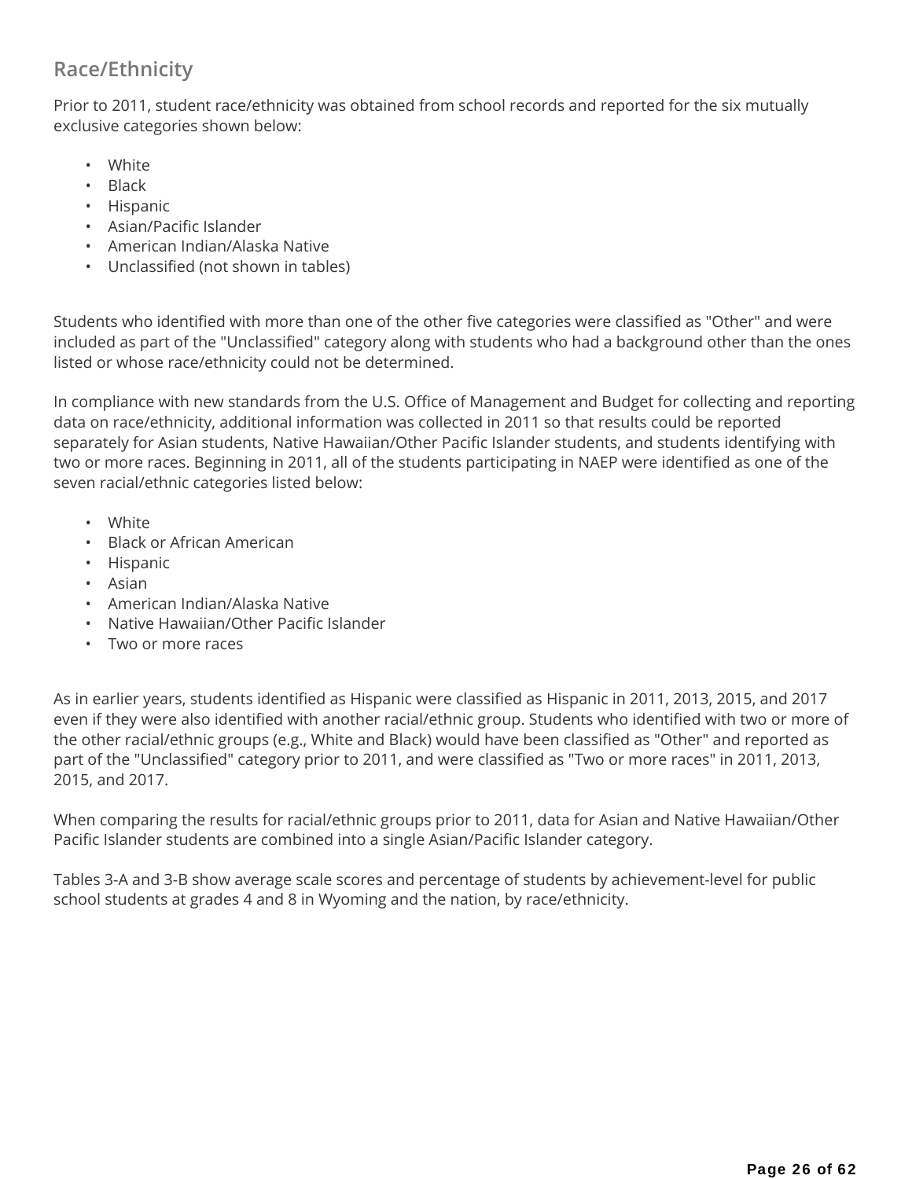## Race/Ethnicity

Prior to 2011, student race/ethnicity was obtained from school records and reported for the six mutually exclusive categories shown below:

- White
- Black
- Hispanic
- Asian/Pacific Islander
- American Indian/Alaska Native
- Unclassified (not shown in tables)

Students who identified with more than one of the other five categories were classified as "Other" and were included as part of the "Unclassified" category along with students who had a background other than the ones listed or whose race/ethnicity could not be determined.

In compliance with new standards from the U.S. Office of Management and Budget for collecting and reporting data on race/ethnicity, additional information was collected in 2011 so that results could be reported separately for Asian students, Native Hawaiian/Other Pacific Islander students, and students identifying with two or more races. Beginning in 2011, all of the students participating in NAEP were identified as one of the seven racial/ethnic categories listed below:

- White
- Black or African American
- Hispanic
- Asian
- American Indian/Alaska Native
- Native Hawaiian/Other Pacific Islander
- Two or more races

As in earlier years, students identified as Hispanic were classified as Hispanic in 2011, 2013, 2015, and 2017 even if they were also identified with another racial/ethnic group. Students who identified with two or more of the other racial/ethnic groups (e.g., White and Black) would have been classified as "Other" and reported as part of the "Unclassified" category prior to 2011, and were classified as "Two or more races" in 2011, 2013, 2015, and 2017.

When comparing the results for racial/ethnic groups prior to 2011, data for Asian and Native Hawaiian/Other Pacific Islander students are combined into a single Asian/Pacific Islander category.

Tables 3-A and 3-B show average scale scores and percentage of students by achievement-level for public school students at grades 4 and 8 in Wyoming and the nation, by race/ethnicity.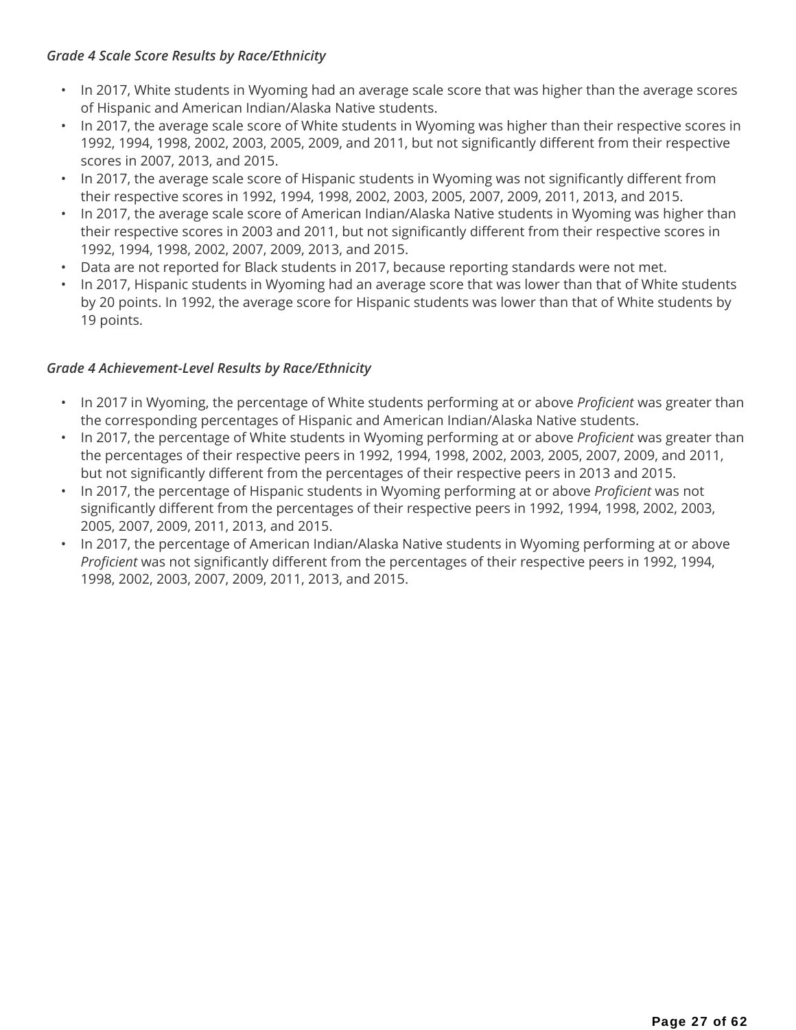*Grade 4 Scale Score Results by Race/Ethnicity*

- In 2017, White students in Wyoming had an average scale score that was higher than the average scores of Hispanic and American Indian/Alaska Native students.
- In 2017, the average scale score of White students in Wyoming was higher than their respective scores in 1992, 1994, 1998, 2002, 2003, 2005, 2009, and 2011, but not significantly different from their respective scores in 2007, 2013, and 2015.
- In 2017, the average scale score of Hispanic students in Wyoming was not significantly different from their respective scores in 1992, 1994, 1998, 2002, 2003, 2005, 2007, 2009, 2011, 2013, and 2015.
- In 2017, the average scale score of American Indian/Alaska Native students in Wyoming was higher than their respective scores in 2003 and 2011, but not significantly different from their respective scores in 1992, 1994, 1998, 2002, 2007, 2009, 2013, and 2015.
- Data are not reported for Black students in 2017, because reporting standards were not met.
- In 2017, Hispanic students in Wyoming had an average score that was lower than that of White students by 20 points. In 1992, the average score for Hispanic students was lower than that of White students by 19 points.

*Grade 4 Achievement-Level Results by Race/Ethnicity*

- In 2017 in Wyoming, the percentage of White students performing at or above *Proficient* was greater than the corresponding percentages of Hispanic and American Indian/Alaska Native students.
- In 2017, the percentage of White students in Wyoming performing at or above *Proficient* was greater than the percentages of their respective peers in 1992, 1994, 1998, 2002, 2003, 2005, 2007, 2009, and 2011, but not significantly different from the percentages of their respective peers in 2013 and 2015.
- In 2017, the percentage of Hispanic students in Wyoming performing at or above *Proficient* was not significantly different from the percentages of their respective peers in 1992, 1994, 1998, 2002, 2003, 2005, 2007, 2009, 2011, 2013, and 2015.
- In 2017, the percentage of American Indian/Alaska Native students in Wyoming performing at or above *Proficient* was not significantly different from the percentages of their respective peers in 1992, 1994, 1998, 2002, 2003, 2007, 2009, 2011, 2013, and 2015.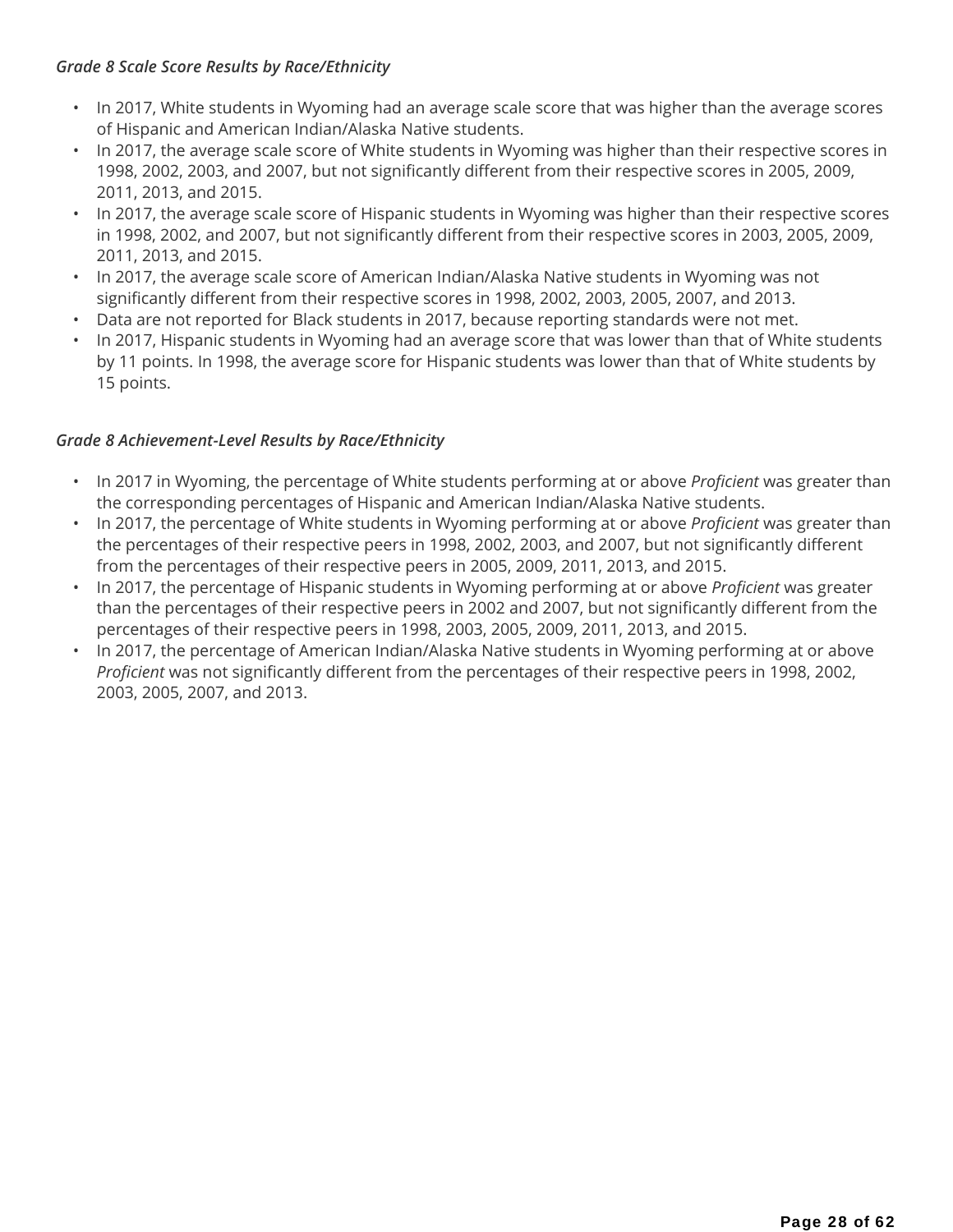*Grade 8 Scale Score Results by Race/Ethnicity*

- In 2017, White students in Wyoming had an average scale score that was higher than the average scores of Hispanic and American Indian/Alaska Native students.
- In 2017, the average scale score of White students in Wyoming was higher than their respective scores in 1998, 2002, 2003, and 2007, but not significantly different from their respective scores in 2005, 2009, 2011, 2013, and 2015.
- In 2017, the average scale score of Hispanic students in Wyoming was higher than their respective scores in 1998, 2002, and 2007, but not significantly different from their respective scores in 2003, 2005, 2009, 2011, 2013, and 2015.
- In 2017, the average scale score of American Indian/Alaska Native students in Wyoming was not significantly different from their respective scores in 1998, 2002, 2003, 2005, 2007, and 2013.
- Data are not reported for Black students in 2017, because reporting standards were not met.
- In 2017, Hispanic students in Wyoming had an average score that was lower than that of White students by 11 points. In 1998, the average score for Hispanic students was lower than that of White students by 15 points.

*Grade 8 Achievement-Level Results by Race/Ethnicity*

- In 2017 in Wyoming, the percentage of White students performing at or above *Proficient* was greater than the corresponding percentages of Hispanic and American Indian/Alaska Native students.
- In 2017, the percentage of White students in Wyoming performing at or above *Proficient* was greater than the percentages of their respective peers in 1998, 2002, 2003, and 2007, but not significantly different from the percentages of their respective peers in 2005, 2009, 2011, 2013, and 2015.
- In 2017, the percentage of Hispanic students in Wyoming performing at or above *Proficient* was greater than the percentages of their respective peers in 2002 and 2007, but not significantly different from the percentages of their respective peers in 1998, 2003, 2005, 2009, 2011, 2013, and 2015.
- In 2017, the percentage of American Indian/Alaska Native students in Wyoming performing at or above *Proficient* was not significantly different from the percentages of their respective peers in 1998, 2002, 2003, 2005, 2007, and 2013.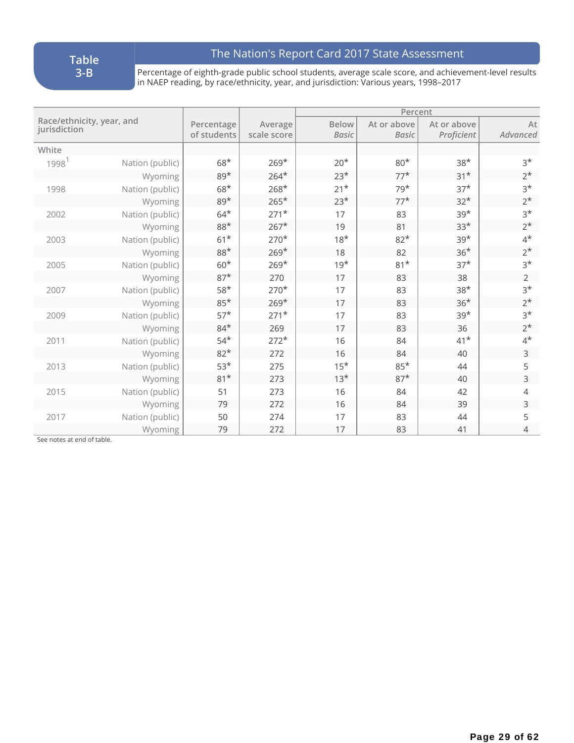**Table 3-B**

## The Nation's Report Card 2017 State Assessment

Percentage of eighth-grade public school students, average scale score, and achievement-level results in NAEP reading, by race/ethnicity, year, and jurisdiction: Various years, 1998–2017

| Race/ethnicity, year, and jurisdiction | | Percentage of students | Average scale score | Percent | | | |
|---|---|---|---|---|---|---|---|
| | | | | Below *Basic* | At or above *Basic* | At or above *Proficient* | At *Advanced* |
| White | | | | | | | |
| 1998[1] | Nation (public) | 68* | 269* | 20* | 80* | 38* | 3* |
| | Wyoming | 89* | 264* | 23* | 77* | 31* | 2* |
| 1998 | Nation (public) | 68* | 268* | 21* | 79* | 37* | 3* |
| | Wyoming | 89* | 265* | 23* | 77* | 32* | 2* |
| 2002 | Nation (public) | 64* | 271* | 17 | 83 | 39* | 3* |
| | Wyoming | 88* | 267* | 19 | 81 | 33* | 2* |
| 2003 | Nation (public) | 61* | 270* | 18* | 82* | 39* | 4* |
| | Wyoming | 88* | 269* | 18 | 82 | 36* | 2* |
| 2005 | Nation (public) | 60* | 269* | 19* | 81* | 37* | 3* |
| | Wyoming | 87* | 270 | 17 | 83 | 38 | 2 |
| 2007 | Nation (public) | 58* | 270* | 17 | 83 | 38* | 3* |
| | Wyoming | 85* | 269* | 17 | 83 | 36* | 2* |
| 2009 | Nation (public) | 57* | 271* | 17 | 83 | 39* | 3* |
| | Wyoming | 84* | 269 | 17 | 83 | 36 | 2* |
| 2011 | Nation (public) | 54* | 272* | 16 | 84 | 41* | 4* |
| | Wyoming | 82* | 272 | 16 | 84 | 40 | 3 |
| 2013 | Nation (public) | 53* | 275 | 15* | 85* | 44 | 5 |
| | Wyoming | 81* | 273 | 13* | 87* | 40 | 3 |
| 2015 | Nation (public) | 51 | 273 | 16 | 84 | 42 | 4 |
| | Wyoming | 79 | 272 | 16 | 84 | 39 | 3 |
| 2017 | Nation (public) | 50 | 274 | 17 | 83 | 44 | 5 |
| | Wyoming | 79 | 272 | 17 | 83 | 41 | 4 |

See notes at end of table.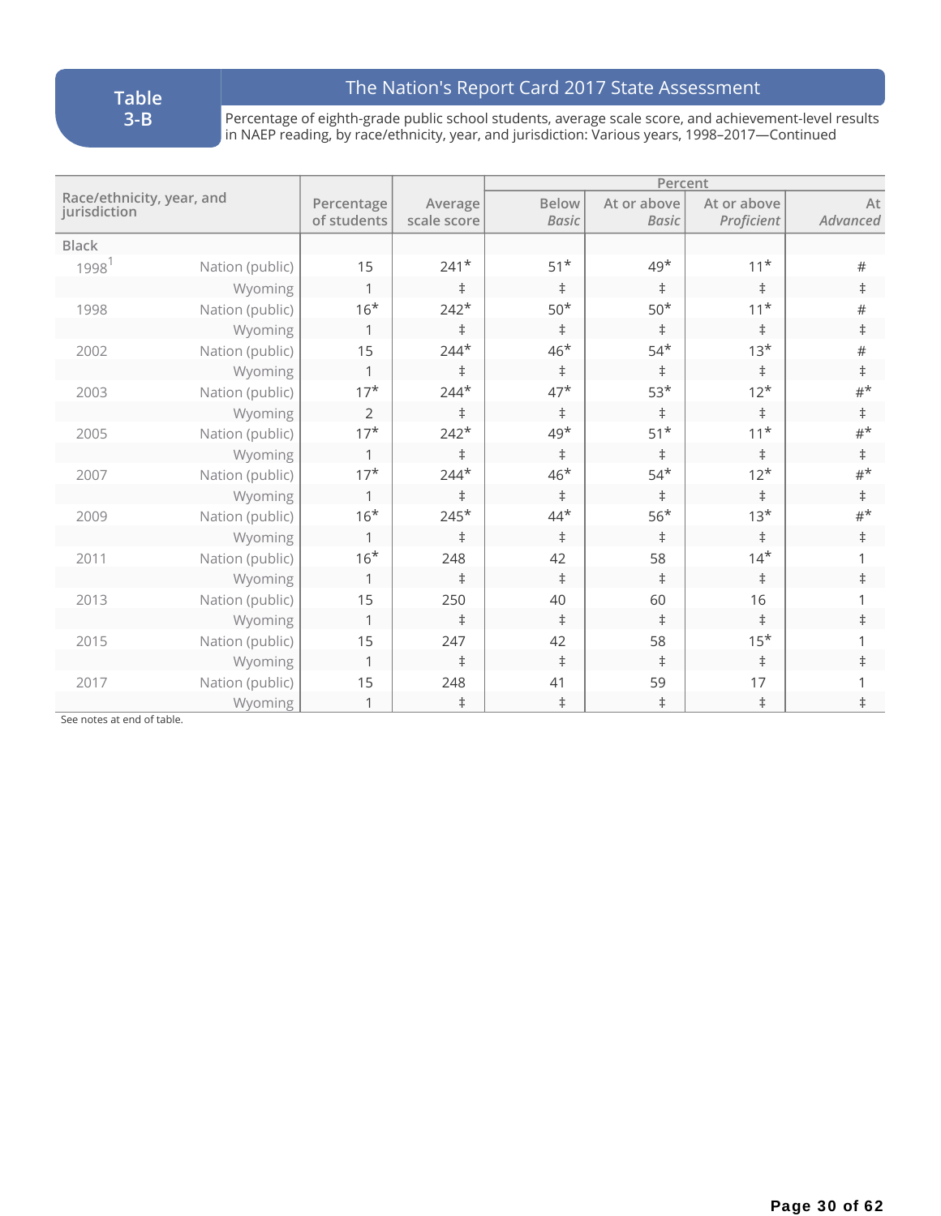## Table 3-B

### The Nation's Report Card 2017 State Assessment

Percentage of eighth-grade public school students, average scale score, and achievement-level results in NAEP reading, by race/ethnicity, year, and jurisdiction: Various years, 1998–2017—Continued

| Race/ethnicity, year, and jurisdiction | | Percentage of students | Average scale score | Percent | | | |
|---|---|---|---|---|---|---|---|
| | | | | Below *Basic* | At or above *Basic* | At or above *Proficient* | At *Advanced* |
| Black | | | | | | | |
| 1998[1] | Nation (public) | 15 | 241* | 51* | 49* | 11* | # |
| | Wyoming | 1 | ‡ | ‡ | ‡ | ‡ | ‡ |
| 1998 | Nation (public) | 16* | 242* | 50* | 50* | 11* | # |
| | Wyoming | 1 | ‡ | ‡ | ‡ | ‡ | ‡ |
| 2002 | Nation (public) | 15 | 244* | 46* | 54* | 13* | # |
| | Wyoming | 1 | ‡ | ‡ | ‡ | ‡ | ‡ |
| 2003 | Nation (public) | 17* | 244* | 47* | 53* | 12* | #* |
| | Wyoming | 2 | ‡ | ‡ | ‡ | ‡ | ‡ |
| 2005 | Nation (public) | 17* | 242* | 49* | 51* | 11* | #* |
| | Wyoming | 1 | ‡ | ‡ | ‡ | ‡ | ‡ |
| 2007 | Nation (public) | 17* | 244* | 46* | 54* | 12* | #* |
| | Wyoming | 1 | ‡ | ‡ | ‡ | ‡ | ‡ |
| 2009 | Nation (public) | 16* | 245* | 44* | 56* | 13* | #* |
| | Wyoming | 1 | ‡ | ‡ | ‡ | ‡ | ‡ |
| 2011 | Nation (public) | 16* | 248 | 42 | 58 | 14* | 1 |
| | Wyoming | 1 | ‡ | ‡ | ‡ | ‡ | ‡ |
| 2013 | Nation (public) | 15 | 250 | 40 | 60 | 16 | 1 |
| | Wyoming | 1 | ‡ | ‡ | ‡ | ‡ | ‡ |
| 2015 | Nation (public) | 15 | 247 | 42 | 58 | 15* | 1 |
| | Wyoming | 1 | ‡ | ‡ | ‡ | ‡ | ‡ |
| 2017 | Nation (public) | 15 | 248 | 41 | 59 | 17 | 1 |
| | Wyoming | 1 | ‡ | ‡ | ‡ | ‡ | ‡ |

See notes at end of table.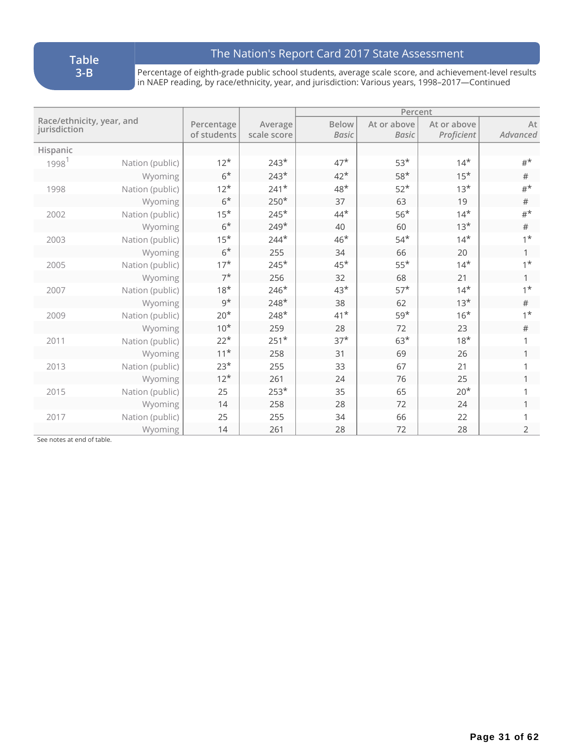**Table 3-B**

**The Nation's Report Card 2017 State Assessment**

Percentage of eighth-grade public school students, average scale score, and achievement-level results in NAEP reading, by race/ethnicity, year, and jurisdiction: Various years, 1998–2017—Continued

| Race/ethnicity, year, and jurisdiction | | Percentage of students | Average scale score | Percent | | | |
|---|---|---|---|---|---|---|---|
| | | | | Below *Basic* | At or above *Basic* | At or above *Proficient* | At *Advanced* |
| **Hispanic** | | | | | | | |
| 1998[1] | Nation (public) | 12* | 243* | 47* | 53* | 14* | #* |
| | Wyoming | 6* | 243* | 42* | 58* | 15* | # |
| 1998 | Nation (public) | 12* | 241* | 48* | 52* | 13* | #* |
| | Wyoming | 6* | 250* | 37 | 63 | 19 | # |
| 2002 | Nation (public) | 15* | 245* | 44* | 56* | 14* | #* |
| | Wyoming | 6* | 249* | 40 | 60 | 13* | # |
| 2003 | Nation (public) | 15* | 244* | 46* | 54* | 14* | 1* |
| | Wyoming | 6* | 255 | 34 | 66 | 20 | 1 |
| 2005 | Nation (public) | 17* | 245* | 45* | 55* | 14* | 1* |
| | Wyoming | 7* | 256 | 32 | 68 | 21 | 1 |
| 2007 | Nation (public) | 18* | 246* | 43* | 57* | 14* | 1* |
| | Wyoming | 9* | 248* | 38 | 62 | 13* | # |
| 2009 | Nation (public) | 20* | 248* | 41* | 59* | 16* | 1* |
| | Wyoming | 10* | 259 | 28 | 72 | 23 | # |
| 2011 | Nation (public) | 22* | 251* | 37* | 63* | 18* | 1 |
| | Wyoming | 11* | 258 | 31 | 69 | 26 | 1 |
| 2013 | Nation (public) | 23* | 255 | 33 | 67 | 21 | 1 |
| | Wyoming | 12* | 261 | 24 | 76 | 25 | 1 |
| 2015 | Nation (public) | 25 | 253* | 35 | 65 | 20* | 1 |
| | Wyoming | 14 | 258 | 28 | 72 | 24 | 1 |
| 2017 | Nation (public) | 25 | 255 | 34 | 66 | 22 | 1 |
| | Wyoming | 14 | 261 | 28 | 72 | 28 | 2 |

See notes at end of table.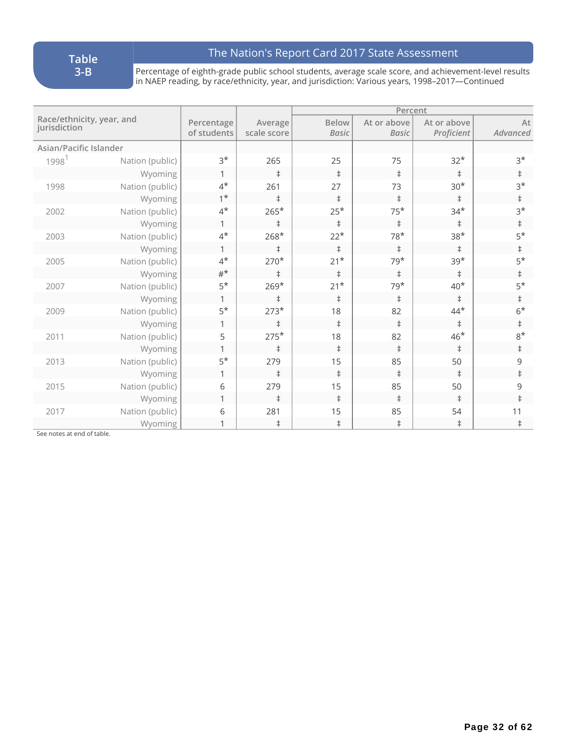**Table 3-B**

## The Nation's Report Card 2017 State Assessment

Percentage of eighth-grade public school students, average scale score, and achievement-level results in NAEP reading, by race/ethnicity, year, and jurisdiction: Various years, 1998–2017—Continued

| Race/ethnicity, year, and jurisdiction | | Percentage of students | Average scale score | Percent | | | |
|---|---|---|---|---|---|---|---|
| | | | | Below *Basic* | At or above *Basic* | At or above *Proficient* | At *Advanced* |
| **Asian/Pacific Islander** | | | | | | | |
| 1998[1] | Nation (public) | 3* | 265 | 25 | 75 | 32* | 3* |
| | Wyoming | 1 | ‡ | ‡ | ‡ | ‡ | ‡ |
| 1998 | Nation (public) | 4* | 261 | 27 | 73 | 30* | 3* |
| | Wyoming | 1* | ‡ | ‡ | ‡ | ‡ | ‡ |
| 2002 | Nation (public) | 4* | 265* | 25* | 75* | 34* | 3* |
| | Wyoming | 1 | ‡ | ‡ | ‡ | ‡ | ‡ |
| 2003 | Nation (public) | 4* | 268* | 22* | 78* | 38* | 5* |
| | Wyoming | 1 | ‡ | ‡ | ‡ | ‡ | ‡ |
| 2005 | Nation (public) | 4* | 270* | 21* | 79* | 39* | 5* |
| | Wyoming | #* | ‡ | ‡ | ‡ | ‡ | ‡ |
| 2007 | Nation (public) | 5* | 269* | 21* | 79* | 40* | 5* |
| | Wyoming | 1 | ‡ | ‡ | ‡ | ‡ | ‡ |
| 2009 | Nation (public) | 5* | 273* | 18 | 82 | 44* | 6* |
| | Wyoming | 1 | ‡ | ‡ | ‡ | ‡ | ‡ |
| 2011 | Nation (public) | 5 | 275* | 18 | 82 | 46* | 8* |
| | Wyoming | 1 | ‡ | ‡ | ‡ | ‡ | ‡ |
| 2013 | Nation (public) | 5* | 279 | 15 | 85 | 50 | 9 |
| | Wyoming | 1 | ‡ | ‡ | ‡ | ‡ | ‡ |
| 2015 | Nation (public) | 6 | 279 | 15 | 85 | 50 | 9 |
| | Wyoming | 1 | ‡ | ‡ | ‡ | ‡ | ‡ |
| 2017 | Nation (public) | 6 | 281 | 15 | 85 | 54 | 11 |
| | Wyoming | 1 | ‡ | ‡ | ‡ | ‡ | ‡ |

See notes at end of table.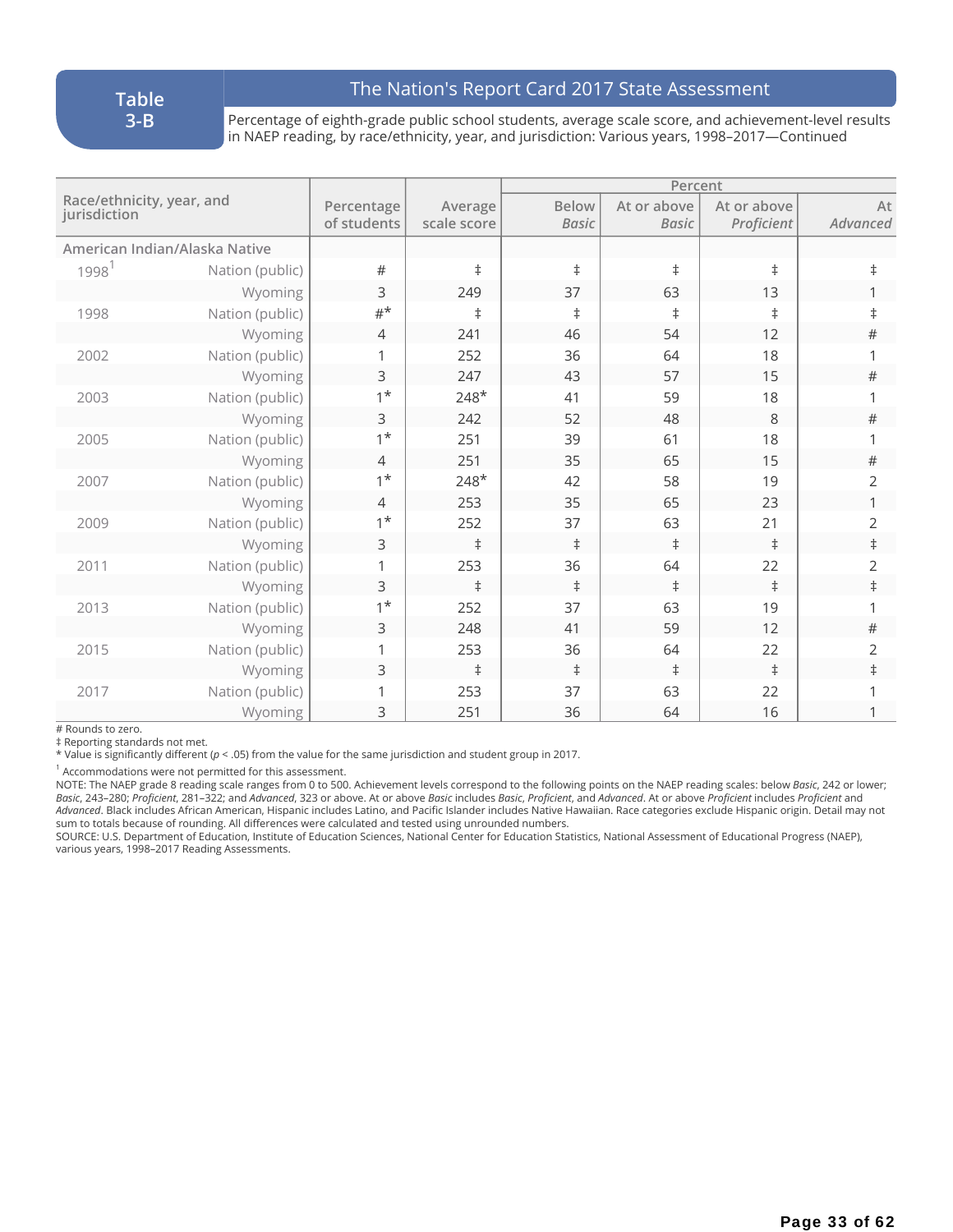**Table 3-B**

## The Nation's Report Card 2017 State Assessment

Percentage of eighth-grade public school students, average scale score, and achievement-level results in NAEP reading, by race/ethnicity, year, and jurisdiction: Various years, 1998–2017—Continued

| Race/ethnicity, year, and jurisdiction | | Percentage of students | Average scale score | Percent | | | |
|---|---|---|---|---|---|---|---|
| | | | | Below *Basic* | At or above *Basic* | At or above *Proficient* | At *Advanced* |
| **American Indian/Alaska Native** | | | | | | | |
| 1998[1] | Nation (public) | # | ‡ | ‡ | ‡ | ‡ | ‡ |
| | Wyoming | 3 | 249 | 37 | 63 | 13 | 1 |
| 1998 | Nation (public) | #* | ‡ | ‡ | ‡ | ‡ | ‡ |
| | Wyoming | 4 | 241 | 46 | 54 | 12 | # |
| 2002 | Nation (public) | 1 | 252 | 36 | 64 | 18 | 1 |
| | Wyoming | 3 | 247 | 43 | 57 | 15 | # |
| 2003 | Nation (public) | 1* | 248* | 41 | 59 | 18 | 1 |
| | Wyoming | 3 | 242 | 52 | 48 | 8 | # |
| 2005 | Nation (public) | 1* | 251 | 39 | 61 | 18 | 1 |
| | Wyoming | 4 | 251 | 35 | 65 | 15 | # |
| 2007 | Nation (public) | 1* | 248* | 42 | 58 | 19 | 2 |
| | Wyoming | 4 | 253 | 35 | 65 | 23 | 1 |
| 2009 | Nation (public) | 1* | 252 | 37 | 63 | 21 | 2 |
| | Wyoming | 3 | ‡ | ‡ | ‡ | ‡ | ‡ |
| 2011 | Nation (public) | 1 | 253 | 36 | 64 | 22 | 2 |
| | Wyoming | 3 | ‡ | ‡ | ‡ | ‡ | ‡ |
| 2013 | Nation (public) | 1* | 252 | 37 | 63 | 19 | 1 |
| | Wyoming | 3 | 248 | 41 | 59 | 12 | # |
| 2015 | Nation (public) | 1 | 253 | 36 | 64 | 22 | 2 |
| | Wyoming | 3 | ‡ | ‡ | ‡ | ‡ | ‡ |
| 2017 | Nation (public) | 1 | 253 | 37 | 63 | 22 | 1 |
| | Wyoming | 3 | 251 | 36 | 64 | 16 | 1 |

\# Rounds to zero.

‡ Reporting standards not met.

\* Value is significantly different ($p < .05$) from the value for the same jurisdiction and student group in 2017.

[1] Accommodations were not permitted for this assessment.

NOTE: The NAEP grade 8 reading scale ranges from 0 to 500. Achievement levels correspond to the following points on the NAEP reading scales: below *Basic*, 242 or lower; *Basic*, 243–280; *Proficient*, 281–322; and *Advanced*, 323 or above. At or above *Basic* includes *Basic*, *Proficient*, and *Advanced*. At or above *Proficient* includes *Proficient* and *Advanced*. Black includes African American, Hispanic includes Latino, and Pacific Islander includes Native Hawaiian. Race categories exclude Hispanic origin. Detail may not sum to totals because of rounding. All differences were calculated and tested using unrounded numbers.

SOURCE: U.S. Department of Education, Institute of Education Sciences, National Center for Education Statistics, National Assessment of Educational Progress (NAEP), various years, 1998–2017 Reading Assessments.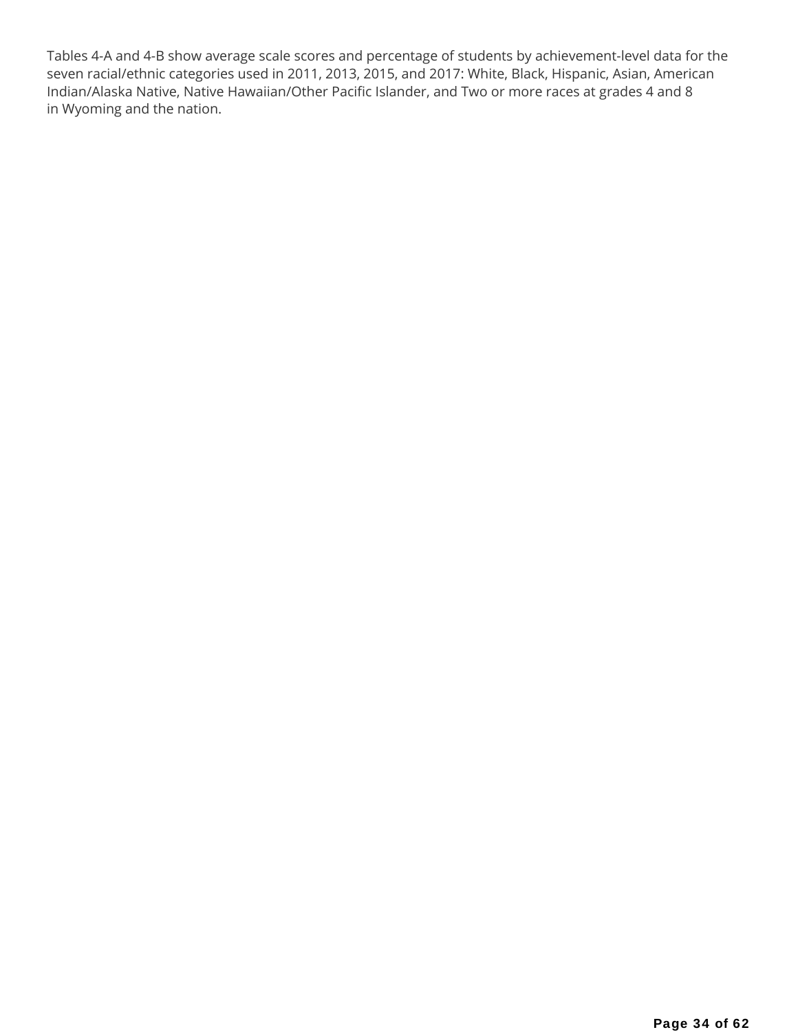Tables 4-A and 4-B show average scale scores and percentage of students by achievement-level data for the seven racial/ethnic categories used in 2011, 2013, 2015, and 2017: White, Black, Hispanic, Asian, American Indian/Alaska Native, Native Hawaiian/Other Pacific Islander, and Two or more races at grades 4 and 8 in Wyoming and the nation.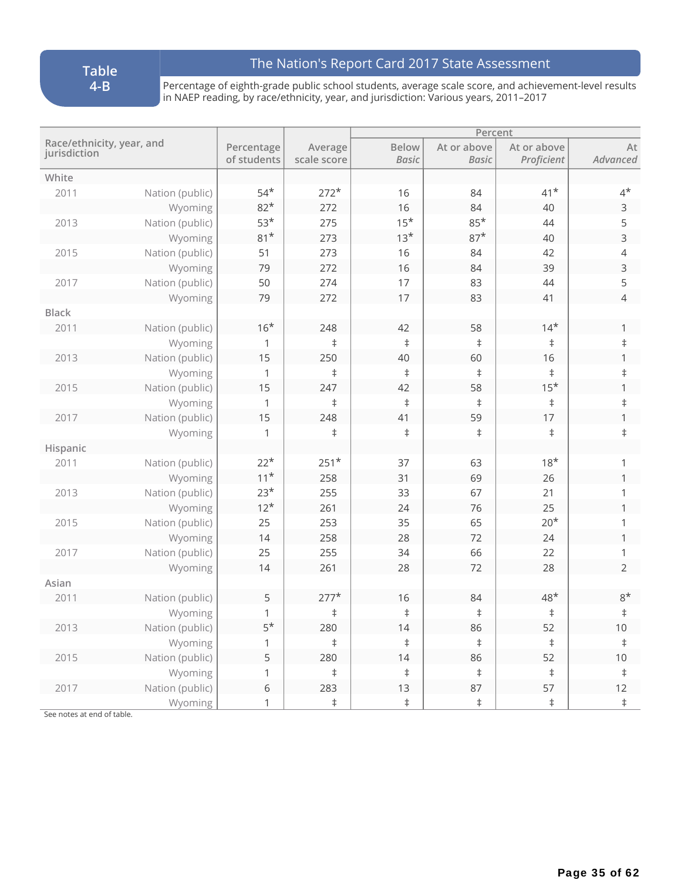**Table 4-B**

## The Nation's Report Card 2017 State Assessment

Percentage of eighth-grade public school students, average scale score, and achievement-level results in NAEP reading, by race/ethnicity, year, and jurisdiction: Various years, 2011–2017

| Race/ethnicity, year, and jurisdiction | | Percentage of students | Average scale score | Percent | | | |
|---|---|---|---|---|---|---|---|
| | | | | Below *Basic* | At or above *Basic* | At or above *Proficient* | At *Advanced* |
| **White** | | | | | | | |
| 2011 | Nation (public) | 54* | 272* | 16 | 84 | 41* | 4* |
| | Wyoming | 82* | 272 | 16 | 84 | 40 | 3 |
| 2013 | Nation (public) | 53* | 275 | 15* | 85* | 44 | 5 |
| | Wyoming | 81* | 273 | 13* | 87* | 40 | 3 |
| 2015 | Nation (public) | 51 | 273 | 16 | 84 | 42 | 4 |
| | Wyoming | 79 | 272 | 16 | 84 | 39 | 3 |
| 2017 | Nation (public) | 50 | 274 | 17 | 83 | 44 | 5 |
| | Wyoming | 79 | 272 | 17 | 83 | 41 | 4 |
| **Black** | | | | | | | |
| 2011 | Nation (public) | 16* | 248 | 42 | 58 | 14* | 1 |
| | Wyoming | 1 | ‡ | ‡ | ‡ | ‡ | ‡ |
| 2013 | Nation (public) | 15 | 250 | 40 | 60 | 16 | 1 |
| | Wyoming | 1 | ‡ | ‡ | ‡ | ‡ | ‡ |
| 2015 | Nation (public) | 15 | 247 | 42 | 58 | 15* | 1 |
| | Wyoming | 1 | ‡ | ‡ | ‡ | ‡ | ‡ |
| 2017 | Nation (public) | 15 | 248 | 41 | 59 | 17 | 1 |
| | Wyoming | 1 | ‡ | ‡ | ‡ | ‡ | ‡ |
| **Hispanic** | | | | | | | |
| 2011 | Nation (public) | 22* | 251* | 37 | 63 | 18* | 1 |
| | Wyoming | 11* | 258 | 31 | 69 | 26 | 1 |
| 2013 | Nation (public) | 23* | 255 | 33 | 67 | 21 | 1 |
| | Wyoming | 12* | 261 | 24 | 76 | 25 | 1 |
| 2015 | Nation (public) | 25 | 253 | 35 | 65 | 20* | 1 |
| | Wyoming | 14 | 258 | 28 | 72 | 24 | 1 |
| 2017 | Nation (public) | 25 | 255 | 34 | 66 | 22 | 1 |
| | Wyoming | 14 | 261 | 28 | 72 | 28 | 2 |
| **Asian** | | | | | | | |
| 2011 | Nation (public) | 5 | 277* | 16 | 84 | 48* | 8* |
| | Wyoming | 1 | ‡ | ‡ | ‡ | ‡ | ‡ |
| 2013 | Nation (public) | 5* | 280 | 14 | 86 | 52 | 10 |
| | Wyoming | 1 | ‡ | ‡ | ‡ | ‡ | ‡ |
| 2015 | Nation (public) | 5 | 280 | 14 | 86 | 52 | 10 |
| | Wyoming | 1 | ‡ | ‡ | ‡ | ‡ | ‡ |
| 2017 | Nation (public) | 6 | 283 | 13 | 87 | 57 | 12 |
| | Wyoming | 1 | ‡ | ‡ | ‡ | ‡ | ‡ |

See notes at end of table.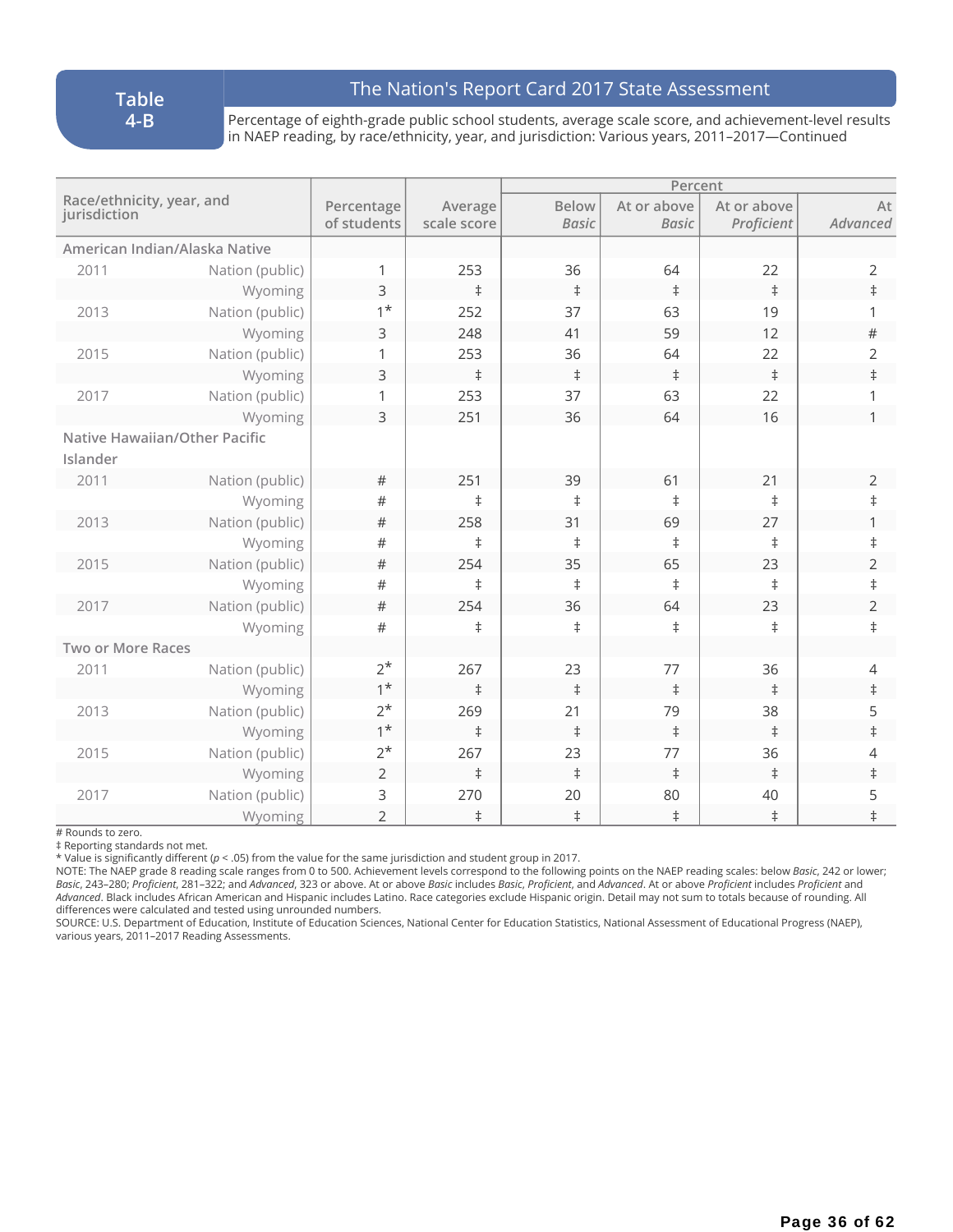**Table 4-B**

## The Nation's Report Card 2017 State Assessment

Percentage of eighth-grade public school students, average scale score, and achievement-level results in NAEP reading, by race/ethnicity, year, and jurisdiction: Various years, 2011–2017—Continued

| Race/ethnicity, year, and jurisdiction | | Percentage of students | Average scale score | Percent | | | |
|---|---|---|---|---|---|---|---|
| | | | | Below *Basic* | At or above *Basic* | At or above *Proficient* | At *Advanced* |
| **American Indian/Alaska Native** | | | | | | | |
| 2011 | Nation (public) | 1 | 253 | 36 | 64 | 22 | 2 |
| | Wyoming | 3 | ‡ | ‡ | ‡ | ‡ | ‡ |
| 2013 | Nation (public) | 1* | 252 | 37 | 63 | 19 | 1 |
| | Wyoming | 3 | 248 | 41 | 59 | 12 | # |
| 2015 | Nation (public) | 1 | 253 | 36 | 64 | 22 | 2 |
| | Wyoming | 3 | ‡ | ‡ | ‡ | ‡ | ‡ |
| 2017 | Nation (public) | 1 | 253 | 37 | 63 | 22 | 1 |
| | Wyoming | 3 | 251 | 36 | 64 | 16 | 1 |
| **Native Hawaiian/Other Pacific Islander** | | | | | | | |
| 2011 | Nation (public) | # | 251 | 39 | 61 | 21 | 2 |
| | Wyoming | # | ‡ | ‡ | ‡ | ‡ | ‡ |
| 2013 | Nation (public) | # | 258 | 31 | 69 | 27 | 1 |
| | Wyoming | # | ‡ | ‡ | ‡ | ‡ | ‡ |
| 2015 | Nation (public) | # | 254 | 35 | 65 | 23 | 2 |
| | Wyoming | # | ‡ | ‡ | ‡ | ‡ | ‡ |
| 2017 | Nation (public) | # | 254 | 36 | 64 | 23 | 2 |
| | Wyoming | # | ‡ | ‡ | ‡ | ‡ | ‡ |
| **Two or More Races** | | | | | | | |
| 2011 | Nation (public) | 2* | 267 | 23 | 77 | 36 | 4 |
| | Wyoming | 1* | ‡ | ‡ | ‡ | ‡ | ‡ |
| 2013 | Nation (public) | 2* | 269 | 21 | 79 | 38 | 5 |
| | Wyoming | 1* | ‡ | ‡ | ‡ | ‡ | ‡ |
| 2015 | Nation (public) | 2* | 267 | 23 | 77 | 36 | 4 |
| | Wyoming | 2 | ‡ | ‡ | ‡ | ‡ | ‡ |
| 2017 | Nation (public) | 3 | 270 | 20 | 80 | 40 | 5 |
| | Wyoming | 2 | ‡ | ‡ | ‡ | ‡ | ‡ |

# Rounds to zero.
‡ Reporting standards not met.
* Value is significantly different ($p < .05$) from the value for the same jurisdiction and student group in 2017.
NOTE: The NAEP grade 8 reading scale ranges from 0 to 500. Achievement levels correspond to the following points on the NAEP reading scales: below *Basic*, 242 or lower; *Basic*, 243–280; *Proficient*, 281–322; and *Advanced*, 323 or above. At or above *Basic* includes *Basic*, *Proficient*, and *Advanced*. At or above *Proficient* includes *Proficient* and *Advanced*. Black includes African American and Hispanic includes Latino. Race categories exclude Hispanic origin. Detail may not sum to totals because of rounding. All differences were calculated and tested using unrounded numbers.
SOURCE: U.S. Department of Education, Institute of Education Sciences, National Center for Education Statistics, National Assessment of Educational Progress (NAEP), various years, 2011–2017 Reading Assessments.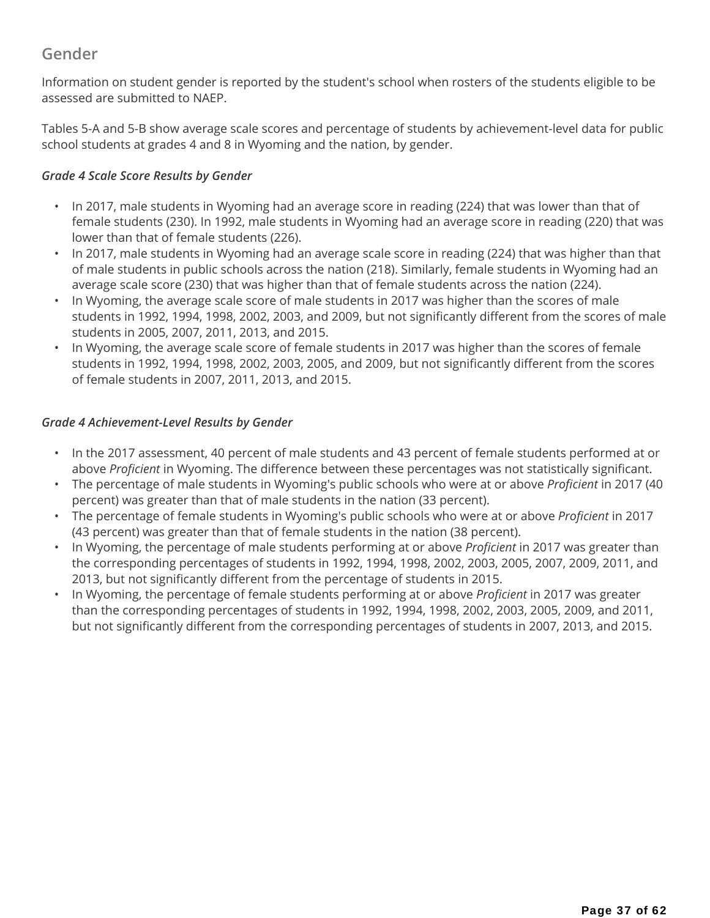## Gender

Information on student gender is reported by the student's school when rosters of the students eligible to be assessed are submitted to NAEP.

Tables 5-A and 5-B show average scale scores and percentage of students by achievement-level data for public school students at grades 4 and 8 in Wyoming and the nation, by gender.

***Grade 4 Scale Score Results by Gender***

- In 2017, male students in Wyoming had an average score in reading (224) that was lower than that of female students (230). In 1992, male students in Wyoming had an average score in reading (220) that was lower than that of female students (226).
- In 2017, male students in Wyoming had an average scale score in reading (224) that was higher than that of male students in public schools across the nation (218). Similarly, female students in Wyoming had an average scale score (230) that was higher than that of female students across the nation (224).
- In Wyoming, the average scale score of male students in 2017 was higher than the scores of male students in 1992, 1994, 1998, 2002, 2003, and 2009, but not significantly different from the scores of male students in 2005, 2007, 2011, 2013, and 2015.
- In Wyoming, the average scale score of female students in 2017 was higher than the scores of female students in 1992, 1994, 1998, 2002, 2003, 2005, and 2009, but not significantly different from the scores of female students in 2007, 2011, 2013, and 2015.

***Grade 4 Achievement-Level Results by Gender***

- In the 2017 assessment, 40 percent of male students and 43 percent of female students performed at or above *Proficient* in Wyoming. The difference between these percentages was not statistically significant.
- The percentage of male students in Wyoming's public schools who were at or above *Proficient* in 2017 (40 percent) was greater than that of male students in the nation (33 percent).
- The percentage of female students in Wyoming's public schools who were at or above *Proficient* in 2017 (43 percent) was greater than that of female students in the nation (38 percent).
- In Wyoming, the percentage of male students performing at or above *Proficient* in 2017 was greater than the corresponding percentages of students in 1992, 1994, 1998, 2002, 2003, 2005, 2007, 2009, 2011, and 2013, but not significantly different from the percentage of students in 2015.
- In Wyoming, the percentage of female students performing at or above *Proficient* in 2017 was greater than the corresponding percentages of students in 1992, 1994, 1998, 2002, 2003, 2005, 2009, and 2011, but not significantly different from the corresponding percentages of students in 2007, 2013, and 2015.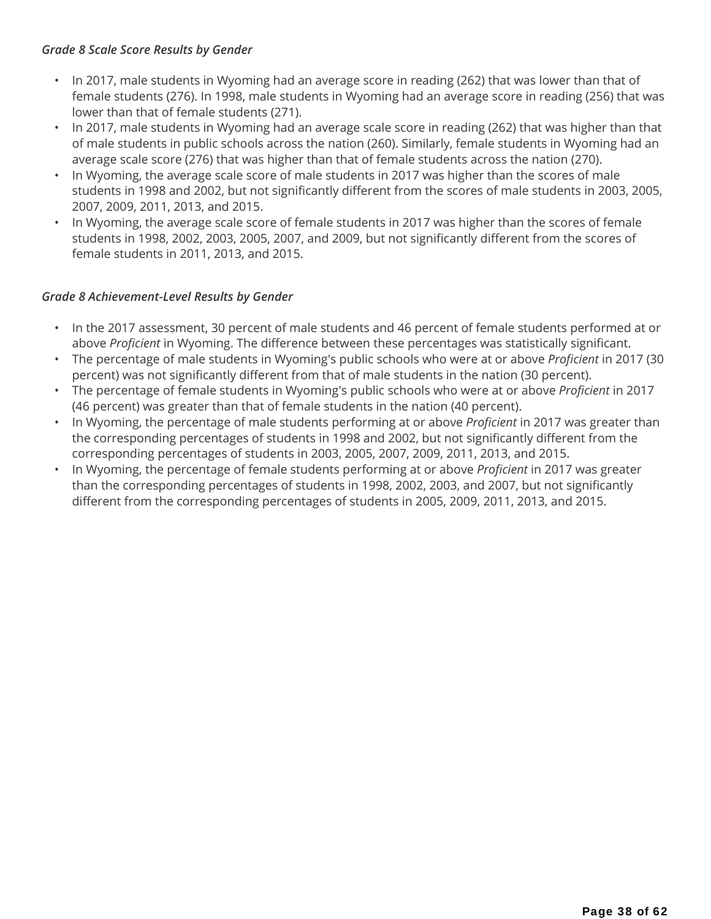*Grade 8 Scale Score Results by Gender*

- In 2017, male students in Wyoming had an average score in reading (262) that was lower than that of female students (276). In 1998, male students in Wyoming had an average score in reading (256) that was lower than that of female students (271).
- In 2017, male students in Wyoming had an average scale score in reading (262) that was higher than that of male students in public schools across the nation (260). Similarly, female students in Wyoming had an average scale score (276) that was higher than that of female students across the nation (270).
- In Wyoming, the average scale score of male students in 2017 was higher than the scores of male students in 1998 and 2002, but not significantly different from the scores of male students in 2003, 2005, 2007, 2009, 2011, 2013, and 2015.
- In Wyoming, the average scale score of female students in 2017 was higher than the scores of female students in 1998, 2002, 2003, 2005, 2007, and 2009, but not significantly different from the scores of female students in 2011, 2013, and 2015.

*Grade 8 Achievement-Level Results by Gender*

- In the 2017 assessment, 30 percent of male students and 46 percent of female students performed at or above *Proficient* in Wyoming. The difference between these percentages was statistically significant.
- The percentage of male students in Wyoming's public schools who were at or above *Proficient* in 2017 (30 percent) was not significantly different from that of male students in the nation (30 percent).
- The percentage of female students in Wyoming's public schools who were at or above *Proficient* in 2017 (46 percent) was greater than that of female students in the nation (40 percent).
- In Wyoming, the percentage of male students performing at or above *Proficient* in 2017 was greater than the corresponding percentages of students in 1998 and 2002, but not significantly different from the corresponding percentages of students in 2003, 2005, 2007, 2009, 2011, 2013, and 2015.
- In Wyoming, the percentage of female students performing at or above *Proficient* in 2017 was greater than the corresponding percentages of students in 1998, 2002, 2003, and 2007, but not significantly different from the corresponding percentages of students in 2005, 2009, 2011, 2013, and 2015.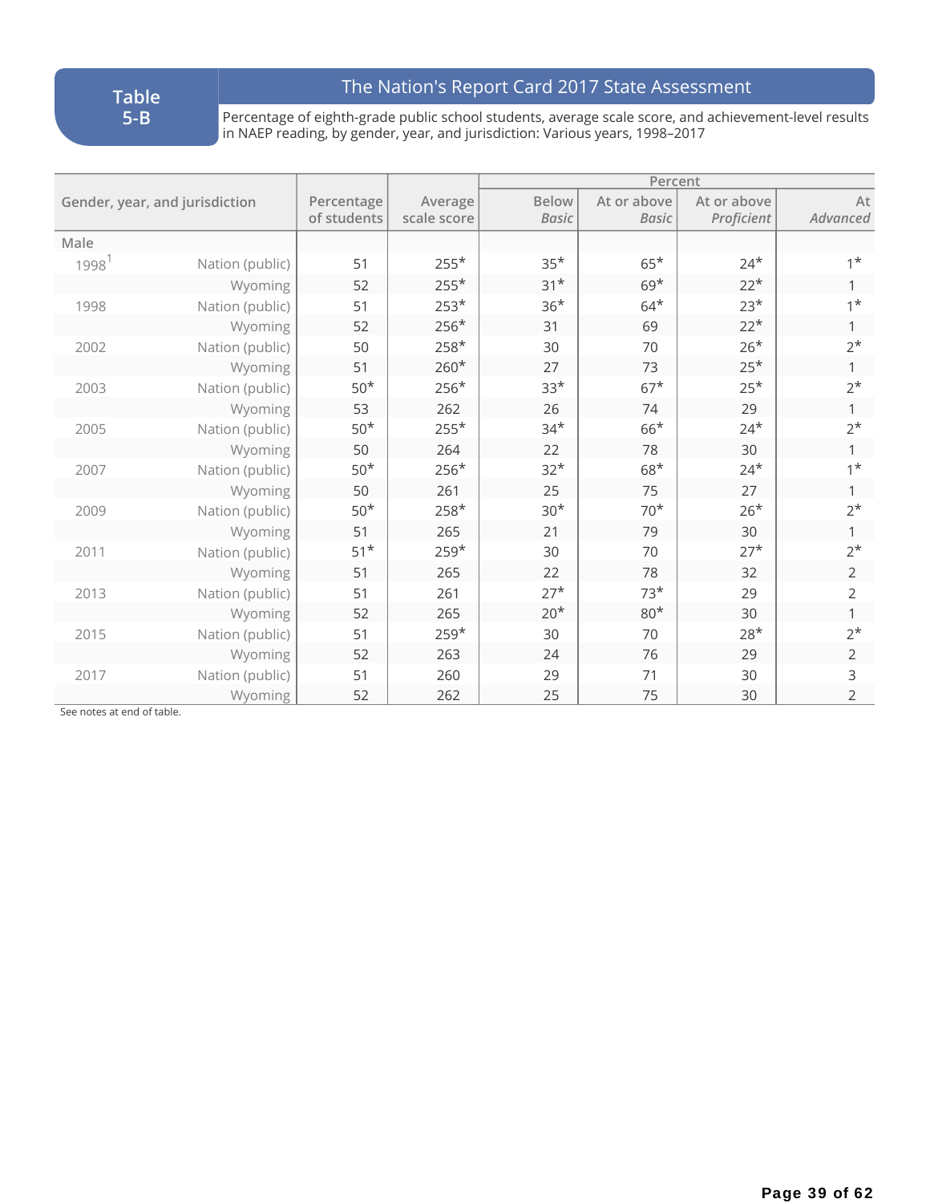**Table 5-B**

## The Nation's Report Card 2017 State Assessment

Percentage of eighth-grade public school students, average scale score, and achievement-level results in NAEP reading, by gender, year, and jurisdiction: Various years, 1998–2017

| Gender, year, and jurisdiction | | Percentage of students | Average scale score | Percent | | | |
|---|---|---|---|---|---|---|---|
| | | | | Below *Basic* | At or above *Basic* | At or above *Proficient* | At *Advanced* |
| Male | | | | | | | |
| 1998[1] | Nation (public) | 51 | 255* | 35* | 65* | 24* | 1* |
| | Wyoming | 52 | 255* | 31* | 69* | 22* | 1 |
| 1998 | Nation (public) | 51 | 253* | 36* | 64* | 23* | 1* |
| | Wyoming | 52 | 256* | 31 | 69 | 22* | 1 |
| 2002 | Nation (public) | 50 | 258* | 30 | 70 | 26* | 2* |
| | Wyoming | 51 | 260* | 27 | 73 | 25* | 1 |
| 2003 | Nation (public) | 50* | 256* | 33* | 67* | 25* | 2* |
| | Wyoming | 53 | 262 | 26 | 74 | 29 | 1 |
| 2005 | Nation (public) | 50* | 255* | 34* | 66* | 24* | 2* |
| | Wyoming | 50 | 264 | 22 | 78 | 30 | 1 |
| 2007 | Nation (public) | 50* | 256* | 32* | 68* | 24* | 1* |
| | Wyoming | 50 | 261 | 25 | 75 | 27 | 1 |
| 2009 | Nation (public) | 50* | 258* | 30* | 70* | 26* | 2* |
| | Wyoming | 51 | 265 | 21 | 79 | 30 | 1 |
| 2011 | Nation (public) | 51* | 259* | 30 | 70 | 27* | 2* |
| | Wyoming | 51 | 265 | 22 | 78 | 32 | 2 |
| 2013 | Nation (public) | 51 | 261 | 27* | 73* | 29 | 2 |
| | Wyoming | 52 | 265 | 20* | 80* | 30 | 1 |
| 2015 | Nation (public) | 51 | 259* | 30 | 70 | 28* | 2* |
| | Wyoming | 52 | 263 | 24 | 76 | 29 | 2 |
| 2017 | Nation (public) | 51 | 260 | 29 | 71 | 30 | 3 |
| | Wyoming | 52 | 262 | 25 | 75 | 30 | 2 |

See notes at end of table.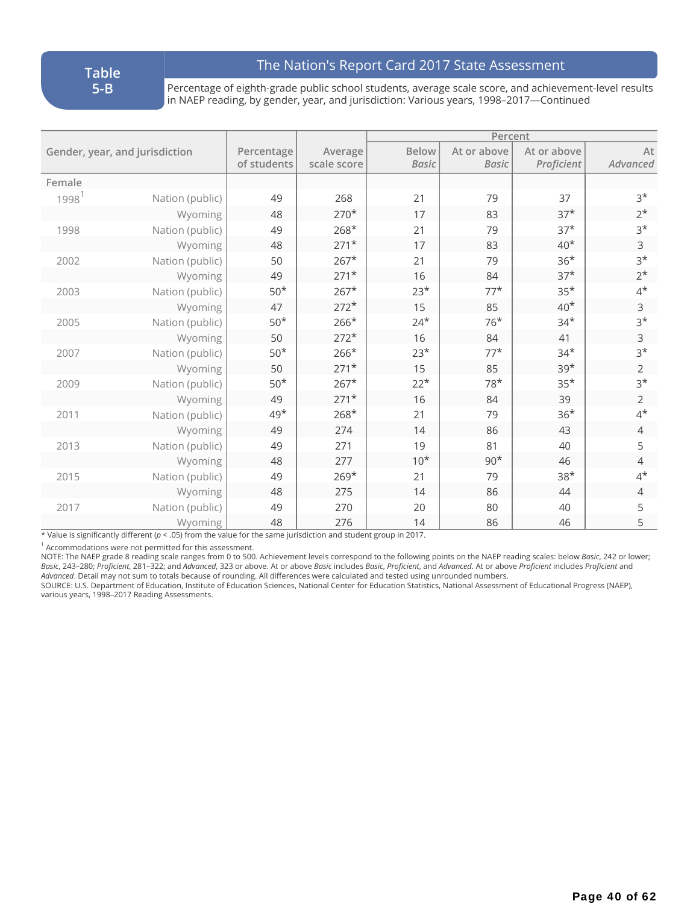**Table 5-B**

## The Nation's Report Card 2017 State Assessment

Percentage of eighth-grade public school students, average scale score, and achievement-level results in NAEP reading, by gender, year, and jurisdiction: Various years, 1998–2017—Continued

| Gender, year, and jurisdiction | | Percentage of students | Average scale score | Percent | | | |
|---|---|---|---|---|---|---|---|
| | | | | Below *Basic* | At or above *Basic* | At or above *Proficient* | At *Advanced* |
| Female | | | | | | | |
| 1998[1] | Nation (public) | 49 | 268 | 21 | 79 | 37 | 3* |
| | Wyoming | 48 | 270* | 17 | 83 | 37* | 2* |
| 1998 | Nation (public) | 49 | 268* | 21 | 79 | 37* | 3* |
| | Wyoming | 48 | 271* | 17 | 83 | 40* | 3 |
| 2002 | Nation (public) | 50 | 267* | 21 | 79 | 36* | 3* |
| | Wyoming | 49 | 271* | 16 | 84 | 37* | 2* |
| 2003 | Nation (public) | 50* | 267* | 23* | 77* | 35* | 4* |
| | Wyoming | 47 | 272* | 15 | 85 | 40* | 3 |
| 2005 | Nation (public) | 50* | 266* | 24* | 76* | 34* | 3* |
| | Wyoming | 50 | 272* | 16 | 84 | 41 | 3 |
| 2007 | Nation (public) | 50* | 266* | 23* | 77* | 34* | 3* |
| | Wyoming | 50 | 271* | 15 | 85 | 39* | 2 |
| 2009 | Nation (public) | 50* | 267* | 22* | 78* | 35* | 3* |
| | Wyoming | 49 | 271* | 16 | 84 | 39 | 2 |
| 2011 | Nation (public) | 49* | 268* | 21 | 79 | 36* | 4* |
| | Wyoming | 49 | 274 | 14 | 86 | 43 | 4 |
| 2013 | Nation (public) | 49 | 271 | 19 | 81 | 40 | 5 |
| | Wyoming | 48 | 277 | 10* | 90* | 46 | 4 |
| 2015 | Nation (public) | 49 | 269* | 21 | 79 | 38* | 4* |
| | Wyoming | 48 | 275 | 14 | 86 | 44 | 4 |
| 2017 | Nation (public) | 49 | 270 | 20 | 80 | 40 | 5 |
| | Wyoming | 48 | 276 | 14 | 86 | 46 | 5 |

* Value is significantly different ($p < .05$) from the value for the same jurisdiction and student group in 2017.

[1] Accommodations were not permitted for this assessment.

NOTE: The NAEP grade 8 reading scale ranges from 0 to 500. Achievement levels correspond to the following points on the NAEP reading scales: below *Basic*, 242 or lower; *Basic*, 243–280; *Proficient*, 281–322; and *Advanced*, 323 or above. At or above *Basic* includes *Basic*, *Proficient*, and *Advanced*. At or above *Proficient* includes *Proficient* and *Advanced*. Detail may not sum to totals because of rounding. All differences were calculated and tested using unrounded numbers.

SOURCE: U.S. Department of Education, Institute of Education Sciences, National Center for Education Statistics, National Assessment of Educational Progress (NAEP), various years, 1998–2017 Reading Assessments.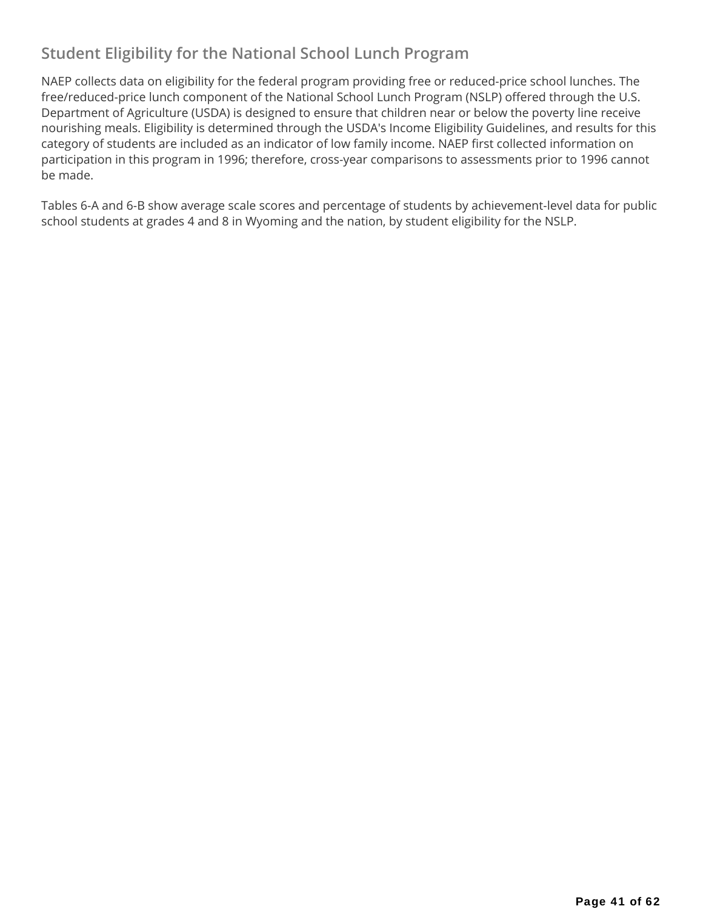## Student Eligibility for the National School Lunch Program

NAEP collects data on eligibility for the federal program providing free or reduced-price school lunches. The free/reduced-price lunch component of the National School Lunch Program (NSLP) offered through the U.S. Department of Agriculture (USDA) is designed to ensure that children near or below the poverty line receive nourishing meals. Eligibility is determined through the USDA's Income Eligibility Guidelines, and results for this category of students are included as an indicator of low family income. NAEP first collected information on participation in this program in 1996; therefore, cross-year comparisons to assessments prior to 1996 cannot be made.

Tables 6-A and 6-B show average scale scores and percentage of students by achievement-level data for public school students at grades 4 and 8 in Wyoming and the nation, by student eligibility for the NSLP.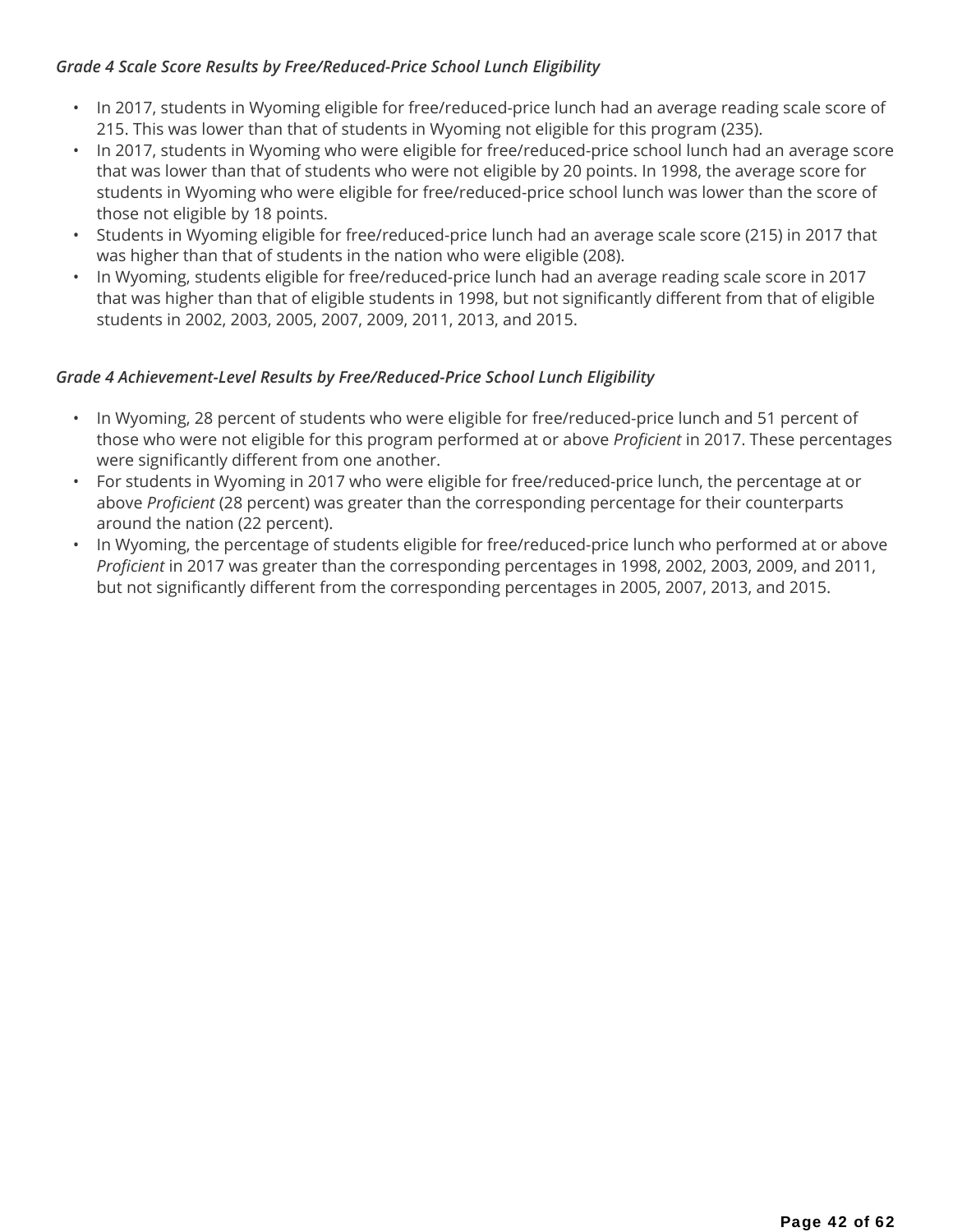*Grade 4 Scale Score Results by Free/Reduced-Price School Lunch Eligibility*

- In 2017, students in Wyoming eligible for free/reduced-price lunch had an average reading scale score of 215. This was lower than that of students in Wyoming not eligible for this program (235).
- In 2017, students in Wyoming who were eligible for free/reduced-price school lunch had an average score that was lower than that of students who were not eligible by 20 points. In 1998, the average score for students in Wyoming who were eligible for free/reduced-price school lunch was lower than the score of those not eligible by 18 points.
- Students in Wyoming eligible for free/reduced-price lunch had an average scale score (215) in 2017 that was higher than that of students in the nation who were eligible (208).
- In Wyoming, students eligible for free/reduced-price lunch had an average reading scale score in 2017 that was higher than that of eligible students in 1998, but not significantly different from that of eligible students in 2002, 2003, 2005, 2007, 2009, 2011, 2013, and 2015.

*Grade 4 Achievement-Level Results by Free/Reduced-Price School Lunch Eligibility*

- In Wyoming, 28 percent of students who were eligible for free/reduced-price lunch and 51 percent of those who were not eligible for this program performed at or above *Proficient* in 2017. These percentages were significantly different from one another.
- For students in Wyoming in 2017 who were eligible for free/reduced-price lunch, the percentage at or above *Proficient* (28 percent) was greater than the corresponding percentage for their counterparts around the nation (22 percent).
- In Wyoming, the percentage of students eligible for free/reduced-price lunch who performed at or above *Proficient* in 2017 was greater than the corresponding percentages in 1998, 2002, 2003, 2009, and 2011, but not significantly different from the corresponding percentages in 2005, 2007, 2013, and 2015.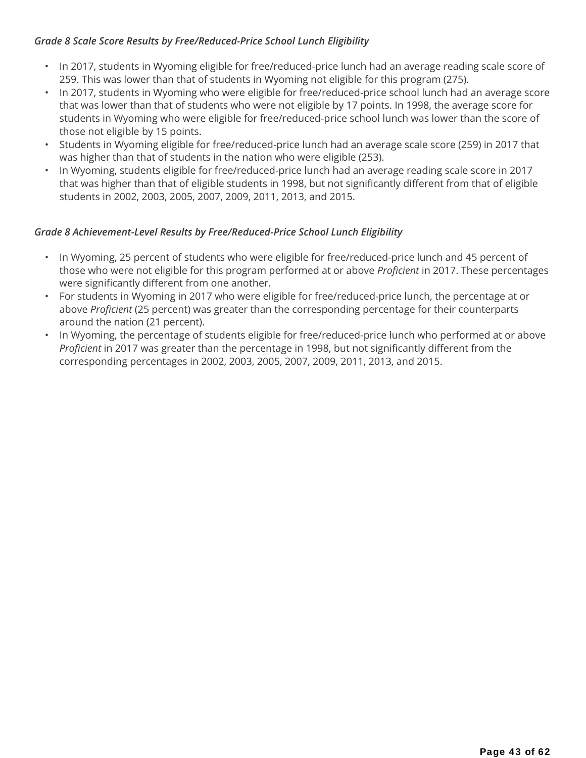*Grade 8 Scale Score Results by Free/Reduced-Price School Lunch Eligibility*

- In 2017, students in Wyoming eligible for free/reduced-price lunch had an average reading scale score of 259. This was lower than that of students in Wyoming not eligible for this program (275).
- In 2017, students in Wyoming who were eligible for free/reduced-price school lunch had an average score that was lower than that of students who were not eligible by 17 points. In 1998, the average score for students in Wyoming who were eligible for free/reduced-price school lunch was lower than the score of those not eligible by 15 points.
- Students in Wyoming eligible for free/reduced-price lunch had an average scale score (259) in 2017 that was higher than that of students in the nation who were eligible (253).
- In Wyoming, students eligible for free/reduced-price lunch had an average reading scale score in 2017 that was higher than that of eligible students in 1998, but not significantly different from that of eligible students in 2002, 2003, 2005, 2007, 2009, 2011, 2013, and 2015.

*Grade 8 Achievement-Level Results by Free/Reduced-Price School Lunch Eligibility*

- In Wyoming, 25 percent of students who were eligible for free/reduced-price lunch and 45 percent of those who were not eligible for this program performed at or above *Proficient* in 2017. These percentages were significantly different from one another.
- For students in Wyoming in 2017 who were eligible for free/reduced-price lunch, the percentage at or above *Proficient* (25 percent) was greater than the corresponding percentage for their counterparts around the nation (21 percent).
- In Wyoming, the percentage of students eligible for free/reduced-price lunch who performed at or above *Proficient* in 2017 was greater than the percentage in 1998, but not significantly different from the corresponding percentages in 2002, 2003, 2005, 2007, 2009, 2011, 2013, and 2015.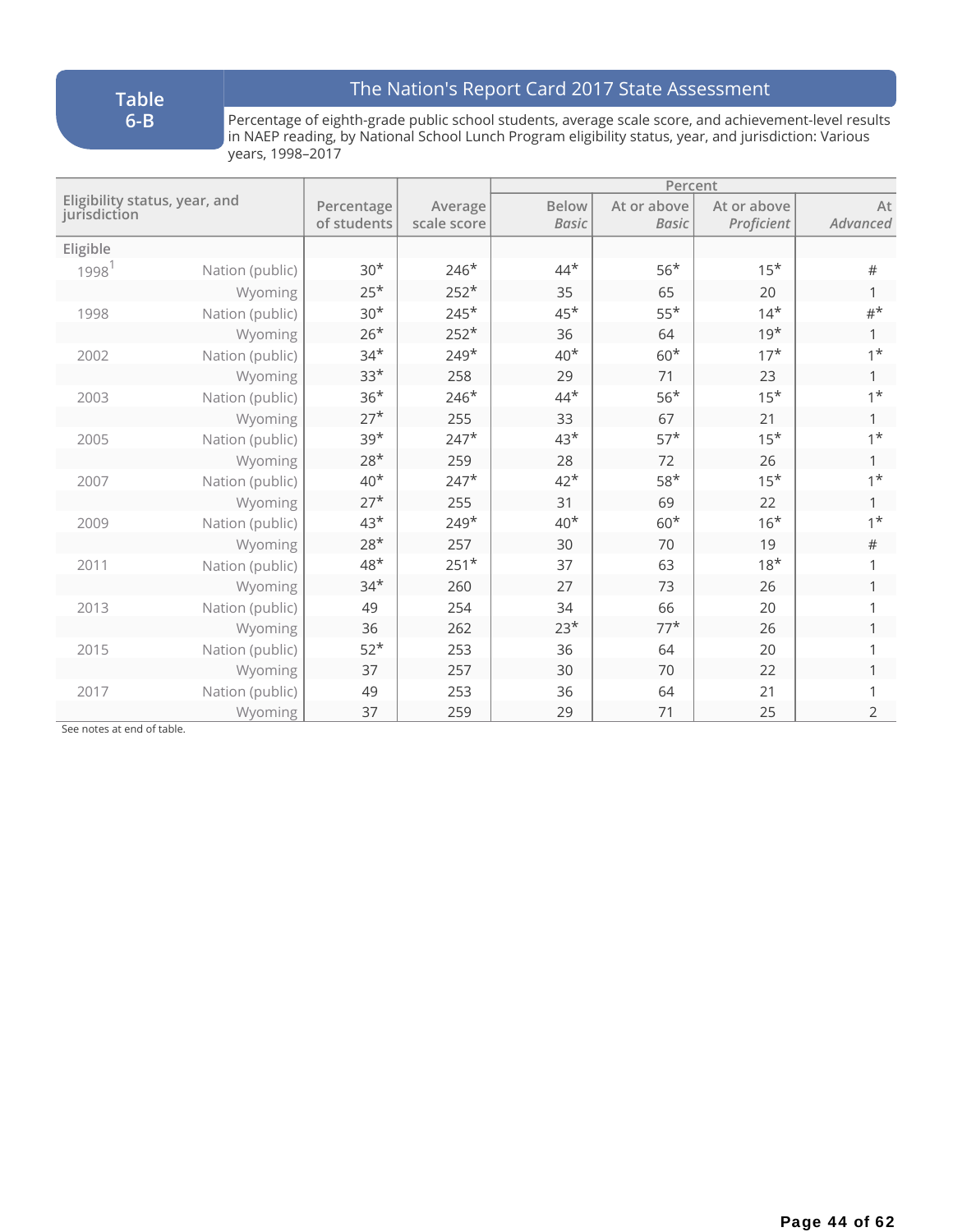## Table 6-B

### The Nation's Report Card 2017 State Assessment

Percentage of eighth-grade public school students, average scale score, and achievement-level results in NAEP reading, by National School Lunch Program eligibility status, year, and jurisdiction: Various years, 1998–2017

| Eligibility status, year, and jurisdiction | | Percentage of students | Average scale score | Percent | | | |
|---|---|---|---|---|---|---|---|
| | | | | Below *Basic* | At or above *Basic* | At or above *Proficient* | At *Advanced* |
| **Eligible** | | | | | | | |
| 1998[1] | Nation (public) | 30* | 246* | 44* | 56* | 15* | # |
| | Wyoming | 25* | 252* | 35 | 65 | 20 | 1 |
| 1998 | Nation (public) | 30* | 245* | 45* | 55* | 14* | #* |
| | Wyoming | 26* | 252* | 36 | 64 | 19* | 1 |
| 2002 | Nation (public) | 34* | 249* | 40* | 60* | 17* | 1* |
| | Wyoming | 33* | 258 | 29 | 71 | 23 | 1 |
| 2003 | Nation (public) | 36* | 246* | 44* | 56* | 15* | 1* |
| | Wyoming | 27* | 255 | 33 | 67 | 21 | 1 |
| 2005 | Nation (public) | 39* | 247* | 43* | 57* | 15* | 1* |
| | Wyoming | 28* | 259 | 28 | 72 | 26 | 1 |
| 2007 | Nation (public) | 40* | 247* | 42* | 58* | 15* | 1* |
| | Wyoming | 27* | 255 | 31 | 69 | 22 | 1 |
| 2009 | Nation (public) | 43* | 249* | 40* | 60* | 16* | 1* |
| | Wyoming | 28* | 257 | 30 | 70 | 19 | # |
| 2011 | Nation (public) | 48* | 251* | 37 | 63 | 18* | 1 |
| | Wyoming | 34* | 260 | 27 | 73 | 26 | 1 |
| 2013 | Nation (public) | 49 | 254 | 34 | 66 | 20 | 1 |
| | Wyoming | 36 | 262 | 23* | 77* | 26 | 1 |
| 2015 | Nation (public) | 52* | 253 | 36 | 64 | 20 | 1 |
| | Wyoming | 37 | 257 | 30 | 70 | 22 | 1 |
| 2017 | Nation (public) | 49 | 253 | 36 | 64 | 21 | 1 |
| | Wyoming | 37 | 259 | 29 | 71 | 25 | 2 |

See notes at end of table.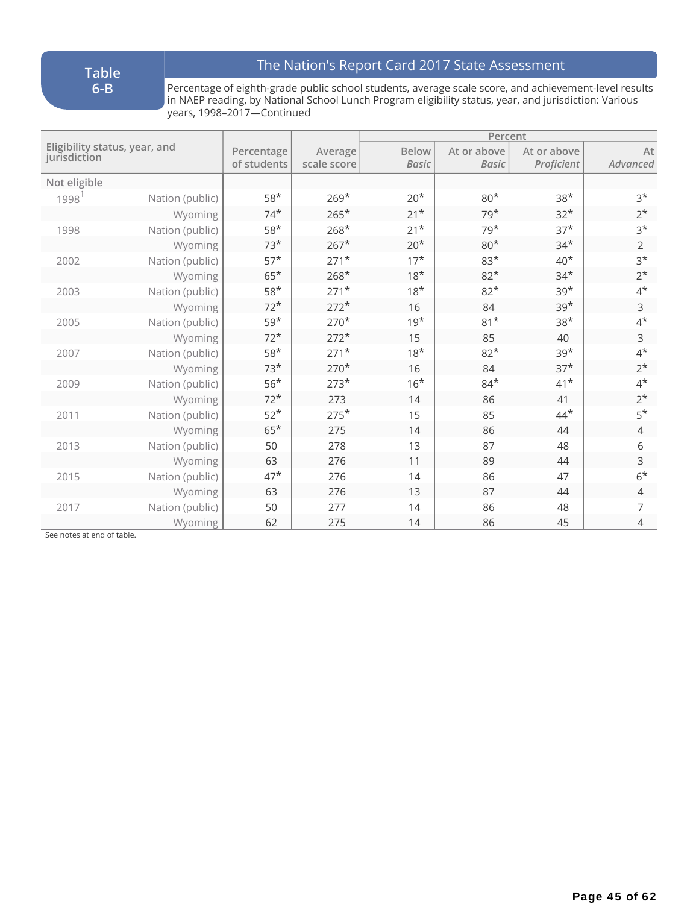**Table 6-B**

## The Nation's Report Card 2017 State Assessment

Percentage of eighth-grade public school students, average scale score, and achievement-level results in NAEP reading, by National School Lunch Program eligibility status, year, and jurisdiction: Various years, 1998–2017—Continued

| Eligibility status, year, and jurisdiction | | Percentage of students | Average scale score | Percent | | | |
|---|---|---|---|---|---|---|---|
| | | | | Below *Basic* | At or above *Basic* | At or above *Proficient* | At *Advanced* |
| **Not eligible** | | | | | | | |
| 1998[1] | Nation (public) | 58* | 269* | 20* | 80* | 38* | 3* |
| | Wyoming | 74* | 265* | 21* | 79* | 32* | 2* |
| 1998 | Nation (public) | 58* | 268* | 21* | 79* | 37* | 3* |
| | Wyoming | 73* | 267* | 20* | 80* | 34* | 2 |
| 2002 | Nation (public) | 57* | 271* | 17* | 83* | 40* | 3* |
| | Wyoming | 65* | 268* | 18* | 82* | 34* | 2* |
| 2003 | Nation (public) | 58* | 271* | 18* | 82* | 39* | 4* |
| | Wyoming | 72* | 272* | 16 | 84 | 39* | 3 |
| 2005 | Nation (public) | 59* | 270* | 19* | 81* | 38* | 4* |
| | Wyoming | 72* | 272* | 15 | 85 | 40 | 3 |
| 2007 | Nation (public) | 58* | 271* | 18* | 82* | 39* | 4* |
| | Wyoming | 73* | 270* | 16 | 84 | 37* | 2* |
| 2009 | Nation (public) | 56* | 273* | 16* | 84* | 41* | 4* |
| | Wyoming | 72* | 273 | 14 | 86 | 41 | 2* |
| 2011 | Nation (public) | 52* | 275* | 15 | 85 | 44* | 5* |
| | Wyoming | 65* | 275 | 14 | 86 | 44 | 4 |
| 2013 | Nation (public) | 50 | 278 | 13 | 87 | 48 | 6 |
| | Wyoming | 63 | 276 | 11 | 89 | 44 | 3 |
| 2015 | Nation (public) | 47* | 276 | 14 | 86 | 47 | 6* |
| | Wyoming | 63 | 276 | 13 | 87 | 44 | 4 |
| 2017 | Nation (public) | 50 | 277 | 14 | 86 | 48 | 7 |
| | Wyoming | 62 | 275 | 14 | 86 | 45 | 4 |

See notes at end of table.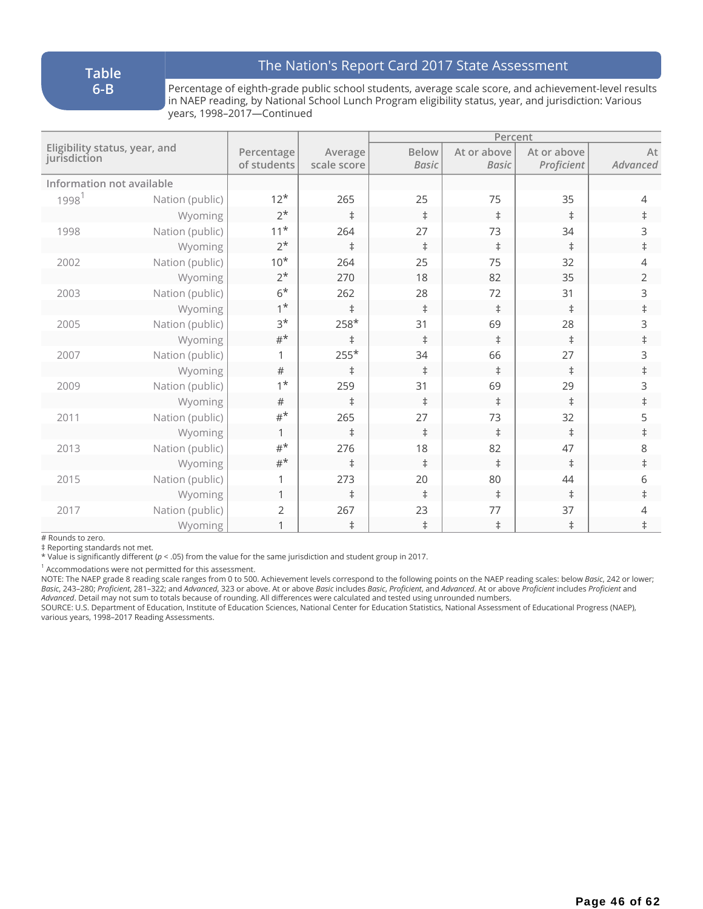**Table 6-B**

## The Nation's Report Card 2017 State Assessment

Percentage of eighth-grade public school students, average scale score, and achievement-level results in NAEP reading, by National School Lunch Program eligibility status, year, and jurisdiction: Various years, 1998–2017—Continued

| Eligibility status, year, and jurisdiction | | Percentage of students | Average scale score | Percent | | | |
|---|---|---|---|---|---|---|---|
| | | | | Below *Basic* | At or above *Basic* | At or above *Proficient* | At *Advanced* |
| **Information not available** | | | | | | | |
| 1998[1] | Nation (public) | 12* | 265 | 25 | 75 | 35 | 4 |
| | Wyoming | 2* | ‡ | ‡ | ‡ | ‡ | ‡ |
| 1998 | Nation (public) | 11* | 264 | 27 | 73 | 34 | 3 |
| | Wyoming | 2* | ‡ | ‡ | ‡ | ‡ | ‡ |
| 2002 | Nation (public) | 10* | 264 | 25 | 75 | 32 | 4 |
| | Wyoming | 2* | 270 | 18 | 82 | 35 | 2 |
| 2003 | Nation (public) | 6* | 262 | 28 | 72 | 31 | 3 |
| | Wyoming | 1* | ‡ | ‡ | ‡ | ‡ | ‡ |
| 2005 | Nation (public) | 3* | 258* | 31 | 69 | 28 | 3 |
| | Wyoming | #* | ‡ | ‡ | ‡ | ‡ | ‡ |
| 2007 | Nation (public) | 1 | 255* | 34 | 66 | 27 | 3 |
| | Wyoming | # | ‡ | ‡ | ‡ | ‡ | ‡ |
| 2009 | Nation (public) | 1* | 259 | 31 | 69 | 29 | 3 |
| | Wyoming | # | ‡ | ‡ | ‡ | ‡ | ‡ |
| 2011 | Nation (public) | #* | 265 | 27 | 73 | 32 | 5 |
| | Wyoming | 1 | ‡ | ‡ | ‡ | ‡ | ‡ |
| 2013 | Nation (public) | #* | 276 | 18 | 82 | 47 | 8 |
| | Wyoming | #* | ‡ | ‡ | ‡ | ‡ | ‡ |
| 2015 | Nation (public) | 1 | 273 | 20 | 80 | 44 | 6 |
| | Wyoming | 1 | ‡ | ‡ | ‡ | ‡ | ‡ |
| 2017 | Nation (public) | 2 | 267 | 23 | 77 | 37 | 4 |
| | Wyoming | 1 | ‡ | ‡ | ‡ | ‡ | ‡ |

# Rounds to zero.
‡ Reporting standards not met.
* Value is significantly different ($p < .05$) from the value for the same jurisdiction and student group in 2017.
[1] Accommodations were not permitted for this assessment.
NOTE: The NAEP grade 8 reading scale ranges from 0 to 500. Achievement levels correspond to the following points on the NAEP reading scales: below *Basic*, 242 or lower; *Basic*, 243–280; *Proficient*, 281–322; and *Advanced*, 323 or above. At or above *Basic* includes *Basic*, *Proficient*, and *Advanced*. At or above *Proficient* includes *Proficient* and *Advanced*. Detail may not sum to totals because of rounding. All differences were calculated and tested using unrounded numbers.
SOURCE: U.S. Department of Education, Institute of Education Sciences, National Center for Education Statistics, National Assessment of Educational Progress (NAEP), various years, 1998–2017 Reading Assessments.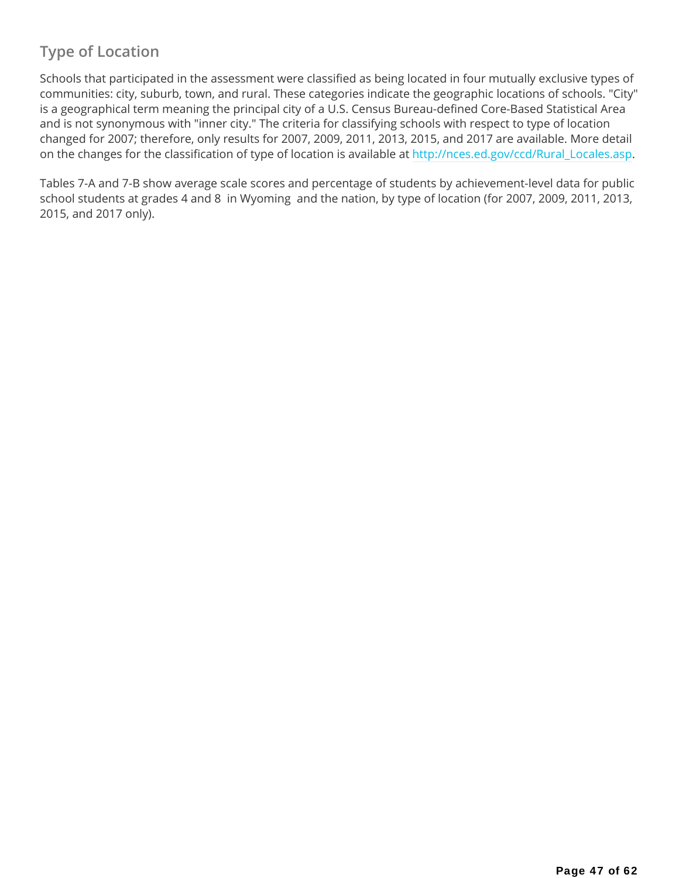## Type of Location

Schools that participated in the assessment were classified as being located in four mutually exclusive types of communities: city, suburb, town, and rural. These categories indicate the geographic locations of schools. "City" is a geographical term meaning the principal city of a U.S. Census Bureau-defined Core-Based Statistical Area and is not synonymous with "inner city." The criteria for classifying schools with respect to type of location changed for 2007; therefore, only results for 2007, 2009, 2011, 2013, 2015, and 2017 are available. More detail on the changes for the classification of type of location is available at http://nces.ed.gov/ccd/Rural_Locales.asp.

Tables 7-A and 7-B show average scale scores and percentage of students by achievement-level data for public school students at grades 4 and 8 in Wyoming and the nation, by type of location (for 2007, 2009, 2011, 2013, 2015, and 2017 only).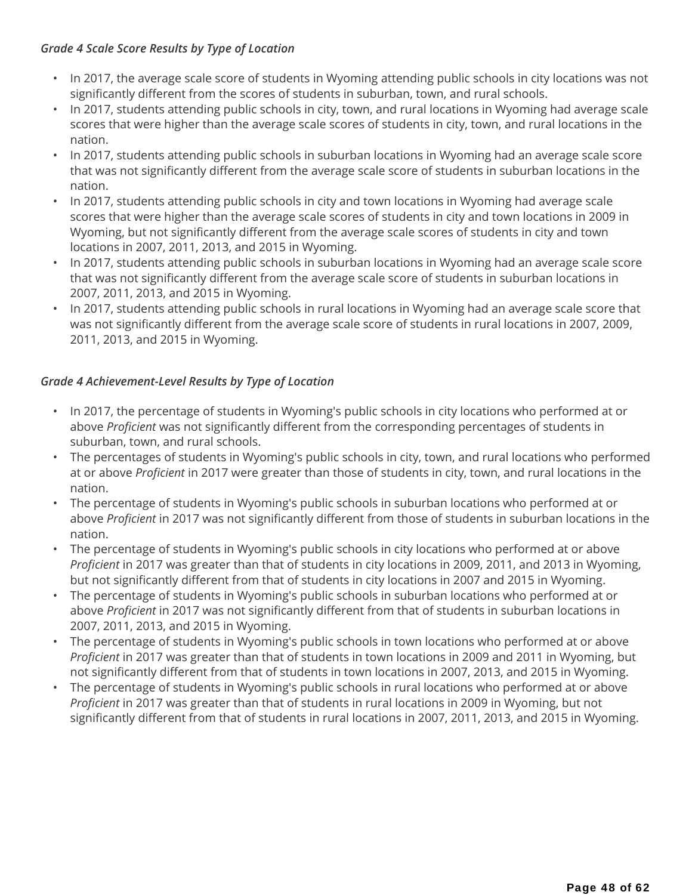*Grade 4 Scale Score Results by Type of Location*

- In 2017, the average scale score of students in Wyoming attending public schools in city locations was not significantly different from the scores of students in suburban, town, and rural schools.
- In 2017, students attending public schools in city, town, and rural locations in Wyoming had average scale scores that were higher than the average scale scores of students in city, town, and rural locations in the nation.
- In 2017, students attending public schools in suburban locations in Wyoming had an average scale score that was not significantly different from the average scale score of students in suburban locations in the nation.
- In 2017, students attending public schools in city and town locations in Wyoming had average scale scores that were higher than the average scale scores of students in city and town locations in 2009 in Wyoming, but not significantly different from the average scale scores of students in city and town locations in 2007, 2011, 2013, and 2015 in Wyoming.
- In 2017, students attending public schools in suburban locations in Wyoming had an average scale score that was not significantly different from the average scale score of students in suburban locations in 2007, 2011, 2013, and 2015 in Wyoming.
- In 2017, students attending public schools in rural locations in Wyoming had an average scale score that was not significantly different from the average scale score of students in rural locations in 2007, 2009, 2011, 2013, and 2015 in Wyoming.

*Grade 4 Achievement-Level Results by Type of Location*

- In 2017, the percentage of students in Wyoming's public schools in city locations who performed at or above *Proficient* was not significantly different from the corresponding percentages of students in suburban, town, and rural schools.
- The percentages of students in Wyoming's public schools in city, town, and rural locations who performed at or above *Proficient* in 2017 were greater than those of students in city, town, and rural locations in the nation.
- The percentage of students in Wyoming's public schools in suburban locations who performed at or above *Proficient* in 2017 was not significantly different from those of students in suburban locations in the nation.
- The percentage of students in Wyoming's public schools in city locations who performed at or above *Proficient* in 2017 was greater than that of students in city locations in 2009, 2011, and 2013 in Wyoming, but not significantly different from that of students in city locations in 2007 and 2015 in Wyoming.
- The percentage of students in Wyoming's public schools in suburban locations who performed at or above *Proficient* in 2017 was not significantly different from that of students in suburban locations in 2007, 2011, 2013, and 2015 in Wyoming.
- The percentage of students in Wyoming's public schools in town locations who performed at or above *Proficient* in 2017 was greater than that of students in town locations in 2009 and 2011 in Wyoming, but not significantly different from that of students in town locations in 2007, 2013, and 2015 in Wyoming.
- The percentage of students in Wyoming's public schools in rural locations who performed at or above *Proficient* in 2017 was greater than that of students in rural locations in 2009 in Wyoming, but not significantly different from that of students in rural locations in 2007, 2011, 2013, and 2015 in Wyoming.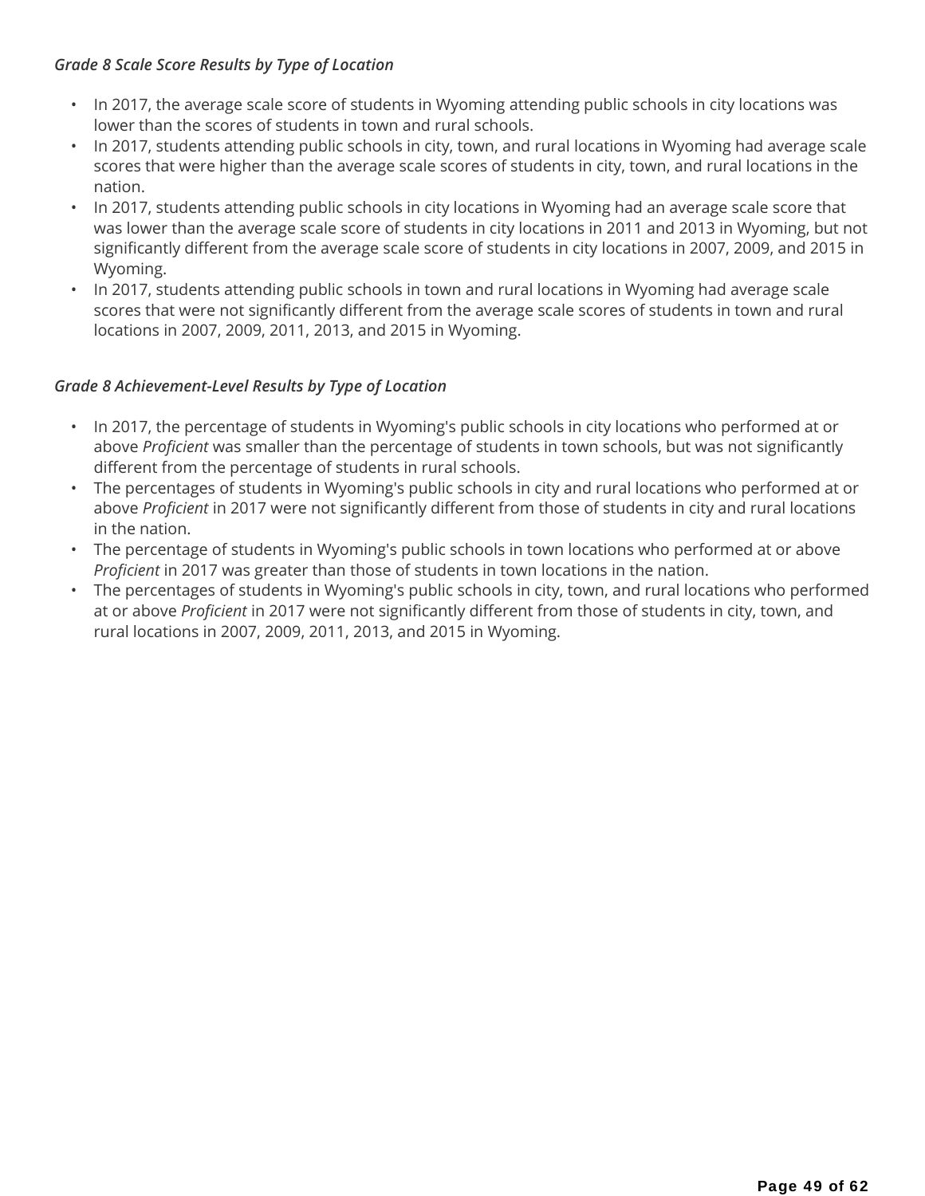*Grade 8 Scale Score Results by Type of Location*

- In 2017, the average scale score of students in Wyoming attending public schools in city locations was lower than the scores of students in town and rural schools.
- In 2017, students attending public schools in city, town, and rural locations in Wyoming had average scale scores that were higher than the average scale scores of students in city, town, and rural locations in the nation.
- In 2017, students attending public schools in city locations in Wyoming had an average scale score that was lower than the average scale score of students in city locations in 2011 and 2013 in Wyoming, but not significantly different from the average scale score of students in city locations in 2007, 2009, and 2015 in Wyoming.
- In 2017, students attending public schools in town and rural locations in Wyoming had average scale scores that were not significantly different from the average scale scores of students in town and rural locations in 2007, 2009, 2011, 2013, and 2015 in Wyoming.

*Grade 8 Achievement-Level Results by Type of Location*

- In 2017, the percentage of students in Wyoming's public schools in city locations who performed at or above *Proficient* was smaller than the percentage of students in town schools, but was not significantly different from the percentage of students in rural schools.
- The percentages of students in Wyoming's public schools in city and rural locations who performed at or above *Proficient* in 2017 were not significantly different from those of students in city and rural locations in the nation.
- The percentage of students in Wyoming's public schools in town locations who performed at or above *Proficient* in 2017 was greater than those of students in town locations in the nation.
- The percentages of students in Wyoming's public schools in city, town, and rural locations who performed at or above *Proficient* in 2017 were not significantly different from those of students in city, town, and rural locations in 2007, 2009, 2011, 2013, and 2015 in Wyoming.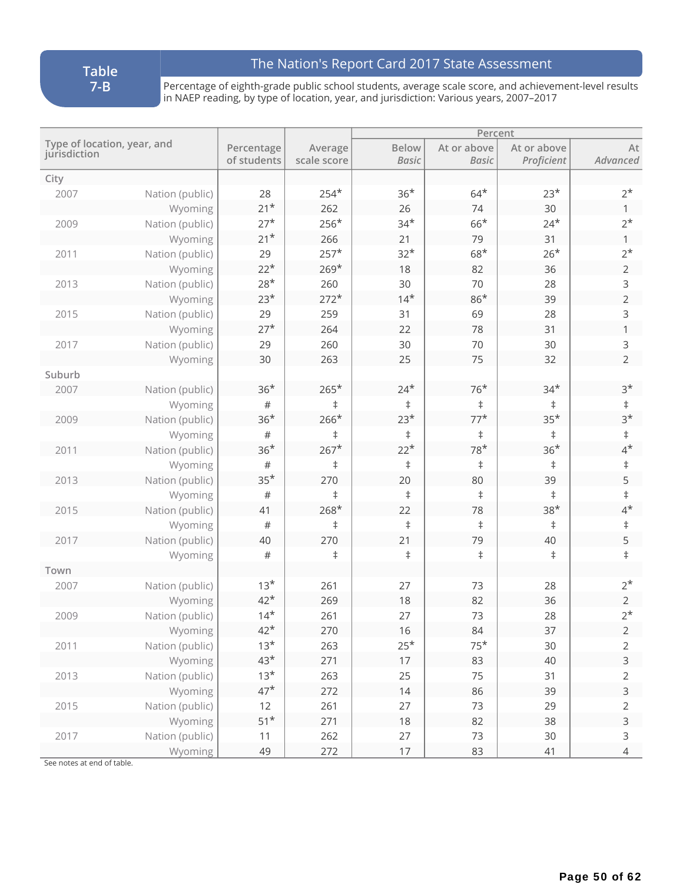**Table 7-B**

## The Nation's Report Card 2017 State Assessment

Percentage of eighth-grade public school students, average scale score, and achievement-level results in NAEP reading, by type of location, year, and jurisdiction: Various years, 2007–2017

| Type of location, year, and jurisdiction | | Percentage of students | Average scale score | Percent | | | |
|---|---|---|---|---|---|---|---|
| | | | | Below *Basic* | At or above *Basic* | At or above *Proficient* | At *Advanced* |
| **City** | | | | | | | |
| 2007 | Nation (public) | 28 | 254* | 36* | 64* | 23* | 2* |
| | Wyoming | 21* | 262 | 26 | 74 | 30 | 1 |
| 2009 | Nation (public) | 27* | 256* | 34* | 66* | 24* | 2* |
| | Wyoming | 21* | 266 | 21 | 79 | 31 | 1 |
| 2011 | Nation (public) | 29 | 257* | 32* | 68* | 26* | 2* |
| | Wyoming | 22* | 269* | 18 | 82 | 36 | 2 |
| 2013 | Nation (public) | 28* | 260 | 30 | 70 | 28 | 3 |
| | Wyoming | 23* | 272* | 14* | 86* | 39 | 2 |
| 2015 | Nation (public) | 29 | 259 | 31 | 69 | 28 | 3 |
| | Wyoming | 27* | 264 | 22 | 78 | 31 | 1 |
| 2017 | Nation (public) | 29 | 260 | 30 | 70 | 30 | 3 |
| | Wyoming | 30 | 263 | 25 | 75 | 32 | 2 |
| **Suburb** | | | | | | | |
| 2007 | Nation (public) | 36* | 265* | 24* | 76* | 34* | 3* |
| | Wyoming | # | ‡ | ‡ | ‡ | ‡ | ‡ |
| 2009 | Nation (public) | 36* | 266* | 23* | 77* | 35* | 3* |
| | Wyoming | # | ‡ | ‡ | ‡ | ‡ | ‡ |
| 2011 | Nation (public) | 36* | 267* | 22* | 78* | 36* | 4* |
| | Wyoming | # | ‡ | ‡ | ‡ | ‡ | ‡ |
| 2013 | Nation (public) | 35* | 270 | 20 | 80 | 39 | 5 |
| | Wyoming | # | ‡ | ‡ | ‡ | ‡ | ‡ |
| 2015 | Nation (public) | 41 | 268* | 22 | 78 | 38* | 4* |
| | Wyoming | # | ‡ | ‡ | ‡ | ‡ | ‡ |
| 2017 | Nation (public) | 40 | 270 | 21 | 79 | 40 | 5 |
| | Wyoming | # | ‡ | ‡ | ‡ | ‡ | ‡ |
| **Town** | | | | | | | |
| 2007 | Nation (public) | 13* | 261 | 27 | 73 | 28 | 2* |
| | Wyoming | 42* | 269 | 18 | 82 | 36 | 2 |
| 2009 | Nation (public) | 14* | 261 | 27 | 73 | 28 | 2* |
| | Wyoming | 42* | 270 | 16 | 84 | 37 | 2 |
| 2011 | Nation (public) | 13* | 263 | 25* | 75* | 30 | 2 |
| | Wyoming | 43* | 271 | 17 | 83 | 40 | 3 |
| 2013 | Nation (public) | 13* | 263 | 25 | 75 | 31 | 2 |
| | Wyoming | 47* | 272 | 14 | 86 | 39 | 3 |
| 2015 | Nation (public) | 12 | 261 | 27 | 73 | 29 | 2 |
| | Wyoming | 51* | 271 | 18 | 82 | 38 | 3 |
| 2017 | Nation (public) | 11 | 262 | 27 | 73 | 30 | 3 |
| | Wyoming | 49 | 272 | 17 | 83 | 41 | 4 |

See notes at end of table.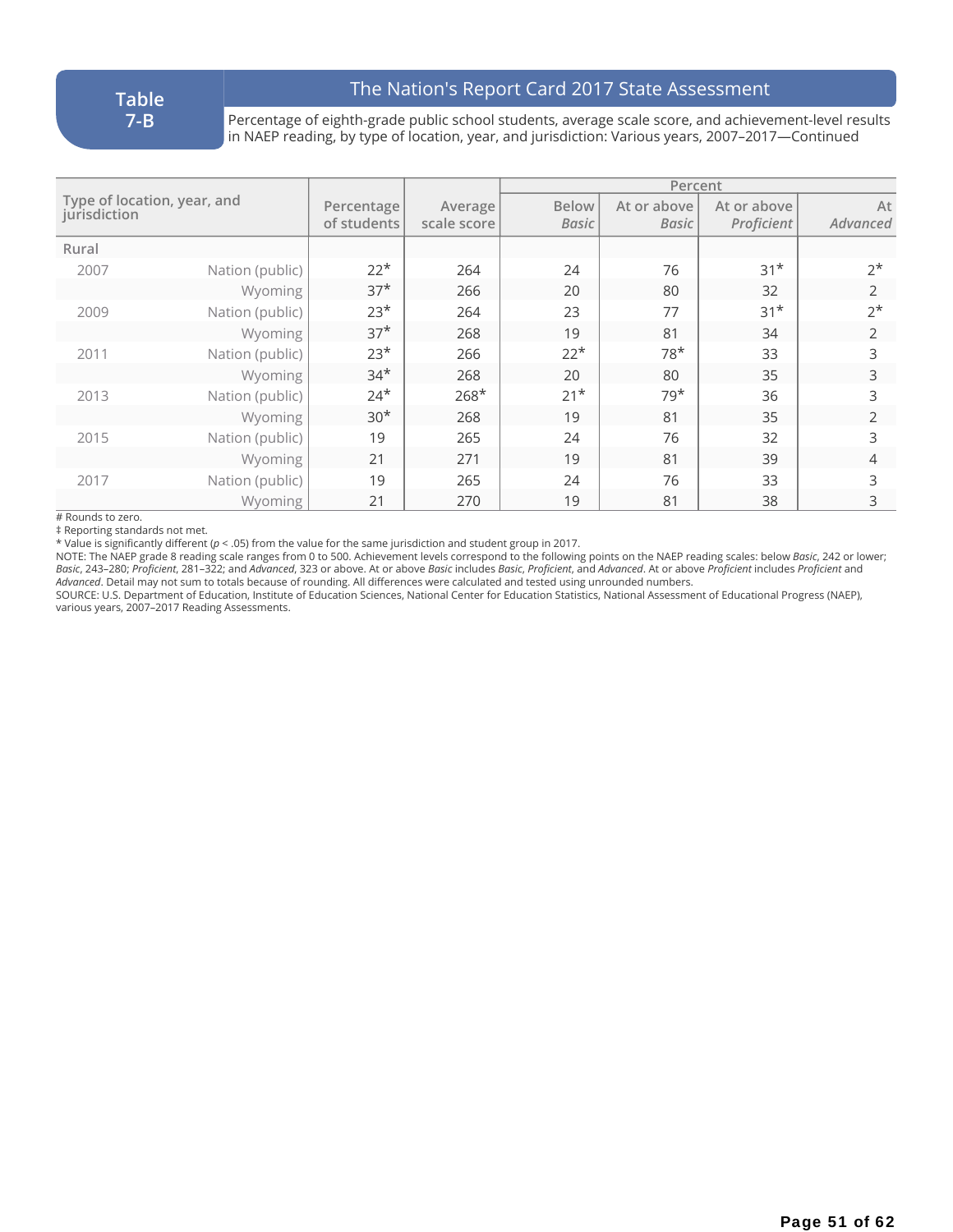**Table 7-B**

**The Nation's Report Card 2017 State Assessment**

Percentage of eighth-grade public school students, average scale score, and achievement-level results in NAEP reading, by type of location, year, and jurisdiction: Various years, 2007–2017—Continued

| Type of location, year, and jurisdiction | | Percentage of students | Average scale score | Percent | | | |
|---|---|---|---|---|---|---|---|
| | | | | Below *Basic* | At or above *Basic* | At or above *Proficient* | At *Advanced* |
| Rural | | | | | | | |
| 2007 | Nation (public) | 22* | 264 | 24 | 76 | 31* | 2* |
| | Wyoming | 37* | 266 | 20 | 80 | 32 | 2 |
| 2009 | Nation (public) | 23* | 264 | 23 | 77 | 31* | 2* |
| | Wyoming | 37* | 268 | 19 | 81 | 34 | 2 |
| 2011 | Nation (public) | 23* | 266 | 22* | 78* | 33 | 3 |
| | Wyoming | 34* | 268 | 20 | 80 | 35 | 3 |
| 2013 | Nation (public) | 24* | 268* | 21* | 79* | 36 | 3 |
| | Wyoming | 30* | 268 | 19 | 81 | 35 | 2 |
| 2015 | Nation (public) | 19 | 265 | 24 | 76 | 32 | 3 |
| | Wyoming | 21 | 271 | 19 | 81 | 39 | 4 |
| 2017 | Nation (public) | 19 | 265 | 24 | 76 | 33 | 3 |
| | Wyoming | 21 | 270 | 19 | 81 | 38 | 3 |

\# Rounds to zero.

‡ Reporting standards not met.

\* Value is significantly different ($p < .05$) from the value for the same jurisdiction and student group in 2017.

NOTE: The NAEP grade 8 reading scale ranges from 0 to 500. Achievement levels correspond to the following points on the NAEP reading scales: below *Basic*, 242 or lower; *Basic*, 243–280; *Proficient*, 281–322; and *Advanced*, 323 or above. At or above *Basic* includes *Basic*, *Proficient*, and *Advanced*. At or above *Proficient* includes *Proficient* and *Advanced*. Detail may not sum to totals because of rounding. All differences were calculated and tested using unrounded numbers.

SOURCE: U.S. Department of Education, Institute of Education Sciences, National Center for Education Statistics, National Assessment of Educational Progress (NAEP), various years, 2007–2017 Reading Assessments.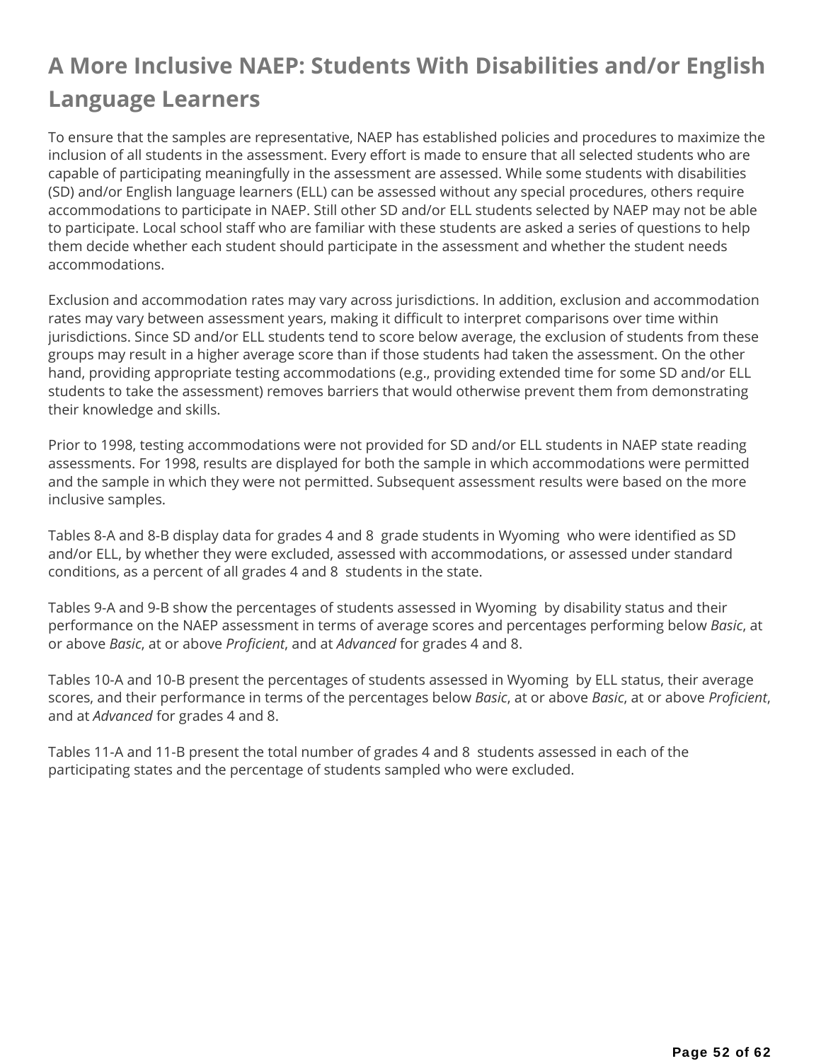# A More Inclusive NAEP: Students With Disabilities and/or English Language Learners

To ensure that the samples are representative, NAEP has established policies and procedures to maximize the inclusion of all students in the assessment. Every effort is made to ensure that all selected students who are capable of participating meaningfully in the assessment are assessed. While some students with disabilities (SD) and/or English language learners (ELL) can be assessed without any special procedures, others require accommodations to participate in NAEP. Still other SD and/or ELL students selected by NAEP may not be able to participate. Local school staff who are familiar with these students are asked a series of questions to help them decide whether each student should participate in the assessment and whether the student needs accommodations.

Exclusion and accommodation rates may vary across jurisdictions. In addition, exclusion and accommodation rates may vary between assessment years, making it difficult to interpret comparisons over time within jurisdictions. Since SD and/or ELL students tend to score below average, the exclusion of students from these groups may result in a higher average score than if those students had taken the assessment. On the other hand, providing appropriate testing accommodations (e.g., providing extended time for some SD and/or ELL students to take the assessment) removes barriers that would otherwise prevent them from demonstrating their knowledge and skills.

Prior to 1998, testing accommodations were not provided for SD and/or ELL students in NAEP state reading assessments. For 1998, results are displayed for both the sample in which accommodations were permitted and the sample in which they were not permitted. Subsequent assessment results were based on the more inclusive samples.

Tables 8-A and 8-B display data for grades 4 and 8 grade students in Wyoming who were identified as SD and/or ELL, by whether they were excluded, assessed with accommodations, or assessed under standard conditions, as a percent of all grades 4 and 8 students in the state.

Tables 9-A and 9-B show the percentages of students assessed in Wyoming by disability status and their performance on the NAEP assessment in terms of average scores and percentages performing below *Basic*, at or above *Basic*, at or above *Proficient*, and at *Advanced* for grades 4 and 8.

Tables 10-A and 10-B present the percentages of students assessed in Wyoming by ELL status, their average scores, and their performance in terms of the percentages below *Basic*, at or above *Basic*, at or above *Proficient*, and at *Advanced* for grades 4 and 8.

Tables 11-A and 11-B present the total number of grades 4 and 8 students assessed in each of the participating states and the percentage of students sampled who were excluded.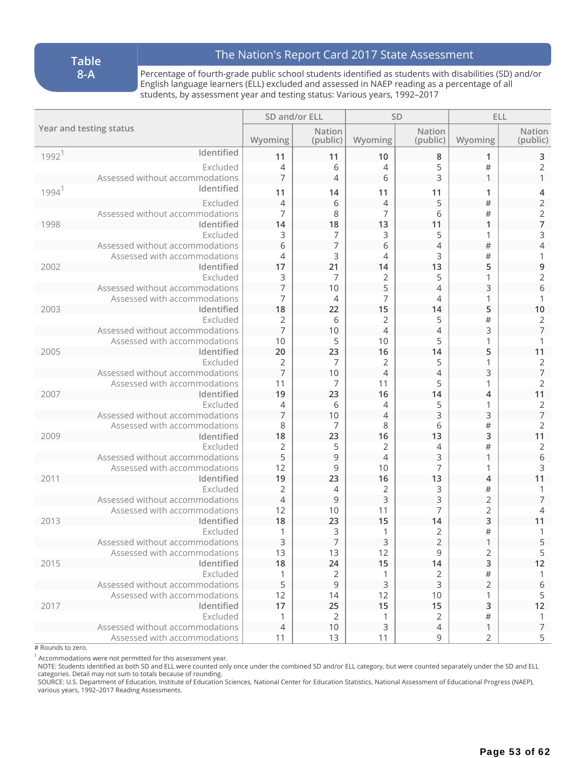**Table 8-A**

## The Nation's Report Card 2017 State Assessment

Percentage of fourth-grade public school students identified as students with disabilities (SD) and/or English language learners (ELL) excluded and assessed in NAEP reading as a percentage of all students, by assessment year and testing status: Various years, 1992–2017

| Year and testing status | | SD and/or ELL | | SD | | ELL | |
|---|---|---|---|---|---|---|---|
| | | Wyoming | Nation (public) | Wyoming | Nation (public) | Wyoming | Nation (public) |
| 1992[1] | **Identified** | **11** | **11** | **10** | **8** | **1** | **3** |
| | Excluded | 4 | 6 | 4 | 5 | # | 2 |
| | Assessed without accommodations | 7 | 4 | 6 | 3 | 1 | 1 |
| 1994[1] | **Identified** | **11** | **14** | **11** | **11** | **1** | **4** |
| | Excluded | 4 | 6 | 4 | 5 | # | 2 |
| | Assessed without accommodations | 7 | 8 | 7 | 6 | # | 2 |
| 1998 | **Identified** | **14** | **18** | **13** | **11** | **1** | **7** |
| | Excluded | 3 | 7 | 3 | 5 | 1 | 3 |
| | Assessed without accommodations | 6 | 7 | 6 | 4 | # | 4 |
| | Assessed with accommodations | 4 | 3 | 4 | 3 | # | 1 |
| 2002 | **Identified** | **17** | **21** | **14** | **13** | **5** | **9** |
| | Excluded | 3 | 7 | 2 | 5 | 1 | 2 |
| | Assessed without accommodations | 7 | 10 | 5 | 4 | 3 | 6 |
| | Assessed with accommodations | 7 | 4 | 7 | 4 | 1 | 1 |
| 2003 | **Identified** | **18** | **22** | **15** | **14** | **5** | **10** |
| | Excluded | 2 | 6 | 2 | 5 | # | 2 |
| | Assessed without accommodations | 7 | 10 | 4 | 4 | 3 | 7 |
| | Assessed with accommodations | 10 | 5 | 10 | 5 | 1 | 1 |
| 2005 | **Identified** | **20** | **23** | **16** | **14** | **5** | **11** |
| | Excluded | 2 | 7 | 2 | 5 | 1 | 2 |
| | Assessed without accommodations | 7 | 10 | 4 | 4 | 3 | 7 |
| | Assessed with accommodations | 11 | 7 | 11 | 5 | 1 | 2 |
| 2007 | **Identified** | **19** | **23** | **16** | **14** | **4** | **11** |
| | Excluded | 4 | 6 | 4 | 5 | 1 | 2 |
| | Assessed without accommodations | 7 | 10 | 4 | 3 | 3 | 7 |
| | Assessed with accommodations | 8 | 7 | 8 | 6 | # | 2 |
| 2009 | **Identified** | **18** | **23** | **16** | **13** | **3** | **11** |
| | Excluded | 2 | 5 | 2 | 4 | # | 2 |
| | Assessed without accommodations | 5 | 9 | 4 | 3 | 1 | 6 |
| | Assessed with accommodations | 12 | 9 | 10 | 7 | 1 | 3 |
| 2011 | **Identified** | **19** | **23** | **16** | **13** | **4** | **11** |
| | Excluded | 2 | 4 | 2 | 3 | # | 1 |
| | Assessed without accommodations | 4 | 9 | 3 | 3 | 2 | 7 |
| | Assessed with accommodations | 12 | 10 | 11 | 7 | 2 | 4 |
| 2013 | **Identified** | **18** | **23** | **15** | **14** | **3** | **11** |
| | Excluded | 1 | 3 | 1 | 2 | # | 1 |
| | Assessed without accommodations | 3 | 7 | 3 | 2 | 1 | 5 |
| | Assessed with accommodations | 13 | 13 | 12 | 9 | 2 | 5 |
| 2015 | **Identified** | **18** | **24** | **15** | **14** | **3** | **12** |
| | Excluded | 1 | 2 | 1 | 2 | # | 1 |
| | Assessed without accommodations | 5 | 9 | 3 | 3 | 2 | 6 |
| | Assessed with accommodations | 12 | 14 | 12 | 10 | 1 | 5 |
| 2017 | **Identified** | **17** | **25** | **15** | **15** | **3** | **12** |
| | Excluded | 1 | 2 | 1 | 2 | # | 1 |
| | Assessed without accommodations | 4 | 10 | 3 | 4 | 1 | 7 |
| | Assessed with accommodations | 11 | 13 | 11 | 9 | 2 | 5 |

# Rounds to zero.

[1] Accommodations were not permitted for this assessment year.

NOTE: Students identified as both SD and ELL were counted only once under the combined SD and/or ELL category, but were counted separately under the SD and ELL categories. Detail may not sum to totals because of rounding.

SOURCE: U.S. Department of Education, Institute of Education Sciences, National Center for Education Statistics, National Assessment of Educational Progress (NAEP), various years, 1992–2017 Reading Assessments.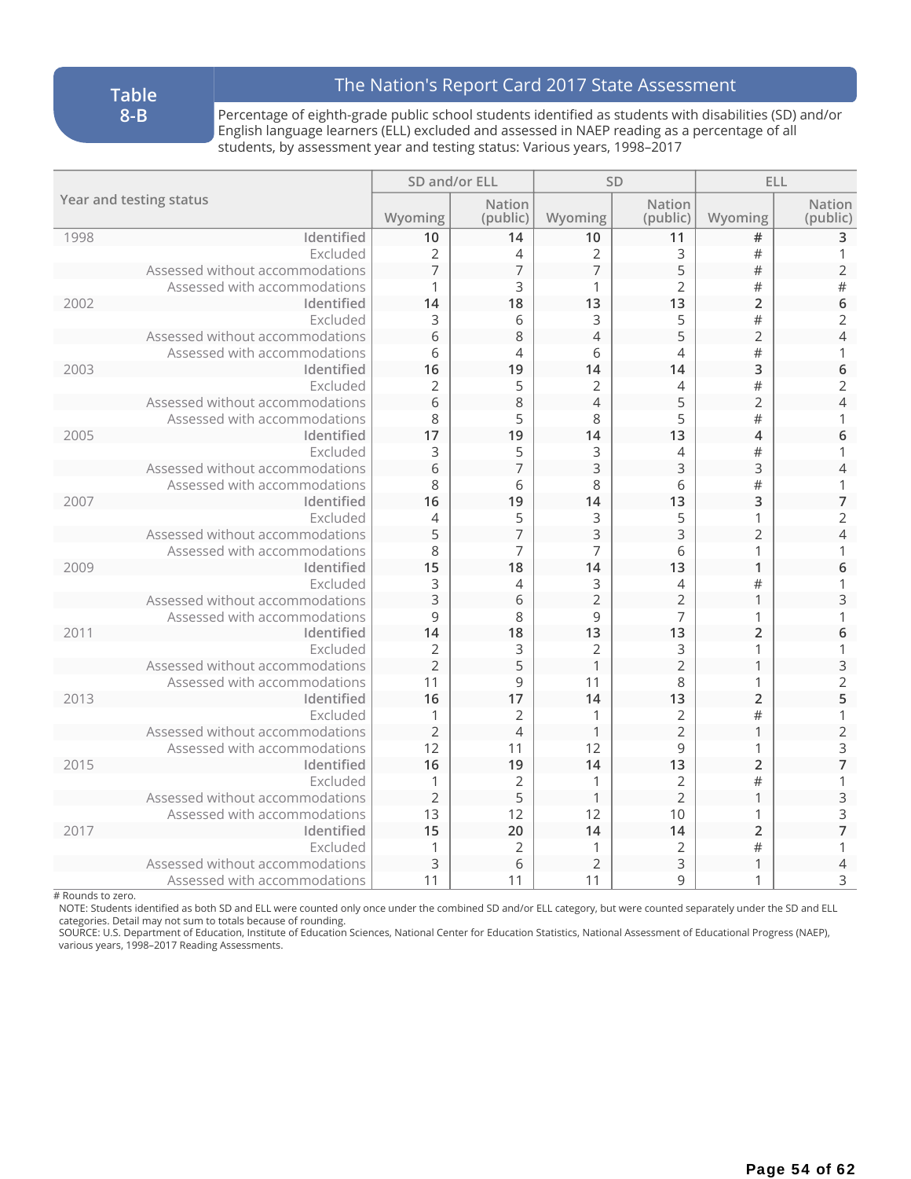**Table 8-B**

## The Nation's Report Card 2017 State Assessment

Percentage of eighth-grade public school students identified as students with disabilities (SD) and/or English language learners (ELL) excluded and assessed in NAEP reading as a percentage of all students, by assessment year and testing status: Various years, 1998–2017

| Year and testing status | | SD and/or ELL | | SD | | ELL | |
|---|---|---|---|---|---|---|---|
| | | Wyoming | Nation (public) | Wyoming | Nation (public) | Wyoming | Nation (public) |
| 1998 | Identified | **10** | **14** | **10** | **11** | **#** | **3** |
| | Excluded | 2 | 4 | 2 | 3 | # | 1 |
| | Assessed without accommodations | 7 | 7 | 7 | 5 | # | 2 |
| | Assessed with accommodations | 1 | 3 | 1 | 2 | # | # |
| 2002 | Identified | **14** | **18** | **13** | **13** | **2** | **6** |
| | Excluded | 3 | 6 | 3 | 5 | # | 2 |
| | Assessed without accommodations | 6 | 8 | 4 | 5 | 2 | 4 |
| | Assessed with accommodations | 6 | 4 | 6 | 4 | # | 1 |
| 2003 | Identified | **16** | **19** | **14** | **14** | **3** | **6** |
| | Excluded | 2 | 5 | 2 | 4 | # | 2 |
| | Assessed without accommodations | 6 | 8 | 4 | 5 | 2 | 4 |
| | Assessed with accommodations | 8 | 5 | 8 | 5 | # | 1 |
| 2005 | Identified | **17** | **19** | **14** | **13** | **4** | **6** |
| | Excluded | 3 | 5 | 3 | 4 | # | 1 |
| | Assessed without accommodations | 6 | 7 | 3 | 3 | 3 | 4 |
| | Assessed with accommodations | 8 | 6 | 8 | 6 | # | 1 |
| 2007 | Identified | **16** | **19** | **14** | **13** | **3** | **7** |
| | Excluded | 4 | 5 | 3 | 5 | 1 | 2 |
| | Assessed without accommodations | 5 | 7 | 3 | 3 | 2 | 4 |
| | Assessed with accommodations | 8 | 7 | 7 | 6 | 1 | 1 |
| 2009 | Identified | **15** | **18** | **14** | **13** | **1** | **6** |
| | Excluded | 3 | 4 | 3 | 4 | # | 1 |
| | Assessed without accommodations | 3 | 6 | 2 | 2 | 1 | 3 |
| | Assessed with accommodations | 9 | 8 | 9 | 7 | 1 | 1 |
| 2011 | Identified | **14** | **18** | **13** | **13** | **2** | **6** |
| | Excluded | 2 | 3 | 2 | 3 | 1 | 1 |
| | Assessed without accommodations | 2 | 5 | 1 | 2 | 1 | 3 |
| | Assessed with accommodations | 11 | 9 | 11 | 8 | 1 | 2 |
| 2013 | Identified | **16** | **17** | **14** | **13** | **2** | **5** |
| | Excluded | 1 | 2 | 1 | 2 | # | 1 |
| | Assessed without accommodations | 2 | 4 | 1 | 2 | 1 | 2 |
| | Assessed with accommodations | 12 | 11 | 12 | 9 | 1 | 3 |
| 2015 | Identified | **16** | **19** | **14** | **13** | **2** | **7** |
| | Excluded | 1 | 2 | 1 | 2 | # | 1 |
| | Assessed without accommodations | 2 | 5 | 1 | 2 | 1 | 3 |
| | Assessed with accommodations | 13 | 12 | 12 | 10 | 1 | 3 |
| 2017 | Identified | **15** | **20** | **14** | **14** | **2** | **7** |
| | Excluded | 1 | 2 | 1 | 2 | # | 1 |
| | Assessed without accommodations | 3 | 6 | 2 | 3 | 1 | 4 |
| | Assessed with accommodations | 11 | 11 | 11 | 9 | 1 | 3 |

# Rounds to zero.

NOTE: Students identified as both SD and ELL were counted only once under the combined SD and/or ELL category, but were counted separately under the SD and ELL categories. Detail may not sum to totals because of rounding.

SOURCE: U.S. Department of Education, Institute of Education Sciences, National Center for Education Statistics, National Assessment of Educational Progress (NAEP), various years, 1998–2017 Reading Assessments.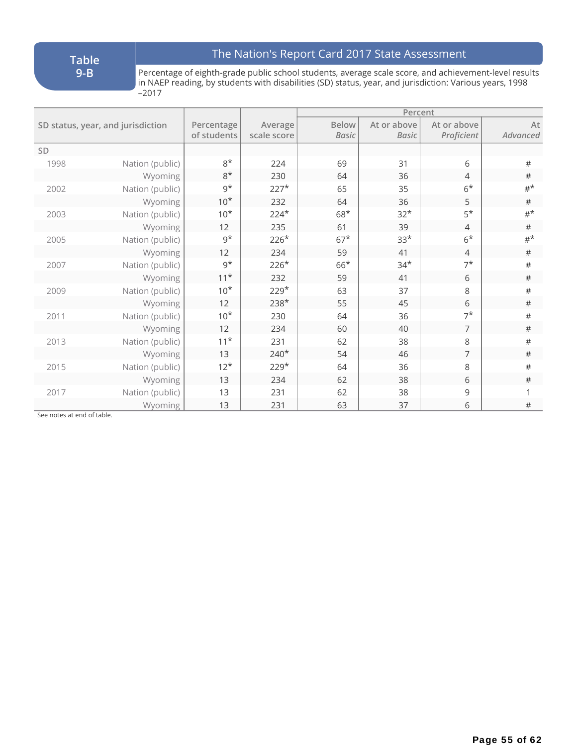**Table 9-B**

**The Nation's Report Card 2017 State Assessment**

Percentage of eighth-grade public school students, average scale score, and achievement-level results in NAEP reading, by students with disabilities (SD) status, year, and jurisdiction: Various years, 1998 –2017

| SD status, year, and jurisdiction | | Percentage of students | Average scale score | Percent | | | |
|---|---|---|---|---|---|---|---|
| | | | | Below *Basic* | At or above *Basic* | At or above *Proficient* | At *Advanced* |
| SD | | | | | | | |
| 1998 | Nation (public) | 8* | 224 | 69 | 31 | 6 | # |
| | Wyoming | 8* | 230 | 64 | 36 | 4 | # |
| 2002 | Nation (public) | 9* | 227* | 65 | 35 | 6* | #* |
| | Wyoming | 10* | 232 | 64 | 36 | 5 | # |
| 2003 | Nation (public) | 10* | 224* | 68* | 32* | 5* | #* |
| | Wyoming | 12 | 235 | 61 | 39 | 4 | # |
| 2005 | Nation (public) | 9* | 226* | 67* | 33* | 6* | #* |
| | Wyoming | 12 | 234 | 59 | 41 | 4 | # |
| 2007 | Nation (public) | 9* | 226* | 66* | 34* | 7* | # |
| | Wyoming | 11* | 232 | 59 | 41 | 6 | # |
| 2009 | Nation (public) | 10* | 229* | 63 | 37 | 8 | # |
| | Wyoming | 12 | 238* | 55 | 45 | 6 | # |
| 2011 | Nation (public) | 10* | 230 | 64 | 36 | 7* | # |
| | Wyoming | 12 | 234 | 60 | 40 | 7 | # |
| 2013 | Nation (public) | 11* | 231 | 62 | 38 | 8 | # |
| | Wyoming | 13 | 240* | 54 | 46 | 7 | # |
| 2015 | Nation (public) | 12* | 229* | 64 | 36 | 8 | # |
| | Wyoming | 13 | 234 | 62 | 38 | 6 | # |
| 2017 | Nation (public) | 13 | 231 | 62 | 38 | 9 | 1 |
| | Wyoming | 13 | 231 | 63 | 37 | 6 | # |

See notes at end of table.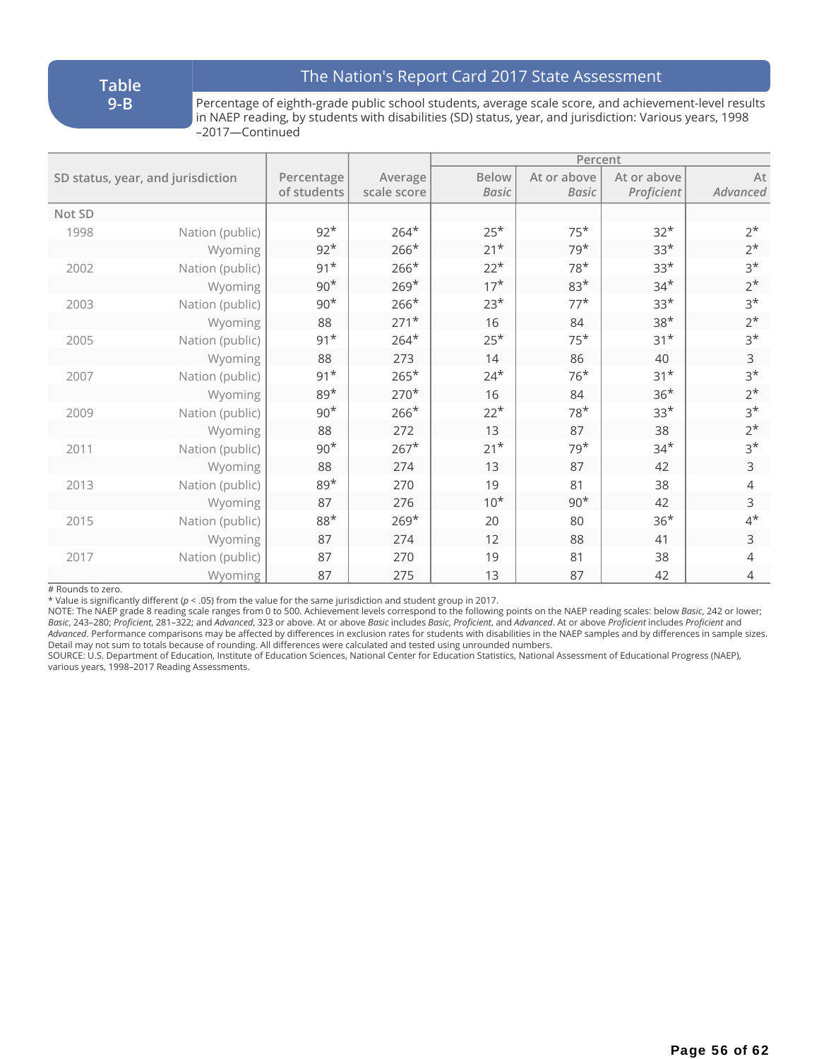**Table 9-B**

## The Nation's Report Card 2017 State Assessment

Percentage of eighth-grade public school students, average scale score, and achievement-level results in NAEP reading, by students with disabilities (SD) status, year, and jurisdiction: Various years, 1998–2017—Continued

| SD status, year, and jurisdiction | | Percentage of students | Average scale score | Percent | | | |
|---|---|---|---|---|---|---|---|
| | | | | Below *Basic* | At or above *Basic* | At or above *Proficient* | At *Advanced* |
| Not SD | | | | | | | |
| 1998 | Nation (public) | 92* | 264* | 25* | 75* | 32* | 2* |
| | Wyoming | 92* | 266* | 21* | 79* | 33* | 2* |
| 2002 | Nation (public) | 91* | 266* | 22* | 78* | 33* | 3* |
| | Wyoming | 90* | 269* | 17* | 83* | 34* | 2* |
| 2003 | Nation (public) | 90* | 266* | 23* | 77* | 33* | 3* |
| | Wyoming | 88 | 271* | 16 | 84 | 38* | 2* |
| 2005 | Nation (public) | 91* | 264* | 25* | 75* | 31* | 3* |
| | Wyoming | 88 | 273 | 14 | 86 | 40 | 3 |
| 2007 | Nation (public) | 91* | 265* | 24* | 76* | 31* | 3* |
| | Wyoming | 89* | 270* | 16 | 84 | 36* | 2* |
| 2009 | Nation (public) | 90* | 266* | 22* | 78* | 33* | 3* |
| | Wyoming | 88 | 272 | 13 | 87 | 38 | 2* |
| 2011 | Nation (public) | 90* | 267* | 21* | 79* | 34* | 3* |
| | Wyoming | 88 | 274 | 13 | 87 | 42 | 3 |
| 2013 | Nation (public) | 89* | 270 | 19 | 81 | 38 | 4 |
| | Wyoming | 87 | 276 | 10* | 90* | 42 | 3 |
| 2015 | Nation (public) | 88* | 269* | 20 | 80 | 36* | 4* |
| | Wyoming | 87 | 274 | 12 | 88 | 41 | 3 |
| 2017 | Nation (public) | 87 | 270 | 19 | 81 | 38 | 4 |
| | Wyoming | 87 | 275 | 13 | 87 | 42 | 4 |

# Rounds to zero.
* Value is significantly different ($p < .05$) from the value for the same jurisdiction and student group in 2017.
NOTE: The NAEP grade 8 reading scale ranges from 0 to 500. Achievement levels correspond to the following points on the NAEP reading scales: below *Basic*, 242 or lower; *Basic*, 243–280; *Proficient*, 281–322; and *Advanced*, 323 or above. At or above *Basic* includes *Basic*, *Proficient*, and *Advanced*. At or above *Proficient* includes *Proficient* and *Advanced*. Performance comparisons may be affected by differences in exclusion rates for students with disabilities in the NAEP samples and by differences in sample sizes. Detail may not sum to totals because of rounding. All differences were calculated and tested using unrounded numbers.
SOURCE: U.S. Department of Education, Institute of Education Sciences, National Center for Education Statistics, National Assessment of Educational Progress (NAEP), various years, 1998–2017 Reading Assessments.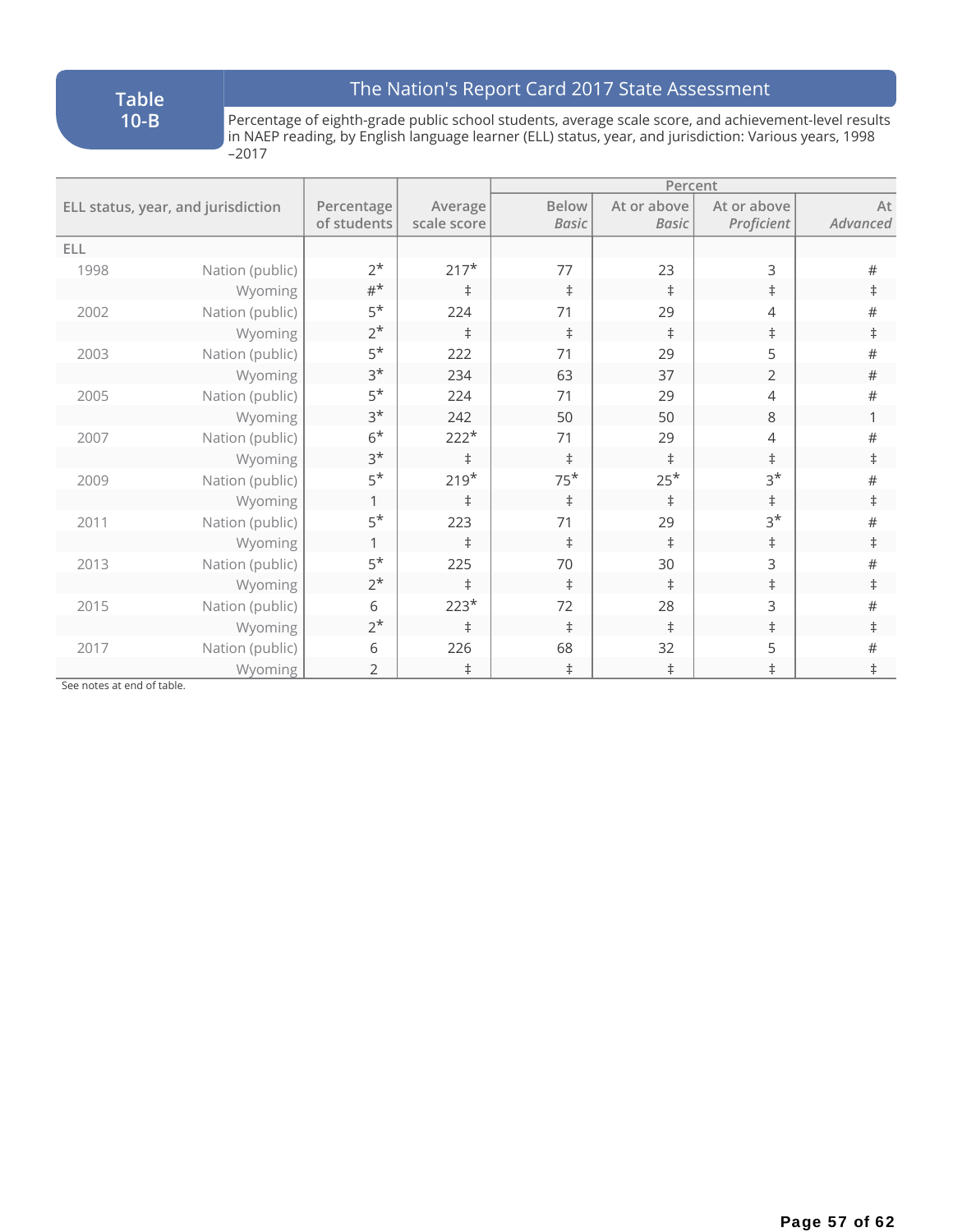**Table 10-B**

## The Nation's Report Card 2017 State Assessment

Percentage of eighth-grade public school students, average scale score, and achievement-level results in NAEP reading, by English language learner (ELL) status, year, and jurisdiction: Various years, 1998–2017

| ELL status, year, and jurisdiction | | Percentage of students | Average scale score | Percent | | | |
|---|---|---|---|---|---|---|---|
| | | | | Below *Basic* | At or above *Basic* | At or above *Proficient* | At *Advanced* |
| ELL | | | | | | | |
| 1998 | Nation (public) | 2* | 217* | 77 | 23 | 3 | # |
| | Wyoming | #* | ‡ | ‡ | ‡ | ‡ | ‡ |
| 2002 | Nation (public) | 5* | 224 | 71 | 29 | 4 | # |
| | Wyoming | 2* | ‡ | ‡ | ‡ | ‡ | ‡ |
| 2003 | Nation (public) | 5* | 222 | 71 | 29 | 5 | # |
| | Wyoming | 3* | 234 | 63 | 37 | 2 | # |
| 2005 | Nation (public) | 5* | 224 | 71 | 29 | 4 | # |
| | Wyoming | 3* | 242 | 50 | 50 | 8 | 1 |
| 2007 | Nation (public) | 6* | 222* | 71 | 29 | 4 | # |
| | Wyoming | 3* | ‡ | ‡ | ‡ | ‡ | ‡ |
| 2009 | Nation (public) | 5* | 219* | 75* | 25* | 3* | # |
| | Wyoming | 1 | ‡ | ‡ | ‡ | ‡ | ‡ |
| 2011 | Nation (public) | 5* | 223 | 71 | 29 | 3* | # |
| | Wyoming | 1 | ‡ | ‡ | ‡ | ‡ | ‡ |
| 2013 | Nation (public) | 5* | 225 | 70 | 30 | 3 | # |
| | Wyoming | 2* | ‡ | ‡ | ‡ | ‡ | ‡ |
| 2015 | Nation (public) | 6 | 223* | 72 | 28 | 3 | # |
| | Wyoming | 2* | ‡ | ‡ | ‡ | ‡ | ‡ |
| 2017 | Nation (public) | 6 | 226 | 68 | 32 | 5 | # |
| | Wyoming | 2 | ‡ | ‡ | ‡ | ‡ | ‡ |

See notes at end of table.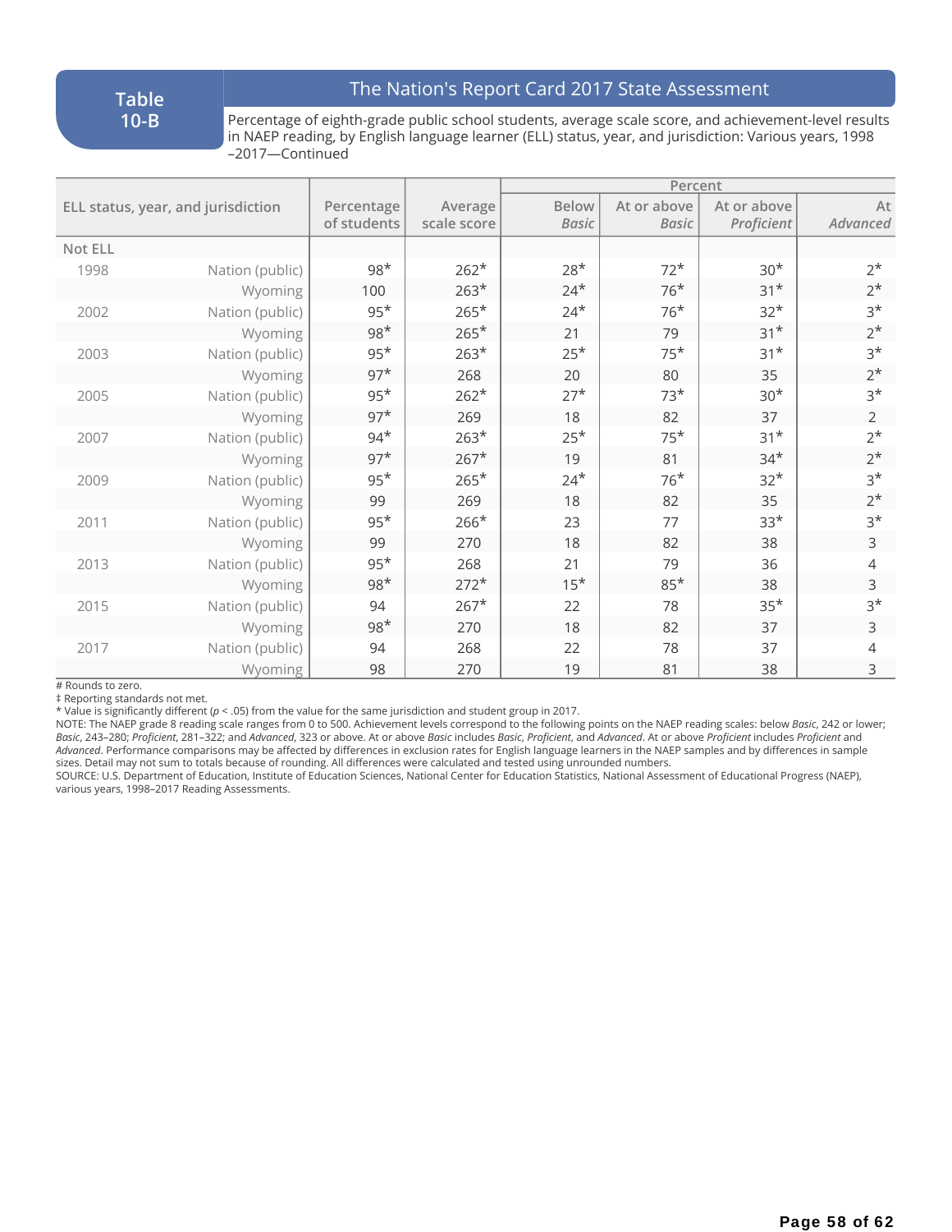**Table 10-B**

## The Nation's Report Card 2017 State Assessment

Percentage of eighth-grade public school students, average scale score, and achievement-level results in NAEP reading, by English language learner (ELL) status, year, and jurisdiction: Various years, 1998–2017—Continued

| ELL status, year, and jurisdiction | | Percentage of students | Average scale score | Percent | | | |
|---|---|---|---|---|---|---|---|
| | | | | Below *Basic* | At or above *Basic* | At or above *Proficient* | At *Advanced* |
| **Not ELL** | | | | | | | |
| 1998 | Nation (public) | 98* | 262* | 28* | 72* | 30* | 2* |
| | Wyoming | 100 | 263* | 24* | 76* | 31* | 2* |
| 2002 | Nation (public) | 95* | 265* | 24* | 76* | 32* | 3* |
| | Wyoming | 98* | 265* | 21 | 79 | 31* | 2* |
| 2003 | Nation (public) | 95* | 263* | 25* | 75* | 31* | 3* |
| | Wyoming | 97* | 268 | 20 | 80 | 35 | 2* |
| 2005 | Nation (public) | 95* | 262* | 27* | 73* | 30* | 3* |
| | Wyoming | 97* | 269 | 18 | 82 | 37 | 2 |
| 2007 | Nation (public) | 94* | 263* | 25* | 75* | 31* | 2* |
| | Wyoming | 97* | 267* | 19 | 81 | 34* | 2* |
| 2009 | Nation (public) | 95* | 265* | 24* | 76* | 32* | 3* |
| | Wyoming | 99 | 269 | 18 | 82 | 35 | 2* |
| 2011 | Nation (public) | 95* | 266* | 23 | 77 | 33* | 3* |
| | Wyoming | 99 | 270 | 18 | 82 | 38 | 3 |
| 2013 | Nation (public) | 95* | 268 | 21 | 79 | 36 | 4 |
| | Wyoming | 98* | 272* | 15* | 85* | 38 | 3 |
| 2015 | Nation (public) | 94 | 267* | 22 | 78 | 35* | 3* |
| | Wyoming | 98* | 270 | 18 | 82 | 37 | 3 |
| 2017 | Nation (public) | 94 | 268 | 22 | 78 | 37 | 4 |
| | Wyoming | 98 | 270 | 19 | 81 | 38 | 3 |

\# Rounds to zero.
‡ Reporting standards not met.
\* Value is significantly different ($p < .05$) from the value for the same jurisdiction and student group in 2017.
NOTE: The NAEP grade 8 reading scale ranges from 0 to 500. Achievement levels correspond to the following points on the NAEP reading scales: below *Basic*, 242 or lower; *Basic*, 243–280; *Proficient*, 281–322; and *Advanced*, 323 or above. At or above *Basic* includes *Basic*, *Proficient*, and *Advanced*. At or above *Proficient* includes *Proficient* and *Advanced*. Performance comparisons may be affected by differences in exclusion rates for English language learners in the NAEP samples and by differences in sample sizes. Detail may not sum to totals because of rounding. All differences were calculated and tested using unrounded numbers.
SOURCE: U.S. Department of Education, Institute of Education Sciences, National Center for Education Statistics, National Assessment of Educational Progress (NAEP), various years, 1998–2017 Reading Assessments.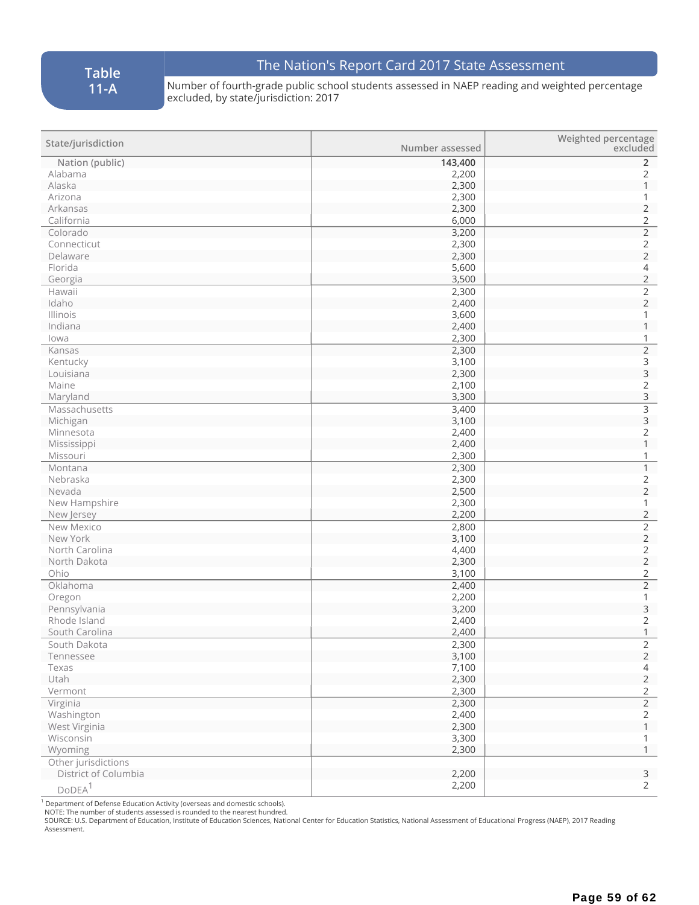# Table 11-A

## The Nation's Report Card 2017 State Assessment

Number of fourth-grade public school students assessed in NAEP reading and weighted percentage excluded, by state/jurisdiction: 2017

| State/jurisdiction | Number assessed | Weighted percentage excluded |
|---|---|---|
| Nation (public) | 143,400 | 2 |
| Alabama | 2,200 | 2 |
| Alaska | 2,300 | 1 |
| Arizona | 2,300 | 1 |
| Arkansas | 2,300 | 2 |
| California | 6,000 | 2 |
| Colorado | 3,200 | 2 |
| Connecticut | 2,300 | 2 |
| Delaware | 2,300 | 2 |
| Florida | 5,600 | 4 |
| Georgia | 3,500 | 2 |
| Hawaii | 2,300 | 2 |
| Idaho | 2,400 | 2 |
| Illinois | 3,600 | 1 |
| Indiana | 2,400 | 1 |
| Iowa | 2,300 | 1 |
| Kansas | 2,300 | 2 |
| Kentucky | 3,100 | 3 |
| Louisiana | 2,300 | 3 |
| Maine | 2,100 | 2 |
| Maryland | 3,300 | 3 |
| Massachusetts | 3,400 | 3 |
| Michigan | 3,100 | 3 |
| Minnesota | 2,400 | 2 |
| Mississippi | 2,400 | 1 |
| Missouri | 2,300 | 1 |
| Montana | 2,300 | 1 |
| Nebraska | 2,300 | 2 |
| Nevada | 2,500 | 2 |
| New Hampshire | 2,300 | 1 |
| New Jersey | 2,200 | 2 |
| New Mexico | 2,800 | 2 |
| New York | 3,100 | 2 |
| North Carolina | 4,400 | 2 |
| North Dakota | 2,300 | 2 |
| Ohio | 3,100 | 2 |
| Oklahoma | 2,400 | 2 |
| Oregon | 2,200 | 1 |
| Pennsylvania | 3,200 | 3 |
| Rhode Island | 2,400 | 2 |
| South Carolina | 2,400 | 1 |
| South Dakota | 2,300 | 2 |
| Tennessee | 3,100 | 2 |
| Texas | 7,100 | 4 |
| Utah | 2,300 | 2 |
| Vermont | 2,300 | 2 |
| Virginia | 2,300 | 2 |
| Washington | 2,400 | 2 |
| West Virginia | 2,300 | 1 |
| Wisconsin | 3,300 | 1 |
| Wyoming | 2,300 | 1 |
| Other jurisdictions | | |
| District of Columbia | 2,200 | 3 |
| DoDEA[1] | 2,200 | 2 |

[1] Department of Defense Education Activity (overseas and domestic schools).
NOTE: The number of students assessed is rounded to the nearest hundred.
SOURCE: U.S. Department of Education, Institute of Education Sciences, National Center for Education Statistics, National Assessment of Educational Progress (NAEP), 2017 Reading Assessment.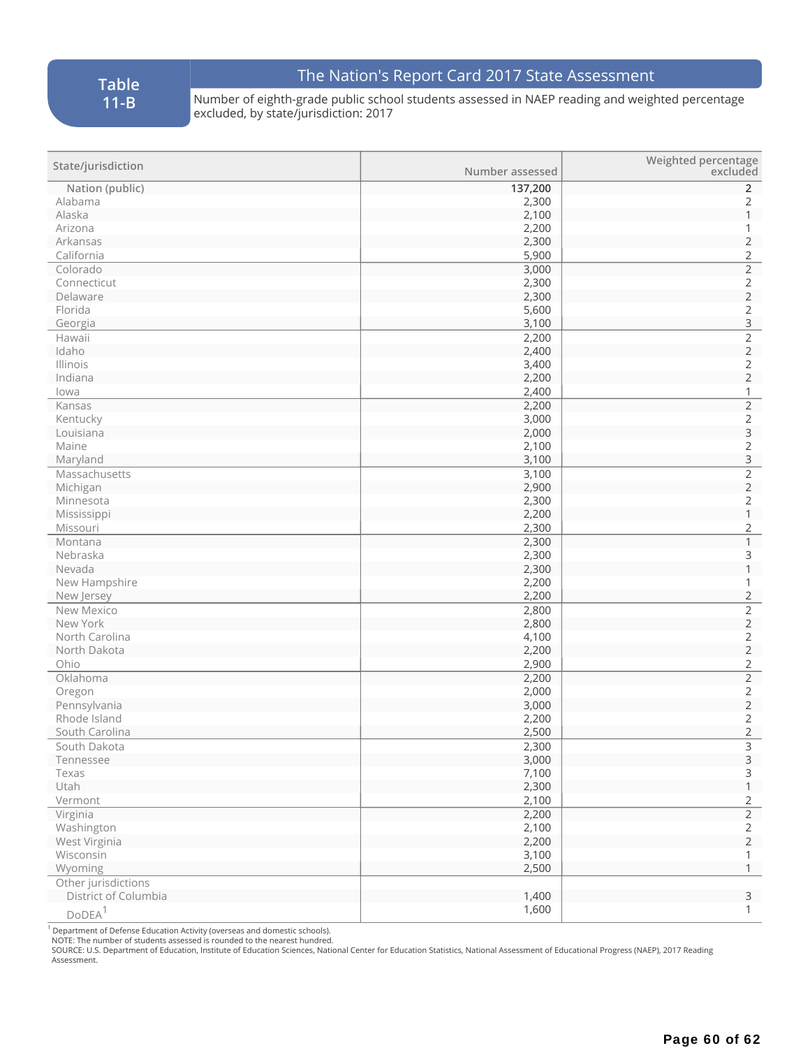# Table 11-B

## The Nation's Report Card 2017 State Assessment

Number of eighth-grade public school students assessed in NAEP reading and weighted percentage excluded, by state/jurisdiction: 2017

| State/jurisdiction | Number assessed | Weighted percentage excluded |
|---|---|---|
| Nation (public) | 137,200 | 2 |
| Alabama | 2,300 | 2 |
| Alaska | 2,100 | 1 |
| Arizona | 2,200 | 1 |
| Arkansas | 2,300 | 2 |
| California | 5,900 | 2 |
| Colorado | 3,000 | 2 |
| Connecticut | 2,300 | 2 |
| Delaware | 2,300 | 2 |
| Florida | 5,600 | 2 |
| Georgia | 3,100 | 3 |
| Hawaii | 2,200 | 2 |
| Idaho | 2,400 | 2 |
| Illinois | 3,400 | 2 |
| Indiana | 2,200 | 2 |
| Iowa | 2,400 | 1 |
| Kansas | 2,200 | 2 |
| Kentucky | 3,000 | 2 |
| Louisiana | 2,000 | 3 |
| Maine | 2,100 | 2 |
| Maryland | 3,100 | 3 |
| Massachusetts | 3,100 | 2 |
| Michigan | 2,900 | 2 |
| Minnesota | 2,300 | 2 |
| Mississippi | 2,200 | 1 |
| Missouri | 2,300 | 2 |
| Montana | 2,300 | 1 |
| Nebraska | 2,300 | 3 |
| Nevada | 2,300 | 1 |
| New Hampshire | 2,200 | 1 |
| New Jersey | 2,200 | 2 |
| New Mexico | 2,800 | 2 |
| New York | 2,800 | 2 |
| North Carolina | 4,100 | 2 |
| North Dakota | 2,200 | 2 |
| Ohio | 2,900 | 2 |
| Oklahoma | 2,200 | 2 |
| Oregon | 2,000 | 2 |
| Pennsylvania | 3,000 | 2 |
| Rhode Island | 2,200 | 2 |
| South Carolina | 2,500 | 2 |
| South Dakota | 2,300 | 3 |
| Tennessee | 3,000 | 3 |
| Texas | 7,100 | 3 |
| Utah | 2,300 | 1 |
| Vermont | 2,100 | 2 |
| Virginia | 2,200 | 2 |
| Washington | 2,100 | 2 |
| West Virginia | 2,200 | 2 |
| Wisconsin | 3,100 | 1 |
| Wyoming | 2,500 | 1 |
| Other jurisdictions | | |
| District of Columbia | 1,400 | 3 |
| DoDEA[1] | 1,600 | 1 |

[1] Department of Defense Education Activity (overseas and domestic schools).
NOTE: The number of students assessed is rounded to the nearest hundred.
SOURCE: U.S. Department of Education, Institute of Education Sciences, National Center for Education Statistics, National Assessment of Educational Progress (NAEP), 2017 Reading Assessment.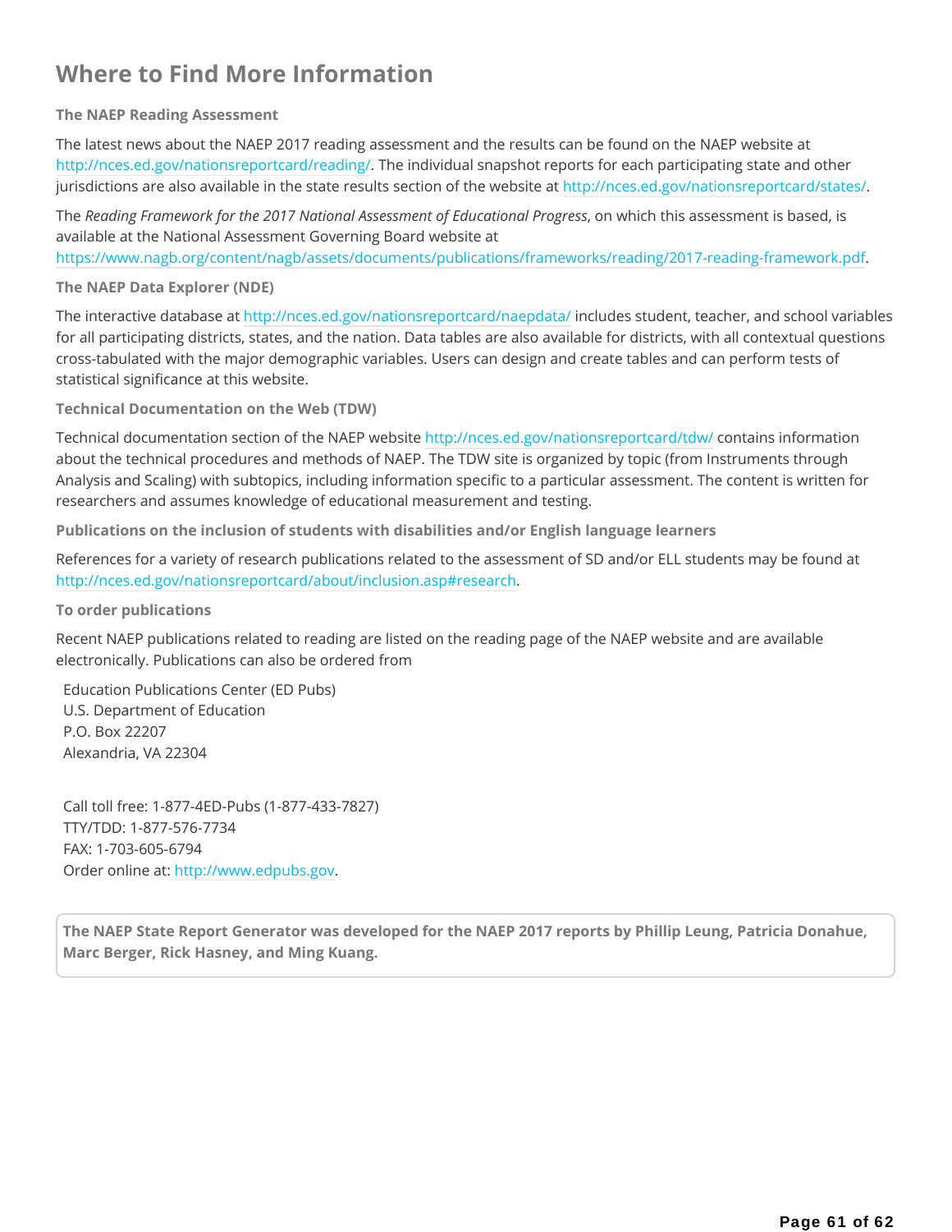# Where to Find More Information

### The NAEP Reading Assessment

The latest news about the NAEP 2017 reading assessment and the results can be found on the NAEP website at http://nces.ed.gov/nationsreportcard/reading/. The individual snapshot reports for each participating state and other jurisdictions are also available in the state results section of the website at http://nces.ed.gov/nationsreportcard/states/.

The *Reading Framework for the 2017 National Assessment of Educational Progress*, on which this assessment is based, is available at the National Assessment Governing Board website at https://www.nagb.org/content/nagb/assets/documents/publications/frameworks/reading/2017-reading-framework.pdf.

### The NAEP Data Explorer (NDE)

The interactive database at http://nces.ed.gov/nationsreportcard/naepdata/ includes student, teacher, and school variables for all participating districts, states, and the nation. Data tables are also available for districts, with all contextual questions cross-tabulated with the major demographic variables. Users can design and create tables and can perform tests of statistical significance at this website.

### Technical Documentation on the Web (TDW)

Technical documentation section of the NAEP website http://nces.ed.gov/nationsreportcard/tdw/ contains information about the technical procedures and methods of NAEP. The TDW site is organized by topic (from Instruments through Analysis and Scaling) with subtopics, including information specific to a particular assessment. The content is written for researchers and assumes knowledge of educational measurement and testing.

### Publications on the inclusion of students with disabilities and/or English language learners

References for a variety of research publications related to the assessment of SD and/or ELL students may be found at http://nces.ed.gov/nationsreportcard/about/inclusion.asp#research.

### To order publications

Recent NAEP publications related to reading are listed on the reading page of the NAEP website and are available electronically. Publications can also be ordered from

Education Publications Center (ED Pubs)
U.S. Department of Education
P.O. Box 22207
Alexandria, VA 22304

Call toll free: 1-877-4ED-Pubs (1-877-433-7827)
TTY/TDD: 1-877-576-7734
FAX: 1-703-605-6794
Order online at: http://www.edpubs.gov.

**The NAEP State Report Generator was developed for the NAEP 2017 reports by Phillip Leung, Patricia Donahue, Marc Berger, Rick Hasney, and Ming Kuang.**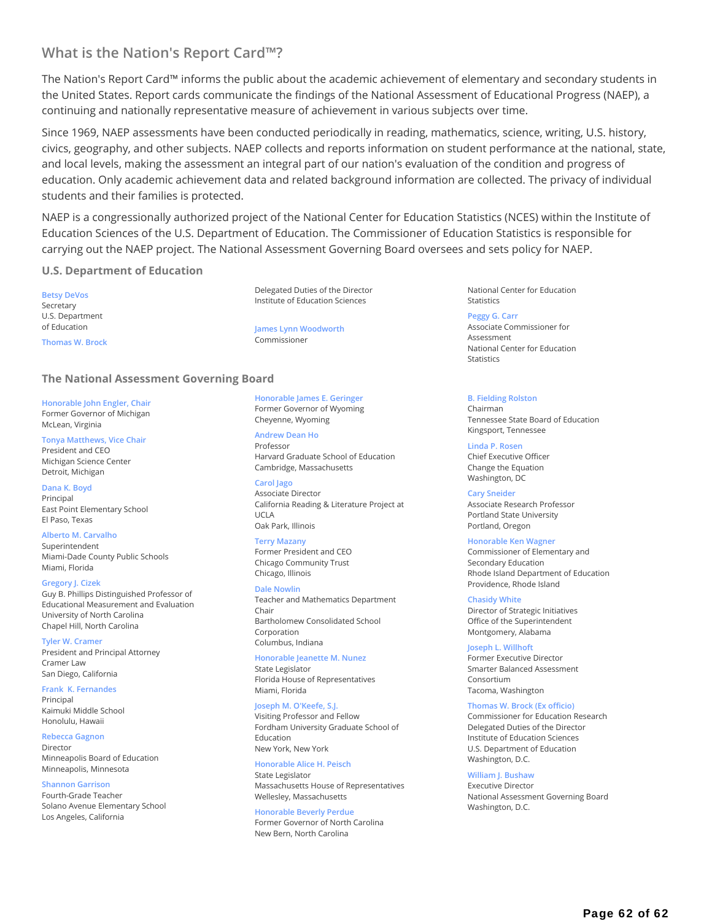## What is the Nation's Report Card™?

The Nation's Report Card™ informs the public about the academic achievement of elementary and secondary students in the United States. Report cards communicate the findings of the National Assessment of Educational Progress (NAEP), a continuing and nationally representative measure of achievement in various subjects over time.

Since 1969, NAEP assessments have been conducted periodically in reading, mathematics, science, writing, U.S. history, civics, geography, and other subjects. NAEP collects and reports information on student performance at the national, state, and local levels, making the assessment an integral part of our nation's evaluation of the condition and progress of education. Only academic achievement data and related background information are collected. The privacy of individual students and their families is protected.

NAEP is a congressionally authorized project of the National Center for Education Statistics (NCES) within the Institute of Education Sciences of the U.S. Department of Education. The Commissioner of Education Statistics is responsible for carrying out the NAEP project. The National Assessment Governing Board oversees and sets policy for NAEP.

### U.S. Department of Education

**Betsy DeVos**
Secretary
U.S. Department of Education

**Thomas W. Brock**
Delegated Duties of the Director
Institute of Education Sciences

**James Lynn Woodworth**
Commissioner
National Center for Education Statistics

**Peggy G. Carr**
Associate Commissioner for Assessment
National Center for Education Statistics

### The National Assessment Governing Board

**Honorable John Engler, Chair**
Former Governor of Michigan
McLean, Virginia

**Tonya Matthews, Vice Chair**
President and CEO
Michigan Science Center
Detroit, Michigan

**Dana K. Boyd**
Principal
East Point Elementary School
El Paso, Texas

**Alberto M. Carvalho**
Superintendent
Miami-Dade County Public Schools
Miami, Florida

**Gregory J. Cizek**
Guy B. Phillips Distinguished Professor of Educational Measurement and Evaluation
University of North Carolina
Chapel Hill, North Carolina

**Tyler W. Cramer**
President and Principal Attorney
Cramer Law
San Diego, California

**Frank K. Fernandes**
Principal
Kaimuki Middle School
Honolulu, Hawaii

**Rebecca Gagnon**
Director
Minneapolis Board of Education
Minneapolis, Minnesota

**Shannon Garrison**
Fourth-Grade Teacher
Solano Avenue Elementary School
Los Angeles, California

**Honorable James E. Geringer**
Former Governor of Wyoming
Cheyenne, Wyoming

**Andrew Dean Ho**
Professor
Harvard Graduate School of Education
Cambridge, Massachusetts

**Carol Jago**
Associate Director
California Reading & Literature Project at UCLA
Oak Park, Illinois

**Terry Mazany**
Former President and CEO
Chicago Community Trust
Chicago, Illinois

**Dale Nowlin**
Teacher and Mathematics Department Chair
Bartholomew Consolidated School Corporation
Columbus, Indiana

**Honorable Jeanette M. Nunez**
State Legislator
Florida House of Representatives
Miami, Florida

**Joseph M. O'Keefe, S.J.**
Visiting Professor and Fellow
Fordham University Graduate School of Education
New York, New York

**Honorable Alice H. Peisch**
State Legislator
Massachusetts House of Representatives
Wellesley, Massachusetts

**Honorable Beverly Perdue**
Former Governor of North Carolina
New Bern, North Carolina

**B. Fielding Rolston**
Chairman
Tennessee State Board of Education
Kingsport, Tennessee

**Linda P. Rosen**
Chief Executive Officer
Change the Equation
Washington, DC

**Cary Sneider**
Associate Research Professor
Portland State University
Portland, Oregon

**Honorable Ken Wagner**
Commissioner of Elementary and Secondary Education
Rhode Island Department of Education
Providence, Rhode Island

**Chasidy White**
Director of Strategic Initiatives
Office of the Superintendent
Montgomery, Alabama

**Joseph L. Willhoft**
Former Executive Director
Smarter Balanced Assessment Consortium
Tacoma, Washington

**Thomas W. Brock (Ex officio)**
Commissioner for Education Research
Delegated Duties of the Director
Institute of Education Sciences
U.S. Department of Education
Washington, D.C.

**William J. Bushaw**
Executive Director
National Assessment Governing Board
Washington, D.C.